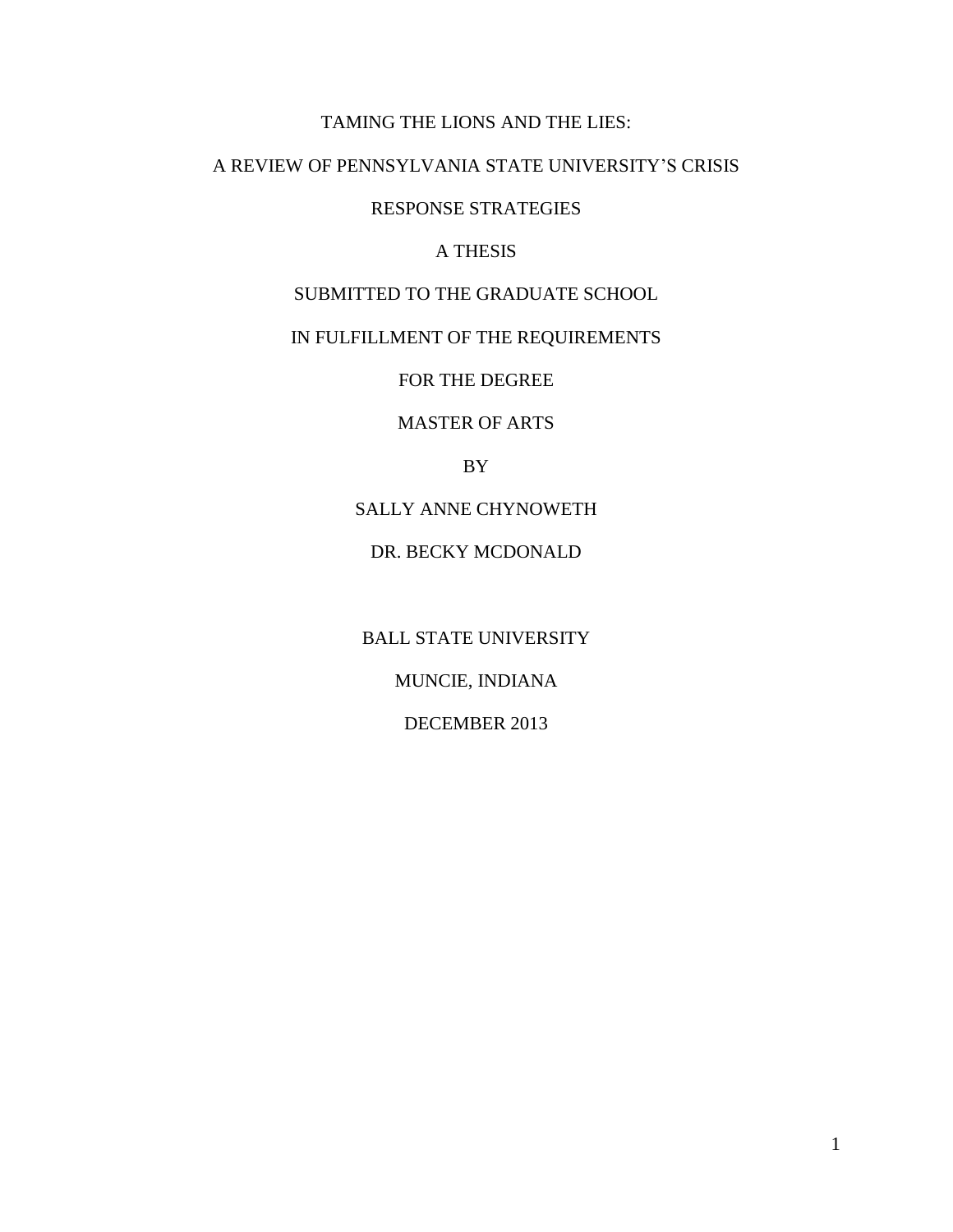# TAMING THE LIONS AND THE LIES:

# A REVIEW OF PENNSYLVANIA STATE UNIVERSITY'S CRISIS RESPONSE STRATEGIES

A THESIS

SUBMITTED TO THE GRADUATE SCHOOL

IN FULFILLMENT OF THE REQUIREMENTS

FOR THE DEGREE

MASTER OF ARTS

BY

SALLY ANNE CHYNOWETH

DR. BECKY MCDONALD

BALL STATE UNIVERSITY

MUNCIE, INDIANA

DECEMBER 2013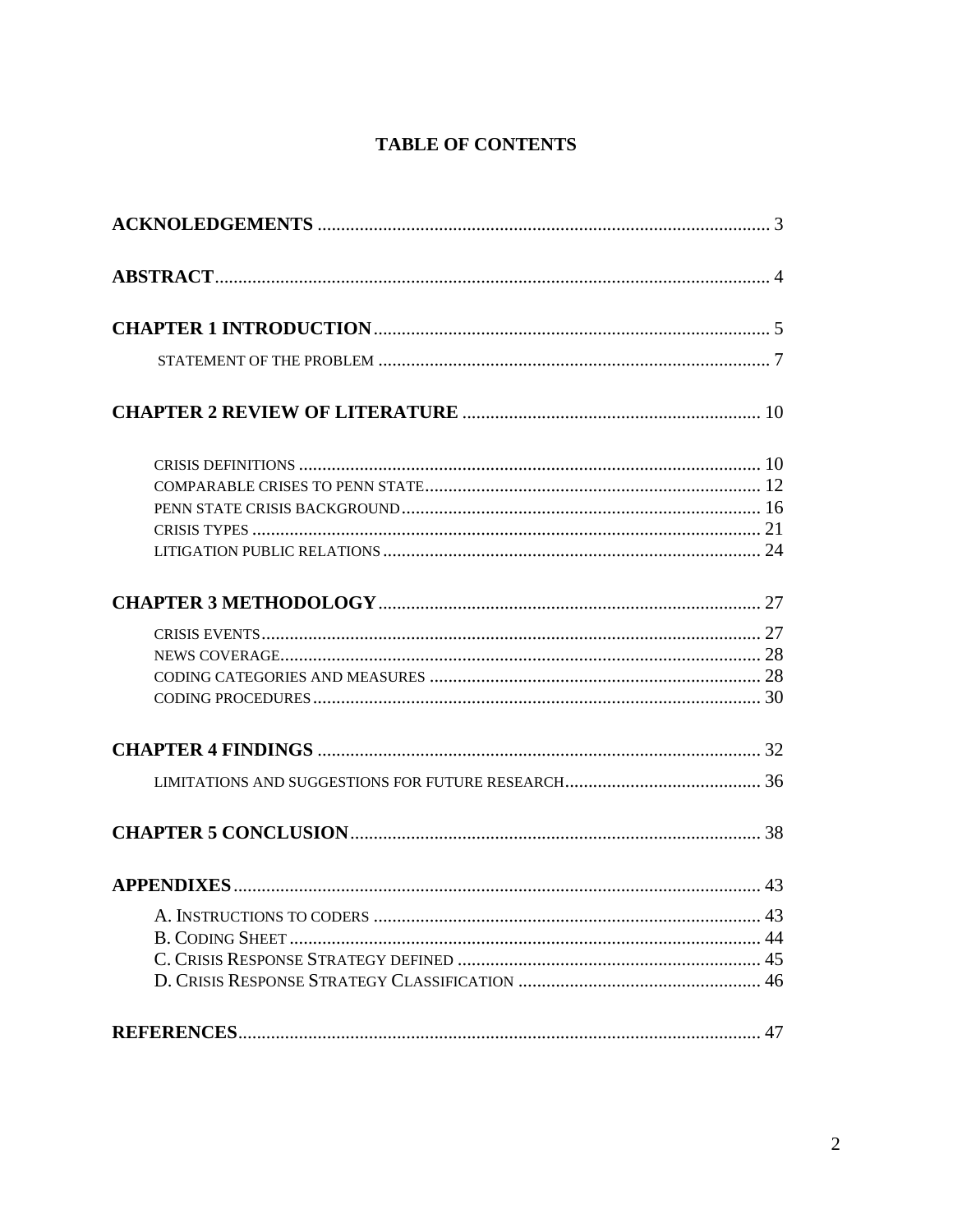# TABLE OF CONTENTS

**ACKNOLEDGEMENTS** ........................................................................................... 3

**ABSTRACT** ........................................................................................................... 4

**CHAPTER 1 INTRODUCTION** ............................................................................. 5

- STATEMENT OF THE PROBLEM ........................................................................ 7

**CHAPTER 2 REVIEW OF LITERATURE** ............................................................ 10

- CRISIS DEFINITIONS ............................................................................................ 10
- COMPARABLE CRISES TO PENN STATE ............................................................ 12
- PENN STATE CRISIS BACKGROUND .................................................................. 16
- CRISIS TYPES ........................................................................................................ 21
- LITIGATION PUBLIC RELATIONS ....................................................................... 24

**CHAPTER 3 METHODOLOGY** ............................................................................. 27

- CRISIS EVENTS ...................................................................................................... 27
- NEWS COVERAGE .................................................................................................. 28
- CODING CATEGORIES AND MEASURES ............................................................ 28
- CODING PROCEDURES .......................................................................................... 30

**CHAPTER 4 FINDINGS** ......................................................................................... 32

- LIMITATIONS AND SUGGESTIONS FOR FUTURE RESEARCH ......................... 36

**CHAPTER 5 CONCLUSION** ................................................................................... 38

**APPENDIXES** ......................................................................................................... 43

- A. INSTRUCTIONS TO CODERS .............................................................................. 43
- B. CODING SHEET .................................................................................................... 44
- C. CRISIS RESPONSE STRATEGY DEFINED .......................................................... 45
- D. CRISIS RESPONSE STRATEGY CLASSIFICATION ............................................ 46

**REFERENCES** ........................................................................................................ 47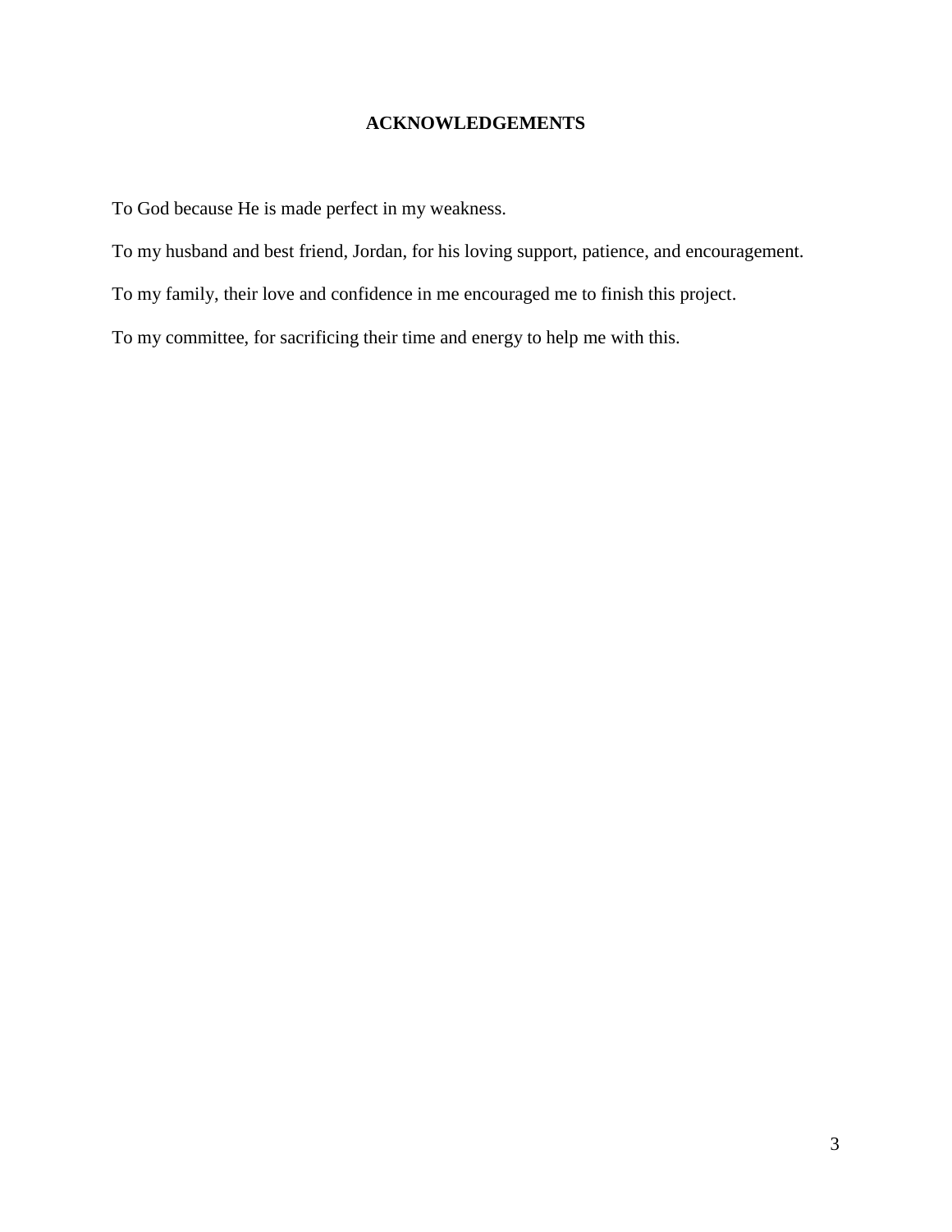# ACKNOWLEDGEMENTS

To God because He is made perfect in my weakness.

To my husband and best friend, Jordan, for his loving support, patience, and encouragement.

To my family, their love and confidence in me encouraged me to finish this project.

To my committee, for sacrificing their time and energy to help me with this.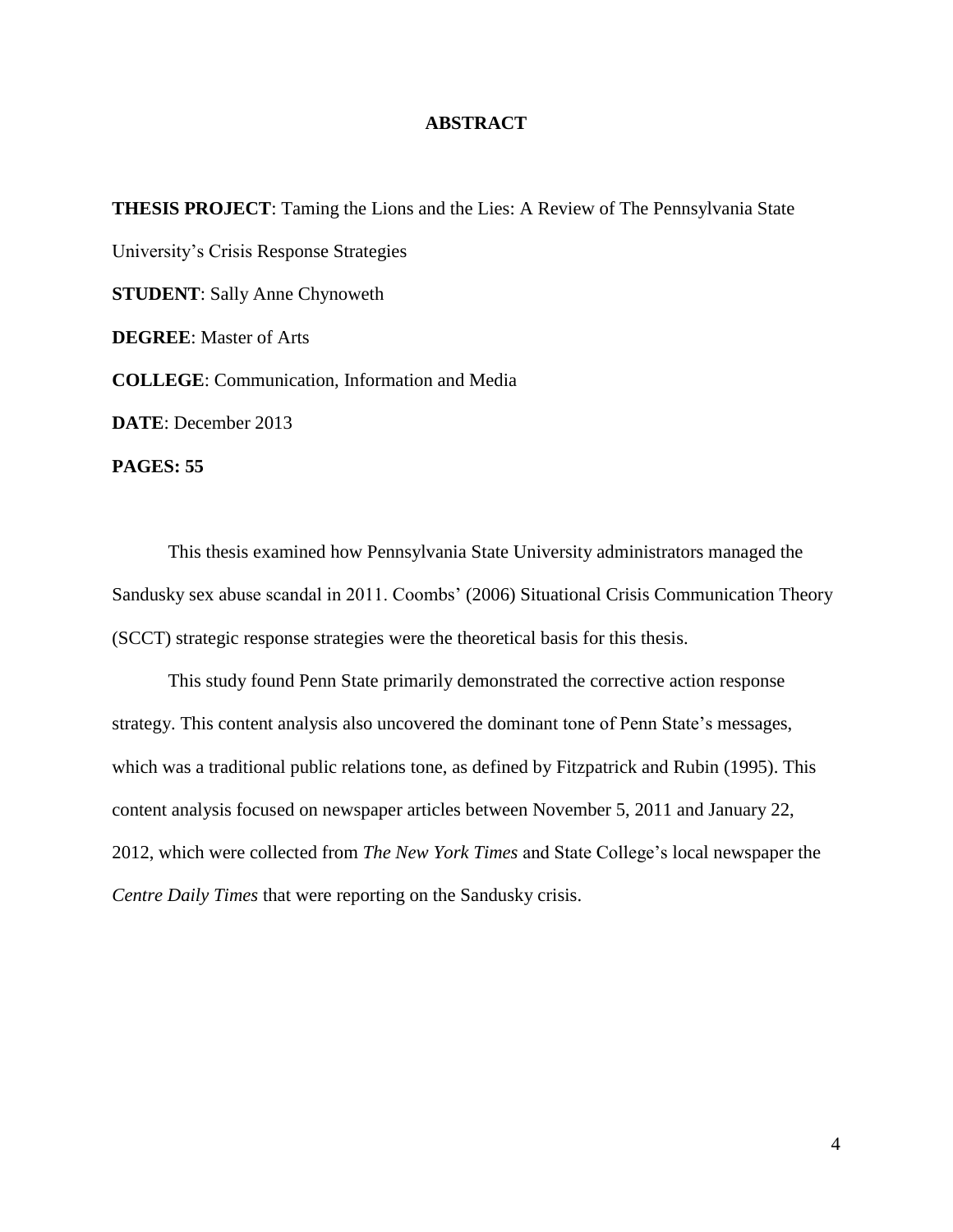# ABSTRACT

**THESIS PROJECT**: Taming the Lions and the Lies: A Review of The Pennsylvania State University's Crisis Response Strategies

**STUDENT**: Sally Anne Chynoweth

**DEGREE**: Master of Arts

**COLLEGE**: Communication, Information and Media

**DATE**: December 2013

**PAGES: 55**

This thesis examined how Pennsylvania State University administrators managed the Sandusky sex abuse scandal in 2011. Coombs' (2006) Situational Crisis Communication Theory (SCCT) strategic response strategies were the theoretical basis for this thesis.

This study found Penn State primarily demonstrated the corrective action response strategy. This content analysis also uncovered the dominant tone of Penn State's messages, which was a traditional public relations tone, as defined by Fitzpatrick and Rubin (1995). This content analysis focused on newspaper articles between November 5, 2011 and January 22, 2012, which were collected from *The New York Times* and State College's local newspaper the *Centre Daily Times* that were reporting on the Sandusky crisis.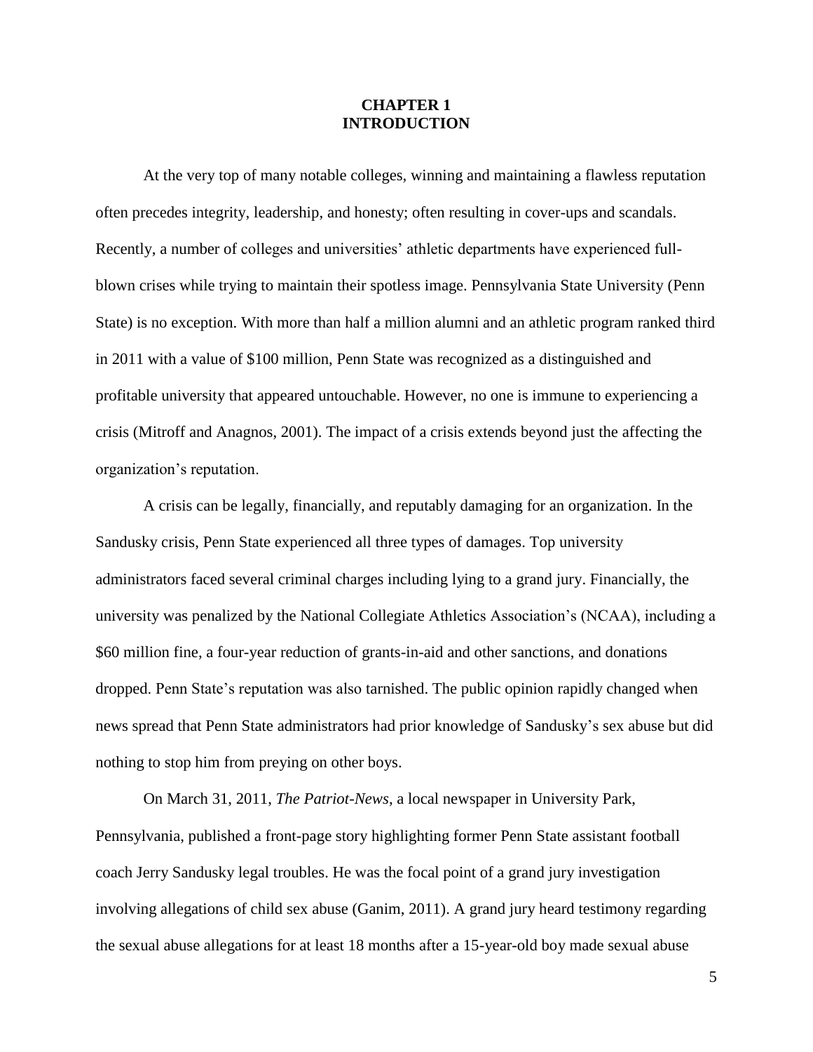# CHAPTER 1
# INTRODUCTION

At the very top of many notable colleges, winning and maintaining a flawless reputation often precedes integrity, leadership, and honesty; often resulting in cover-ups and scandals. Recently, a number of colleges and universities' athletic departments have experienced full-blown crises while trying to maintain their spotless image. Pennsylvania State University (Penn State) is no exception. With more than half a million alumni and an athletic program ranked third in 2011 with a value of $100 million, Penn State was recognized as a distinguished and profitable university that appeared untouchable. However, no one is immune to experiencing a crisis (Mitroff and Anagnos, 2001). The impact of a crisis extends beyond just the affecting the organization's reputation.

A crisis can be legally, financially, and reputably damaging for an organization. In the Sandusky crisis, Penn State experienced all three types of damages. Top university administrators faced several criminal charges including lying to a grand jury. Financially, the university was penalized by the National Collegiate Athletics Association's (NCAA), including a $60 million fine, a four-year reduction of grants-in-aid and other sanctions, and donations dropped. Penn State's reputation was also tarnished. The public opinion rapidly changed when news spread that Penn State administrators had prior knowledge of Sandusky's sex abuse but did nothing to stop him from preying on other boys.

On March 31, 2011, *The Patriot-News*, a local newspaper in University Park, Pennsylvania, published a front-page story highlighting former Penn State assistant football coach Jerry Sandusky legal troubles. He was the focal point of a grand jury investigation involving allegations of child sex abuse (Ganim, 2011). A grand jury heard testimony regarding the sexual abuse allegations for at least 18 months after a 15-year-old boy made sexual abuse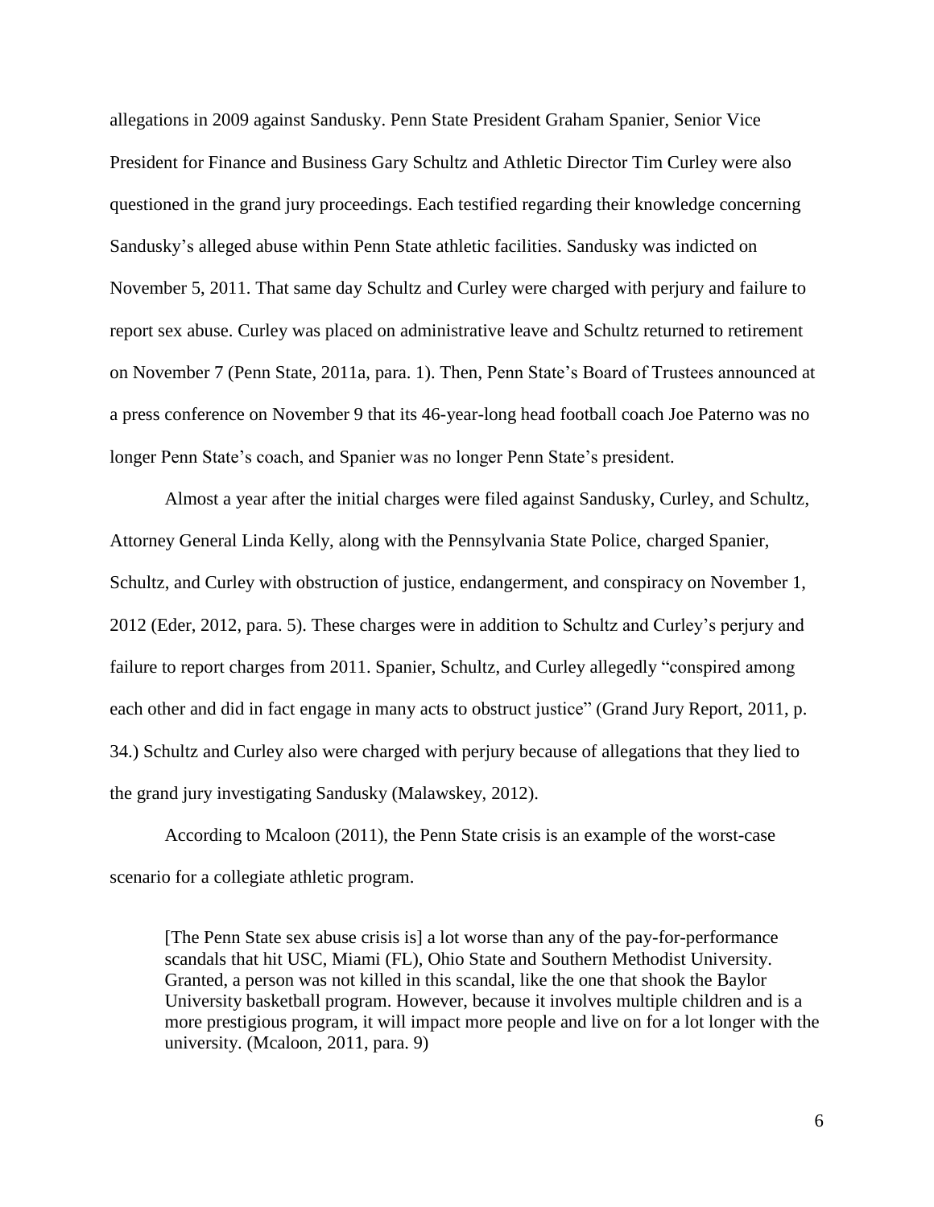allegations in 2009 against Sandusky. Penn State President Graham Spanier, Senior Vice President for Finance and Business Gary Schultz and Athletic Director Tim Curley were also questioned in the grand jury proceedings. Each testified regarding their knowledge concerning Sandusky's alleged abuse within Penn State athletic facilities. Sandusky was indicted on November 5, 2011. That same day Schultz and Curley were charged with perjury and failure to report sex abuse. Curley was placed on administrative leave and Schultz returned to retirement on November 7 (Penn State, 2011a, para. 1). Then, Penn State's Board of Trustees announced at a press conference on November 9 that its 46-year-long head football coach Joe Paterno was no longer Penn State's coach, and Spanier was no longer Penn State's president.

Almost a year after the initial charges were filed against Sandusky, Curley, and Schultz, Attorney General Linda Kelly, along with the Pennsylvania State Police, charged Spanier, Schultz, and Curley with obstruction of justice, endangerment, and conspiracy on November 1, 2012 (Eder, 2012, para. 5). These charges were in addition to Schultz and Curley's perjury and failure to report charges from 2011. Spanier, Schultz, and Curley allegedly "conspired among each other and did in fact engage in many acts to obstruct justice" (Grand Jury Report, 2011, p. 34.) Schultz and Curley also were charged with perjury because of allegations that they lied to the grand jury investigating Sandusky (Malawskey, 2012).

According to Mcaloon (2011), the Penn State crisis is an example of the worst-case scenario for a collegiate athletic program.

> [The Penn State sex abuse crisis is] a lot worse than any of the pay-for-performance scandals that hit USC, Miami (FL), Ohio State and Southern Methodist University. Granted, a person was not killed in this scandal, like the one that shook the Baylor University basketball program. However, because it involves multiple children and is a more prestigious program, it will impact more people and live on for a lot longer with the university. (Mcaloon, 2011, para. 9)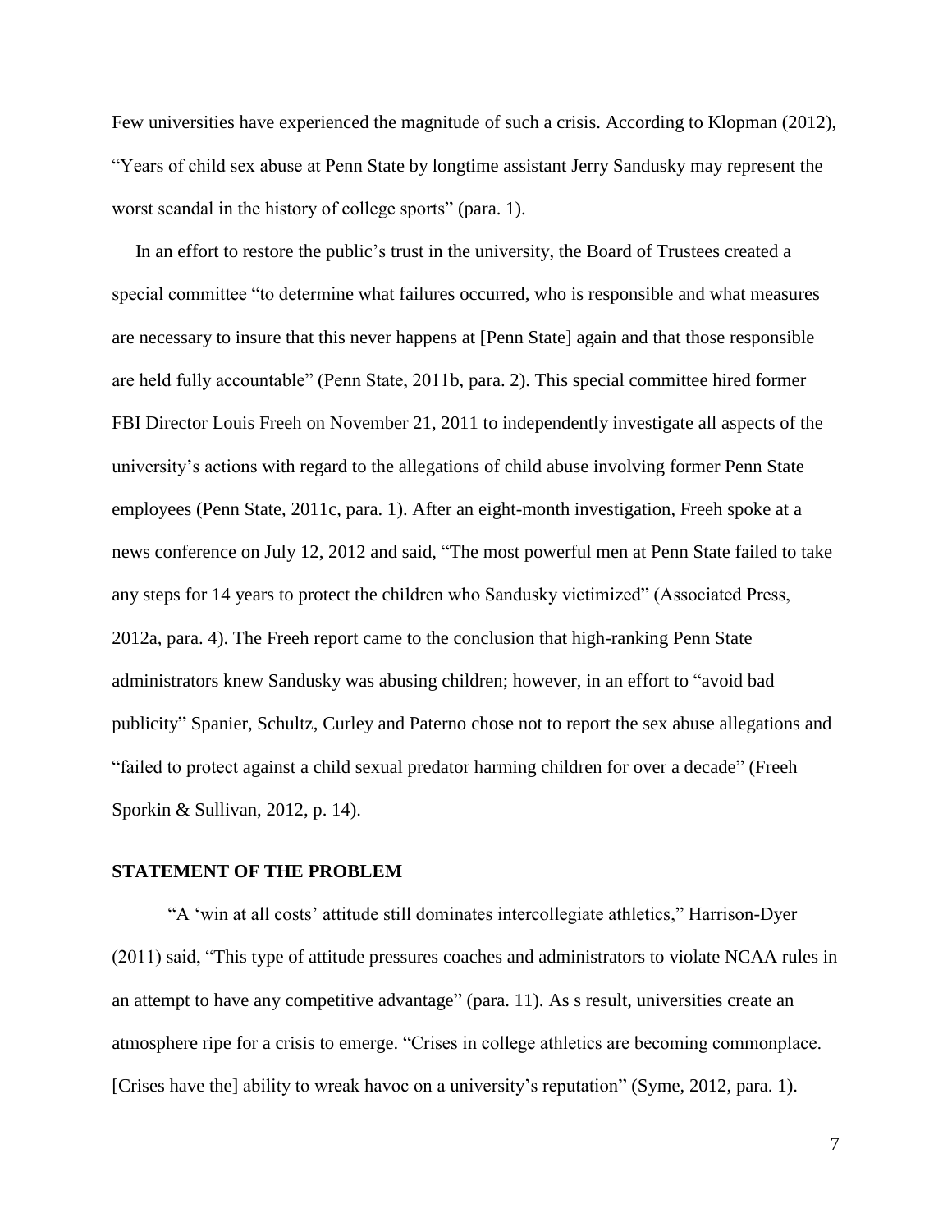Few universities have experienced the magnitude of such a crisis. According to Klopman (2012), "Years of child sex abuse at Penn State by longtime assistant Jerry Sandusky may represent the worst scandal in the history of college sports" (para. 1).

In an effort to restore the public's trust in the university, the Board of Trustees created a special committee "to determine what failures occurred, who is responsible and what measures are necessary to insure that this never happens at [Penn State] again and that those responsible are held fully accountable" (Penn State, 2011b, para. 2). This special committee hired former FBI Director Louis Freeh on November 21, 2011 to independently investigate all aspects of the university's actions with regard to the allegations of child abuse involving former Penn State employees (Penn State, 2011c, para. 1). After an eight-month investigation, Freeh spoke at a news conference on July 12, 2012 and said, "The most powerful men at Penn State failed to take any steps for 14 years to protect the children who Sandusky victimized" (Associated Press, 2012a, para. 4). The Freeh report came to the conclusion that high-ranking Penn State administrators knew Sandusky was abusing children; however, in an effort to "avoid bad publicity" Spanier, Schultz, Curley and Paterno chose not to report the sex abuse allegations and "failed to protect against a child sexual predator harming children for over a decade" (Freeh Sporkin & Sullivan, 2012, p. 14).

## STATEMENT OF THE PROBLEM

"A 'win at all costs' attitude still dominates intercollegiate athletics," Harrison-Dyer (2011) said, "This type of attitude pressures coaches and administrators to violate NCAA rules in an attempt to have any competitive advantage" (para. 11). As s result, universities create an atmosphere ripe for a crisis to emerge. "Crises in college athletics are becoming commonplace. [Crises have the] ability to wreak havoc on a university's reputation" (Syme, 2012, para. 1).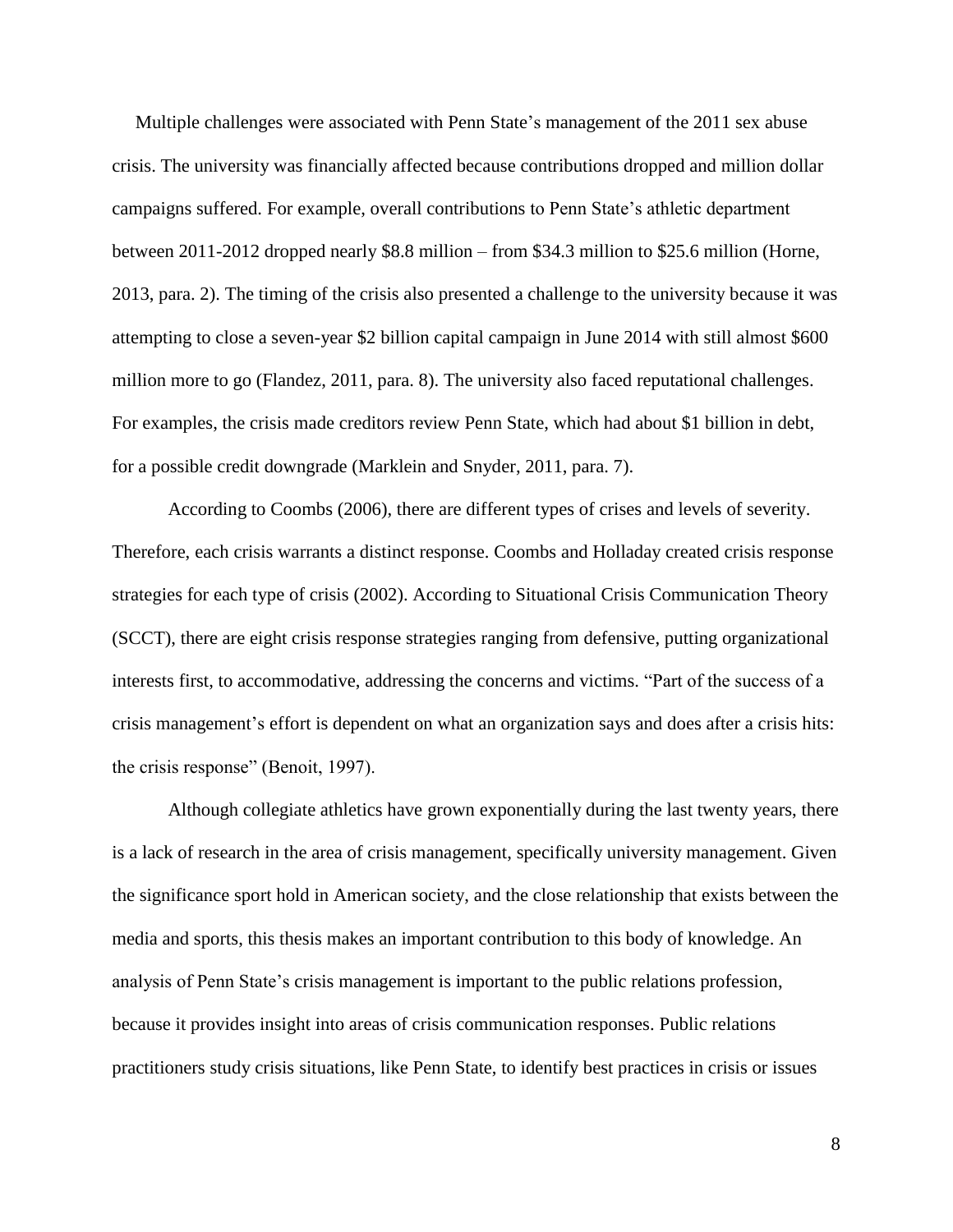Multiple challenges were associated with Penn State's management of the 2011 sex abuse crisis. The university was financially affected because contributions dropped and million dollar campaigns suffered. For example, overall contributions to Penn State's athletic department between 2011-2012 dropped nearly \$8.8 million – from \$34.3 million to \$25.6 million (Horne, 2013, para. 2). The timing of the crisis also presented a challenge to the university because it was attempting to close a seven-year \$2 billion capital campaign in June 2014 with still almost \$600 million more to go (Flandez, 2011, para. 8). The university also faced reputational challenges. For examples, the crisis made creditors review Penn State, which had about \$1 billion in debt, for a possible credit downgrade (Marklein and Snyder, 2011, para. 7).

According to Coombs (2006), there are different types of crises and levels of severity. Therefore, each crisis warrants a distinct response. Coombs and Holladay created crisis response strategies for each type of crisis (2002). According to Situational Crisis Communication Theory (SCCT), there are eight crisis response strategies ranging from defensive, putting organizational interests first, to accommodative, addressing the concerns and victims. "Part of the success of a crisis management's effort is dependent on what an organization says and does after a crisis hits: the crisis response" (Benoit, 1997).

Although collegiate athletics have grown exponentially during the last twenty years, there is a lack of research in the area of crisis management, specifically university management. Given the significance sport hold in American society, and the close relationship that exists between the media and sports, this thesis makes an important contribution to this body of knowledge. An analysis of Penn State's crisis management is important to the public relations profession, because it provides insight into areas of crisis communication responses. Public relations practitioners study crisis situations, like Penn State, to identify best practices in crisis or issues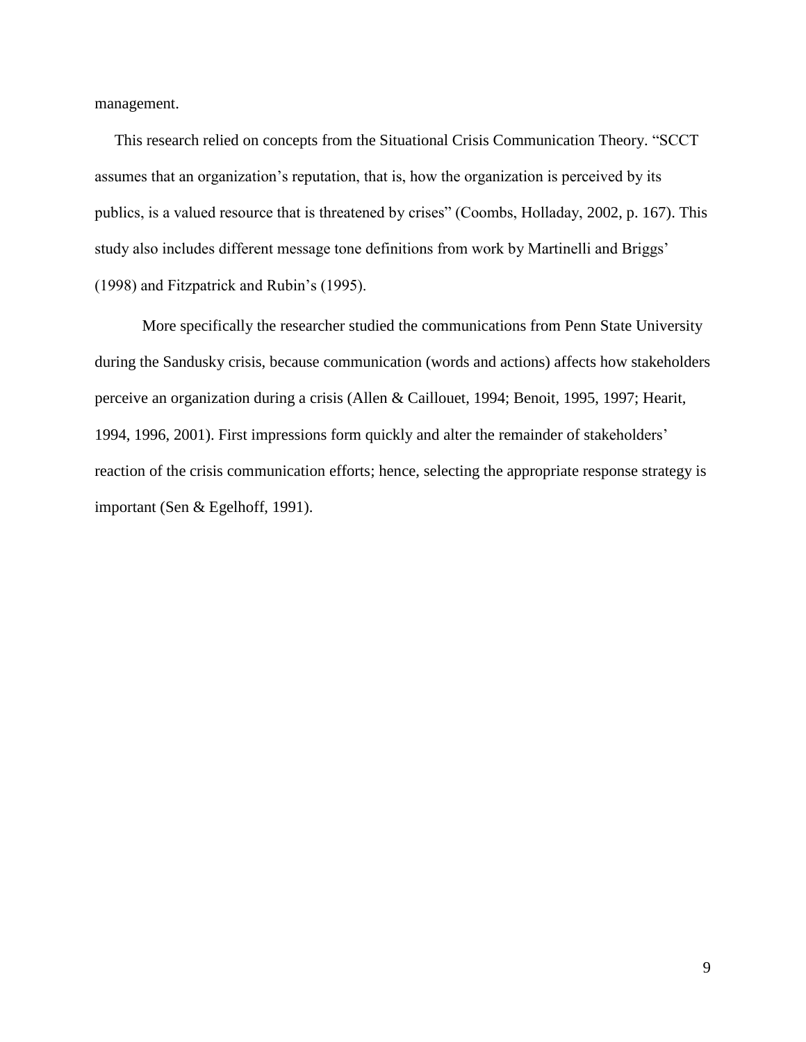management.

This research relied on concepts from the Situational Crisis Communication Theory. "SCCT assumes that an organization's reputation, that is, how the organization is perceived by its publics, is a valued resource that is threatened by crises" (Coombs, Holladay, 2002, p. 167). This study also includes different message tone definitions from work by Martinelli and Briggs' (1998) and Fitzpatrick and Rubin's (1995).

More specifically the researcher studied the communications from Penn State University during the Sandusky crisis, because communication (words and actions) affects how stakeholders perceive an organization during a crisis (Allen & Caillouet, 1994; Benoit, 1995, 1997; Hearit, 1994, 1996, 2001). First impressions form quickly and alter the remainder of stakeholders' reaction of the crisis communication efforts; hence, selecting the appropriate response strategy is important (Sen & Egelhoff, 1991).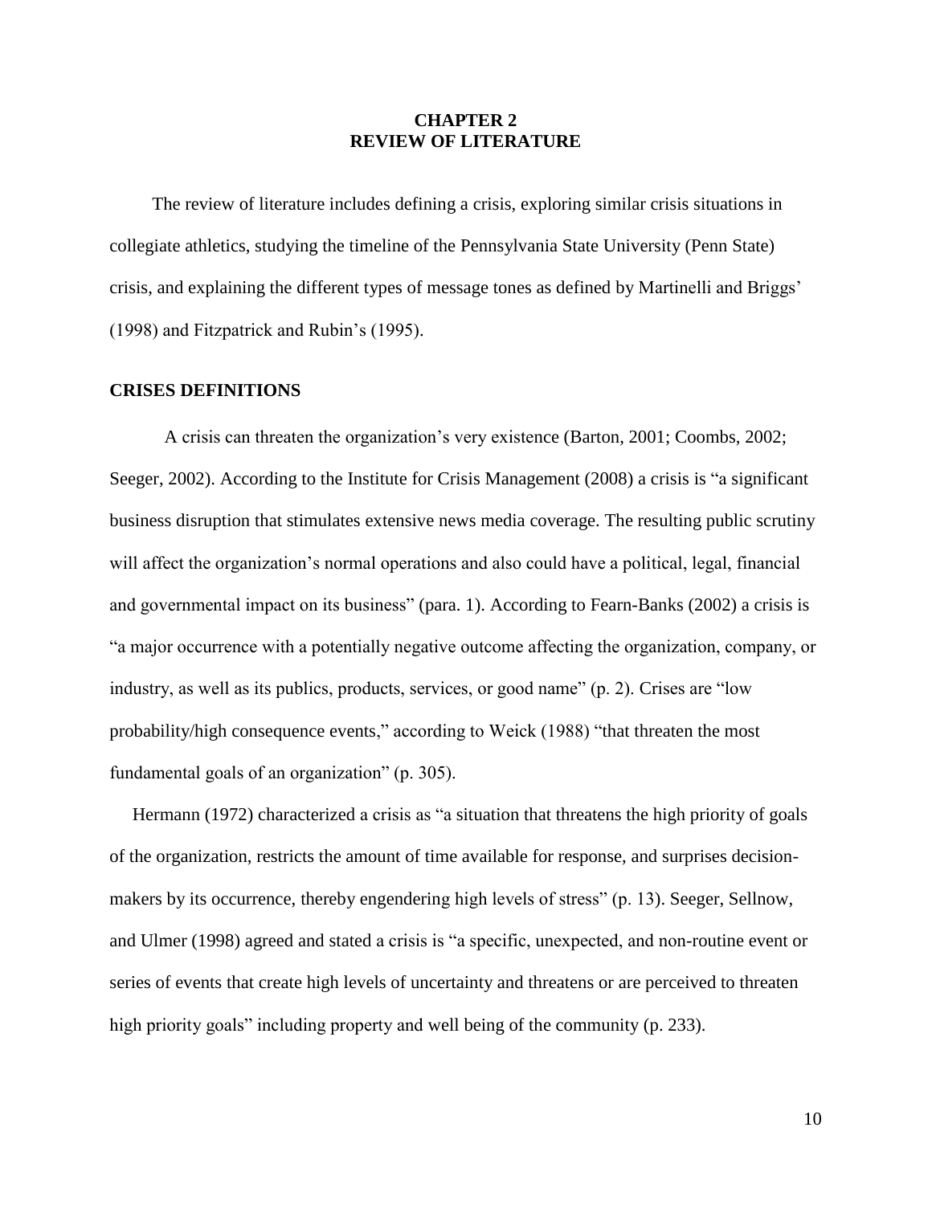# CHAPTER 2
# REVIEW OF LITERATURE

The review of literature includes defining a crisis, exploring similar crisis situations in collegiate athletics, studying the timeline of the Pennsylvania State University (Penn State) crisis, and explaining the different types of message tones as defined by Martinelli and Briggs' (1998) and Fitzpatrick and Rubin's (1995).

## CRISES DEFINITIONS

A crisis can threaten the organization's very existence (Barton, 2001; Coombs, 2002; Seeger, 2002). According to the Institute for Crisis Management (2008) a crisis is "a significant business disruption that stimulates extensive news media coverage. The resulting public scrutiny will affect the organization's normal operations and also could have a political, legal, financial and governmental impact on its business" (para. 1). According to Fearn-Banks (2002) a crisis is "a major occurrence with a potentially negative outcome affecting the organization, company, or industry, as well as its publics, products, services, or good name" (p. 2). Crises are "low probability/high consequence events," according to Weick (1988) "that threaten the most fundamental goals of an organization" (p. 305).

Hermann (1972) characterized a crisis as "a situation that threatens the high priority of goals of the organization, restricts the amount of time available for response, and surprises decision-makers by its occurrence, thereby engendering high levels of stress" (p. 13). Seeger, Sellnow, and Ulmer (1998) agreed and stated a crisis is "a specific, unexpected, and non-routine event or series of events that create high levels of uncertainty and threatens or are perceived to threaten high priority goals" including property and well being of the community (p. 233).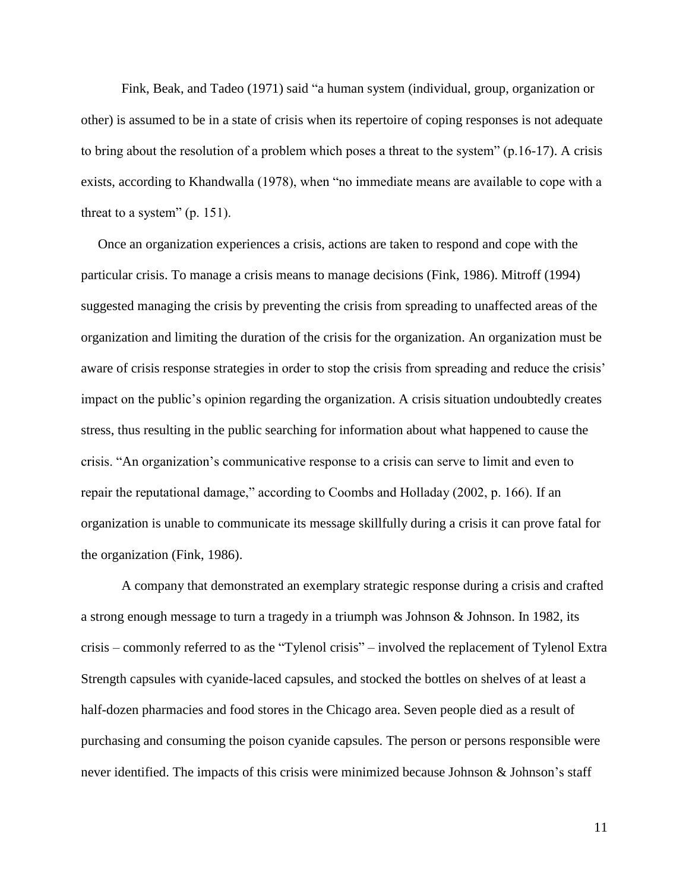Fink, Beak, and Tadeo (1971) said "a human system (individual, group, organization or other) is assumed to be in a state of crisis when its repertoire of coping responses is not adequate to bring about the resolution of a problem which poses a threat to the system" (p.16-17). A crisis exists, according to Khandwalla (1978), when "no immediate means are available to cope with a threat to a system" (p. 151).

Once an organization experiences a crisis, actions are taken to respond and cope with the particular crisis. To manage a crisis means to manage decisions (Fink, 1986). Mitroff (1994) suggested managing the crisis by preventing the crisis from spreading to unaffected areas of the organization and limiting the duration of the crisis for the organization. An organization must be aware of crisis response strategies in order to stop the crisis from spreading and reduce the crisis' impact on the public's opinion regarding the organization. A crisis situation undoubtedly creates stress, thus resulting in the public searching for information about what happened to cause the crisis. "An organization's communicative response to a crisis can serve to limit and even to repair the reputational damage," according to Coombs and Holladay (2002, p. 166). If an organization is unable to communicate its message skillfully during a crisis it can prove fatal for the organization (Fink, 1986).

A company that demonstrated an exemplary strategic response during a crisis and crafted a strong enough message to turn a tragedy in a triumph was Johnson & Johnson. In 1982, its crisis – commonly referred to as the "Tylenol crisis" – involved the replacement of Tylenol Extra Strength capsules with cyanide-laced capsules, and stocked the bottles on shelves of at least a half-dozen pharmacies and food stores in the Chicago area. Seven people died as a result of purchasing and consuming the poison cyanide capsules. The person or persons responsible were never identified. The impacts of this crisis were minimized because Johnson & Johnson's staff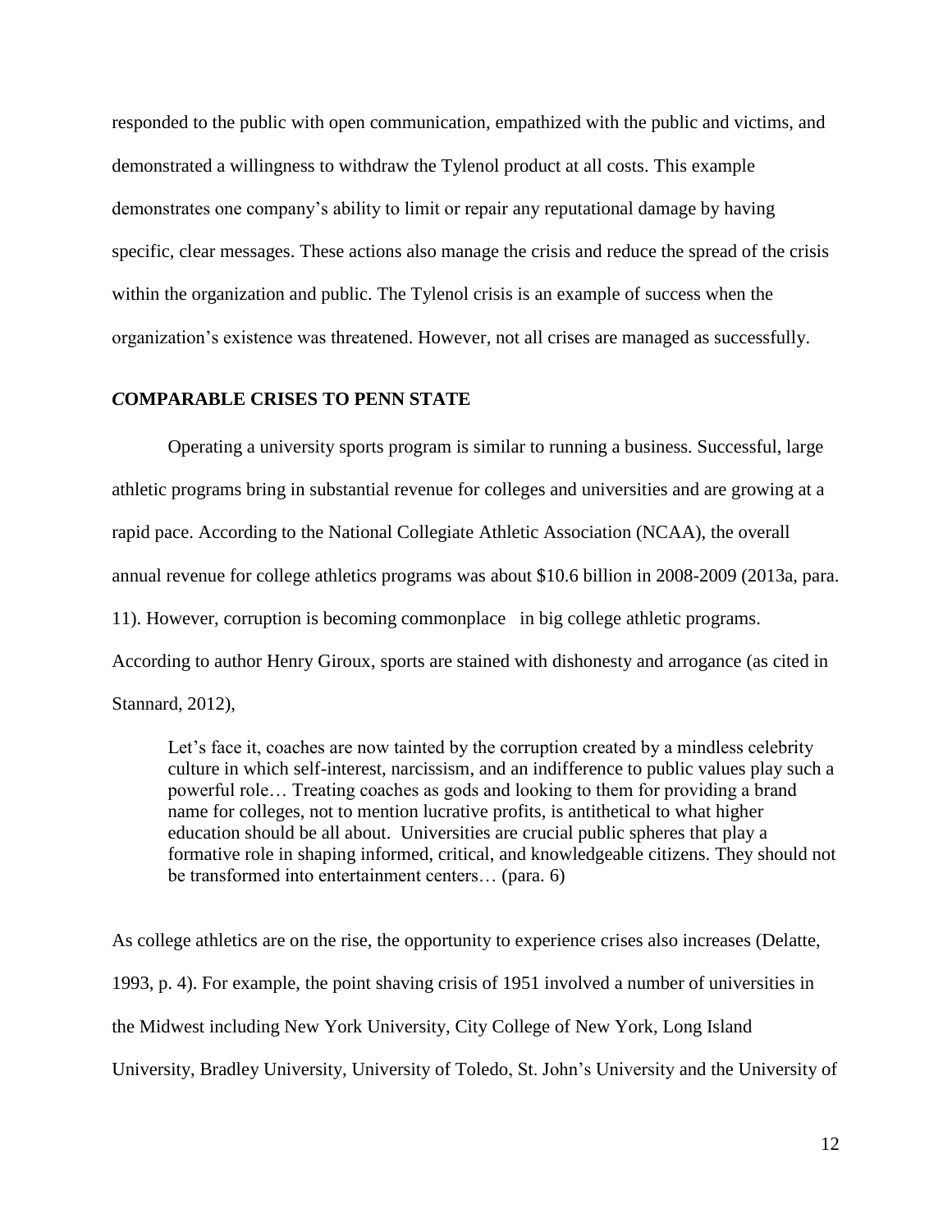responded to the public with open communication, empathized with the public and victims, and demonstrated a willingness to withdraw the Tylenol product at all costs. This example demonstrates one company's ability to limit or repair any reputational damage by having specific, clear messages. These actions also manage the crisis and reduce the spread of the crisis within the organization and public. The Tylenol crisis is an example of success when the organization's existence was threatened. However, not all crises are managed as successfully.

## *C*OMPARABLE CRISES TO PENN STATE

Operating a university sports program is similar to running a business. Successful, large athletic programs bring in substantial revenue for colleges and universities and are growing at a rapid pace. According to the National Collegiate Athletic Association (NCAA), the overall annual revenue for college athletics programs was about $10.6 billion in 2008-2009 (2013a, para. 11). However, corruption is becoming commonplace in big college athletic programs. According to author Henry Giroux, sports are stained with dishonesty and arrogance (as cited in Stannard, 2012),

> Let's face it, coaches are now tainted by the corruption created by a mindless celebrity culture in which self-interest, narcissism, and an indifference to public values play such a powerful role… Treating coaches as gods and looking to them for providing a brand name for colleges, not to mention lucrative profits, is antithetical to what higher education should be all about. Universities are crucial public spheres that play a formative role in shaping informed, critical, and knowledgeable citizens. They should not be transformed into entertainment centers… (para. 6)

As college athletics are on the rise, the opportunity to experience crises also increases (Delatte, 1993, p. 4). For example, the point shaving crisis of 1951 involved a number of universities in the Midwest including New York University, City College of New York, Long Island University, Bradley University, University of Toledo, St. John's University and the University of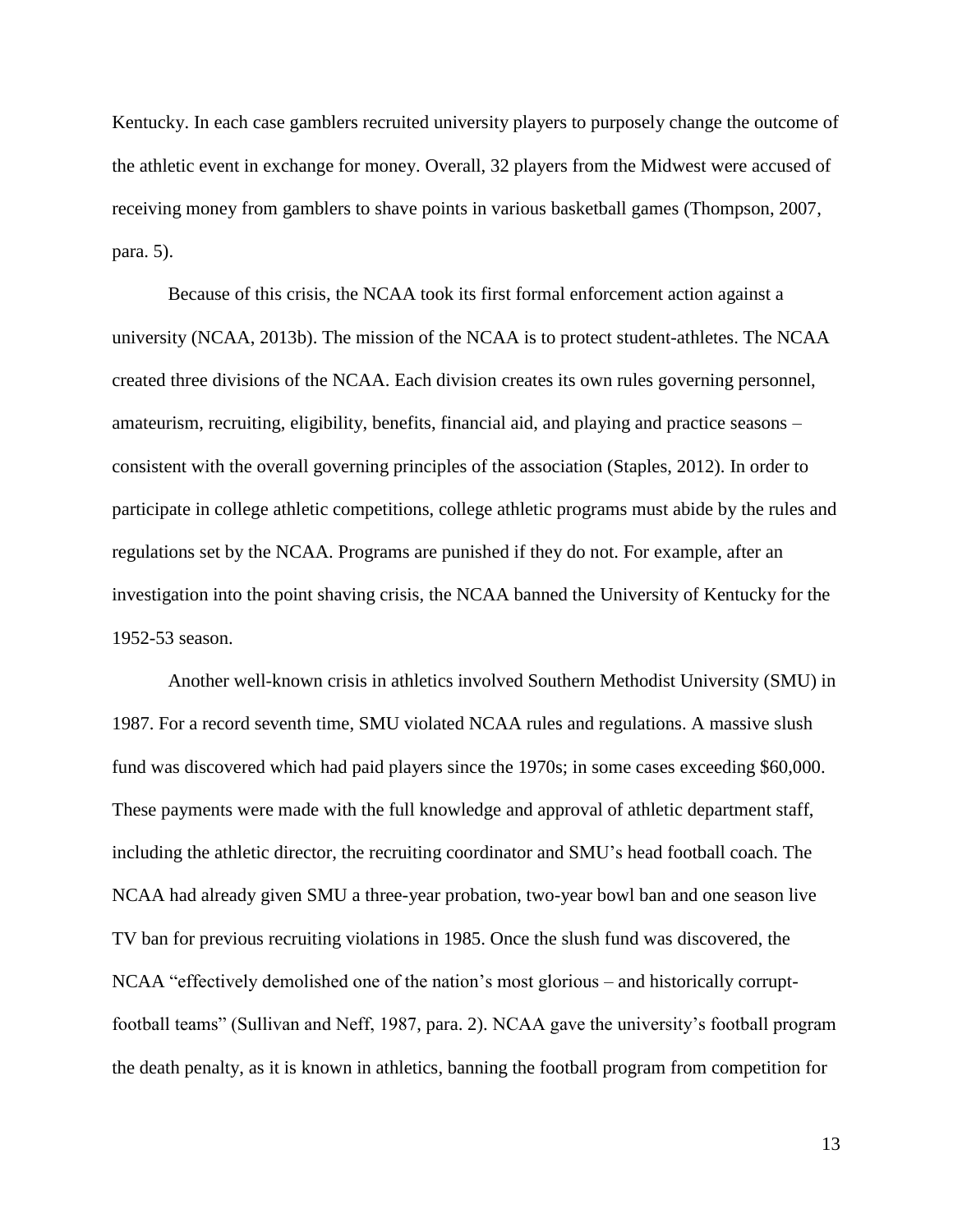Kentucky. In each case gamblers recruited university players to purposely change the outcome of the athletic event in exchange for money. Overall, 32 players from the Midwest were accused of receiving money from gamblers to shave points in various basketball games (Thompson, 2007, para. 5).

Because of this crisis, the NCAA took its first formal enforcement action against a university (NCAA, 2013b). The mission of the NCAA is to protect student-athletes. The NCAA created three divisions of the NCAA. Each division creates its own rules governing personnel, amateurism, recruiting, eligibility, benefits, financial aid, and playing and practice seasons – consistent with the overall governing principles of the association (Staples, 2012). In order to participate in college athletic competitions, college athletic programs must abide by the rules and regulations set by the NCAA. Programs are punished if they do not. For example, after an investigation into the point shaving crisis, the NCAA banned the University of Kentucky for the 1952-53 season.

Another well-known crisis in athletics involved Southern Methodist University (SMU) in 1987. For a record seventh time, SMU violated NCAA rules and regulations. A massive slush fund was discovered which had paid players since the 1970s; in some cases exceeding $60,000. These payments were made with the full knowledge and approval of athletic department staff, including the athletic director, the recruiting coordinator and SMU's head football coach. The NCAA had already given SMU a three-year probation, two-year bowl ban and one season live TV ban for previous recruiting violations in 1985. Once the slush fund was discovered, the NCAA "effectively demolished one of the nation's most glorious – and historically corrupt-football teams" (Sullivan and Neff, 1987, para. 2). NCAA gave the university's football program the death penalty, as it is known in athletics, banning the football program from competition for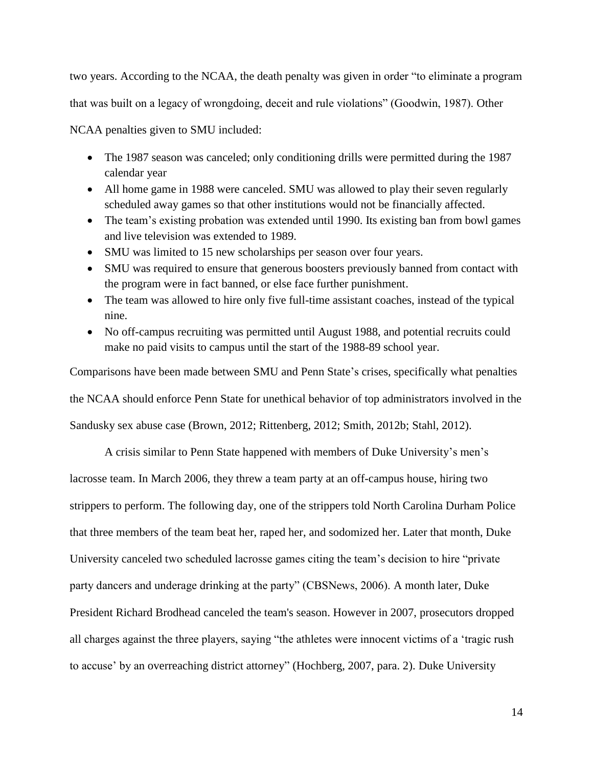two years. According to the NCAA, the death penalty was given in order "to eliminate a program that was built on a legacy of wrongdoing, deceit and rule violations" (Goodwin, 1987). Other NCAA penalties given to SMU included:

- The 1987 season was canceled; only conditioning drills were permitted during the 1987 calendar year
- All home game in 1988 were canceled. SMU was allowed to play their seven regularly scheduled away games so that other institutions would not be financially affected.
- The team's existing probation was extended until 1990. Its existing ban from bowl games and live television was extended to 1989.
- SMU was limited to 15 new scholarships per season over four years.
- SMU was required to ensure that generous boosters previously banned from contact with the program were in fact banned, or else face further punishment.
- The team was allowed to hire only five full-time assistant coaches, instead of the typical nine.
- No off-campus recruiting was permitted until August 1988, and potential recruits could make no paid visits to campus until the start of the 1988-89 school year.

Comparisons have been made between SMU and Penn State's crises, specifically what penalties the NCAA should enforce Penn State for unethical behavior of top administrators involved in the Sandusky sex abuse case (Brown, 2012; Rittenberg, 2012; Smith, 2012b; Stahl, 2012).

A crisis similar to Penn State happened with members of Duke University's men's lacrosse team. In March 2006, they threw a team party at an off-campus house, hiring two strippers to perform. The following day, one of the strippers told North Carolina Durham Police that three members of the team beat her, raped her, and sodomized her. Later that month, Duke University canceled two scheduled lacrosse games citing the team's decision to hire "private party dancers and underage drinking at the party" (CBSNews, 2006). A month later, Duke President Richard Brodhead canceled the team's season. However in 2007, prosecutors dropped all charges against the three players, saying "the athletes were innocent victims of a 'tragic rush to accuse' by an overreaching district attorney" (Hochberg, 2007, para. 2). Duke University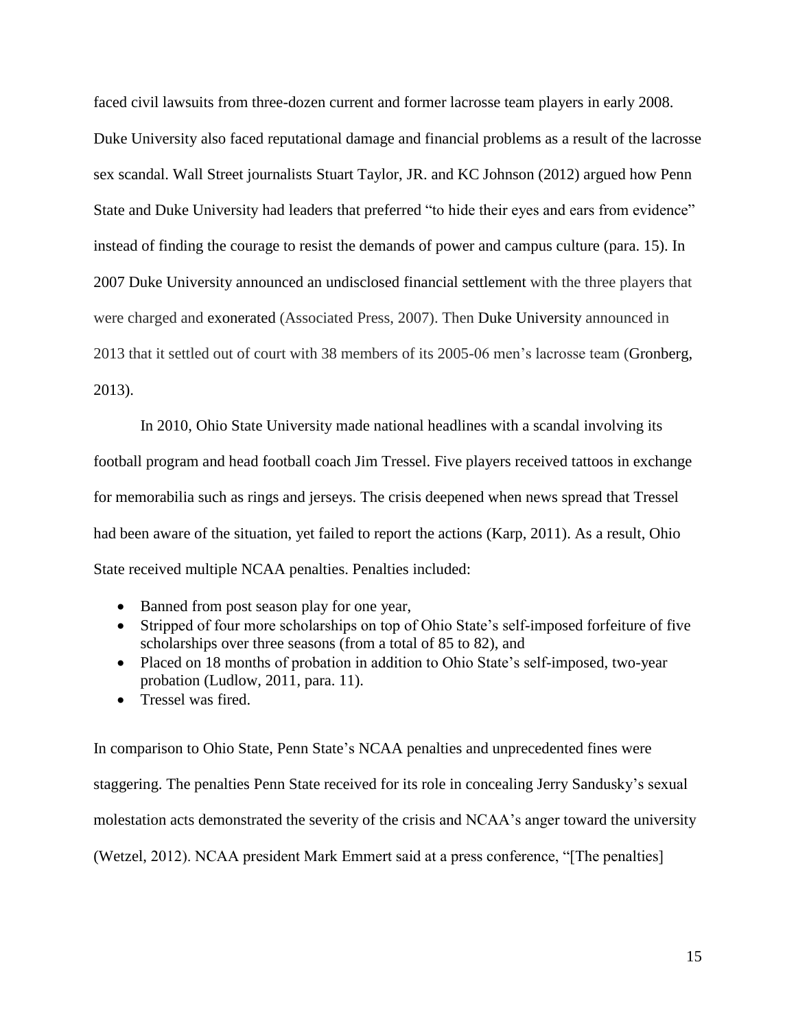faced civil lawsuits from three-dozen current and former lacrosse team players in early 2008. Duke University also faced reputational damage and financial problems as a result of the lacrosse sex scandal. Wall Street journalists Stuart Taylor, JR. and KC Johnson (2012) argued how Penn State and Duke University had leaders that preferred "to hide their eyes and ears from evidence" instead of finding the courage to resist the demands of power and campus culture (para. 15). In 2007 Duke University announced an undisclosed financial settlement with the three players that were charged and exonerated (Associated Press, 2007). Then Duke University announced in 2013 that it settled out of court with 38 members of its 2005-06 men's lacrosse team (Gronberg, 2013).

In 2010, Ohio State University made national headlines with a scandal involving its football program and head football coach Jim Tressel. Five players received tattoos in exchange for memorabilia such as rings and jerseys. The crisis deepened when news spread that Tressel had been aware of the situation, yet failed to report the actions (Karp, 2011). As a result, Ohio State received multiple NCAA penalties. Penalties included:

- Banned from post season play for one year,
- Stripped of four more scholarships on top of Ohio State's self-imposed forfeiture of five scholarships over three seasons (from a total of 85 to 82), and
- Placed on 18 months of probation in addition to Ohio State's self-imposed, two-year probation (Ludlow, 2011, para. 11).
- Tressel was fired.

In comparison to Ohio State, Penn State's NCAA penalties and unprecedented fines were staggering. The penalties Penn State received for its role in concealing Jerry Sandusky's sexual molestation acts demonstrated the severity of the crisis and NCAA's anger toward the university (Wetzel, 2012). NCAA president Mark Emmert said at a press conference, "[The penalties]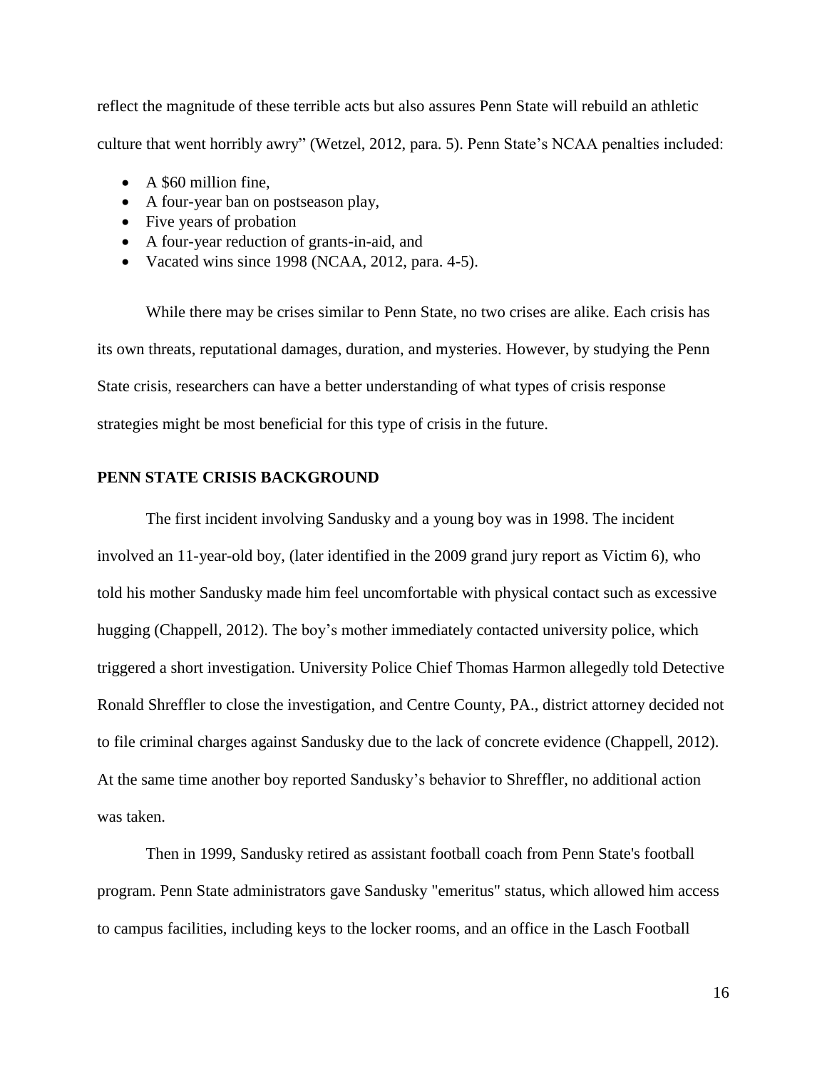reflect the magnitude of these terrible acts but also assures Penn State will rebuild an athletic culture that went horribly awry" (Wetzel, 2012, para. 5). Penn State's NCAA penalties included:

- A $60 million fine,
- A four-year ban on postseason play,
- Five years of probation
- A four-year reduction of grants-in-aid, and
- Vacated wins since 1998 (NCAA, 2012, para. 4-5).

While there may be crises similar to Penn State, no two crises are alike. Each crisis has its own threats, reputational damages, duration, and mysteries. However, by studying the Penn State crisis, researchers can have a better understanding of what types of crisis response strategies might be most beneficial for this type of crisis in the future.

## PENN STATE CRISIS BACKGROUND

The first incident involving Sandusky and a young boy was in 1998. The incident involved an 11-year-old boy, (later identified in the 2009 grand jury report as Victim 6), who told his mother Sandusky made him feel uncomfortable with physical contact such as excessive hugging (Chappell, 2012). The boy's mother immediately contacted university police, which triggered a short investigation. University Police Chief Thomas Harmon allegedly told Detective Ronald Shreffler to close the investigation, and Centre County, PA., district attorney decided not to file criminal charges against Sandusky due to the lack of concrete evidence (Chappell, 2012). At the same time another boy reported Sandusky's behavior to Shreffler, no additional action was taken.

Then in 1999, Sandusky retired as assistant football coach from Penn State's football program. Penn State administrators gave Sandusky "emeritus" status, which allowed him access to campus facilities, including keys to the locker rooms, and an office in the Lasch Football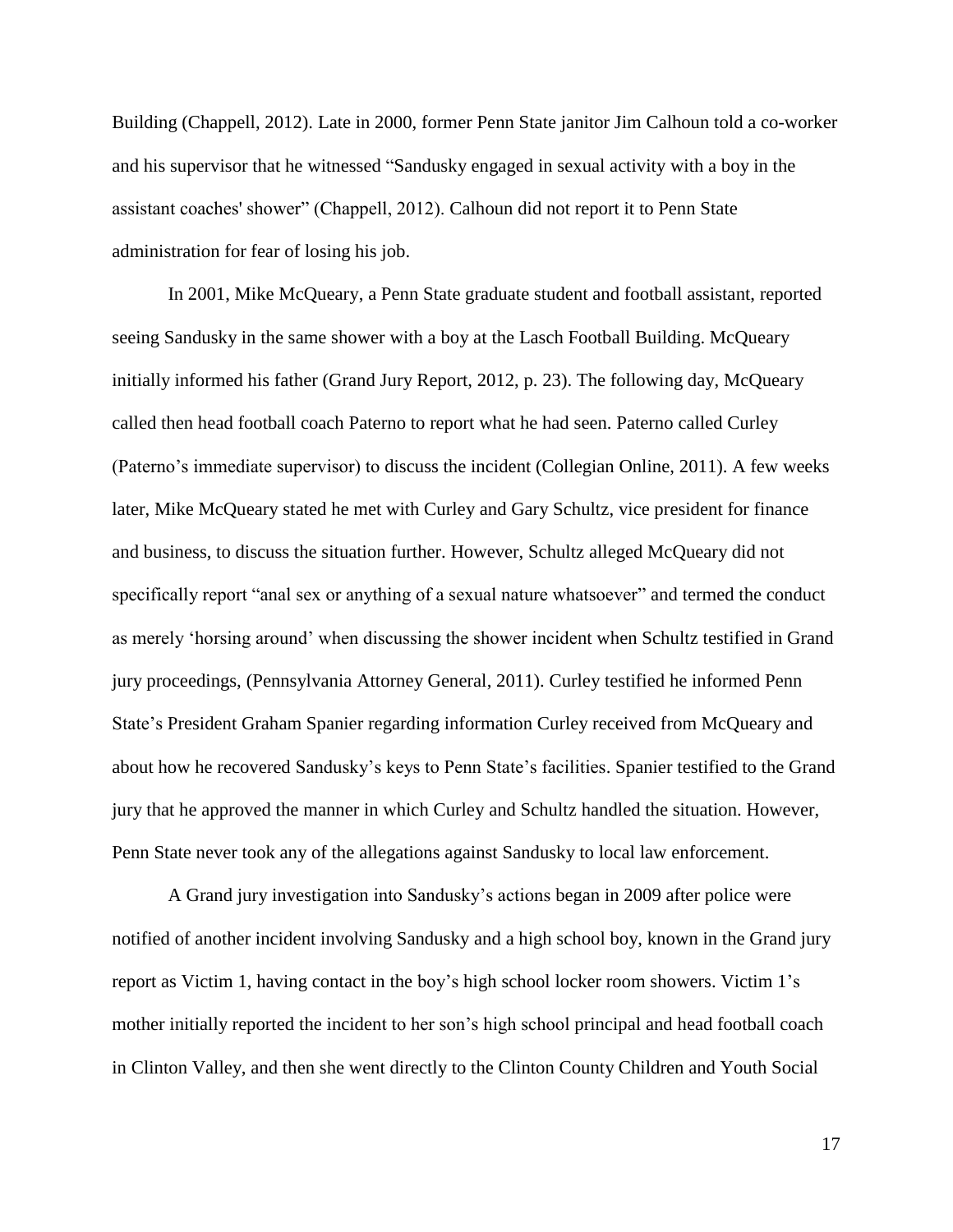Building (Chappell, 2012). Late in 2000, former Penn State janitor Jim Calhoun told a co-worker and his supervisor that he witnessed "Sandusky engaged in sexual activity with a boy in the assistant coaches' shower" (Chappell, 2012). Calhoun did not report it to Penn State administration for fear of losing his job.

In 2001, Mike McQueary, a Penn State graduate student and football assistant, reported seeing Sandusky in the same shower with a boy at the Lasch Football Building. McQueary initially informed his father (Grand Jury Report, 2012, p. 23). The following day, McQueary called then head football coach Paterno to report what he had seen. Paterno called Curley (Paterno's immediate supervisor) to discuss the incident (Collegian Online, 2011). A few weeks later, Mike McQueary stated he met with Curley and Gary Schultz, vice president for finance and business, to discuss the situation further. However, Schultz alleged McQueary did not specifically report "anal sex or anything of a sexual nature whatsoever" and termed the conduct as merely 'horsing around' when discussing the shower incident when Schultz testified in Grand jury proceedings, (Pennsylvania Attorney General, 2011). Curley testified he informed Penn State's President Graham Spanier regarding information Curley received from McQueary and about how he recovered Sandusky's keys to Penn State's facilities. Spanier testified to the Grand jury that he approved the manner in which Curley and Schultz handled the situation. However, Penn State never took any of the allegations against Sandusky to local law enforcement.

A Grand jury investigation into Sandusky's actions began in 2009 after police were notified of another incident involving Sandusky and a high school boy, known in the Grand jury report as Victim 1, having contact in the boy's high school locker room showers. Victim 1's mother initially reported the incident to her son's high school principal and head football coach in Clinton Valley, and then she went directly to the Clinton County Children and Youth Social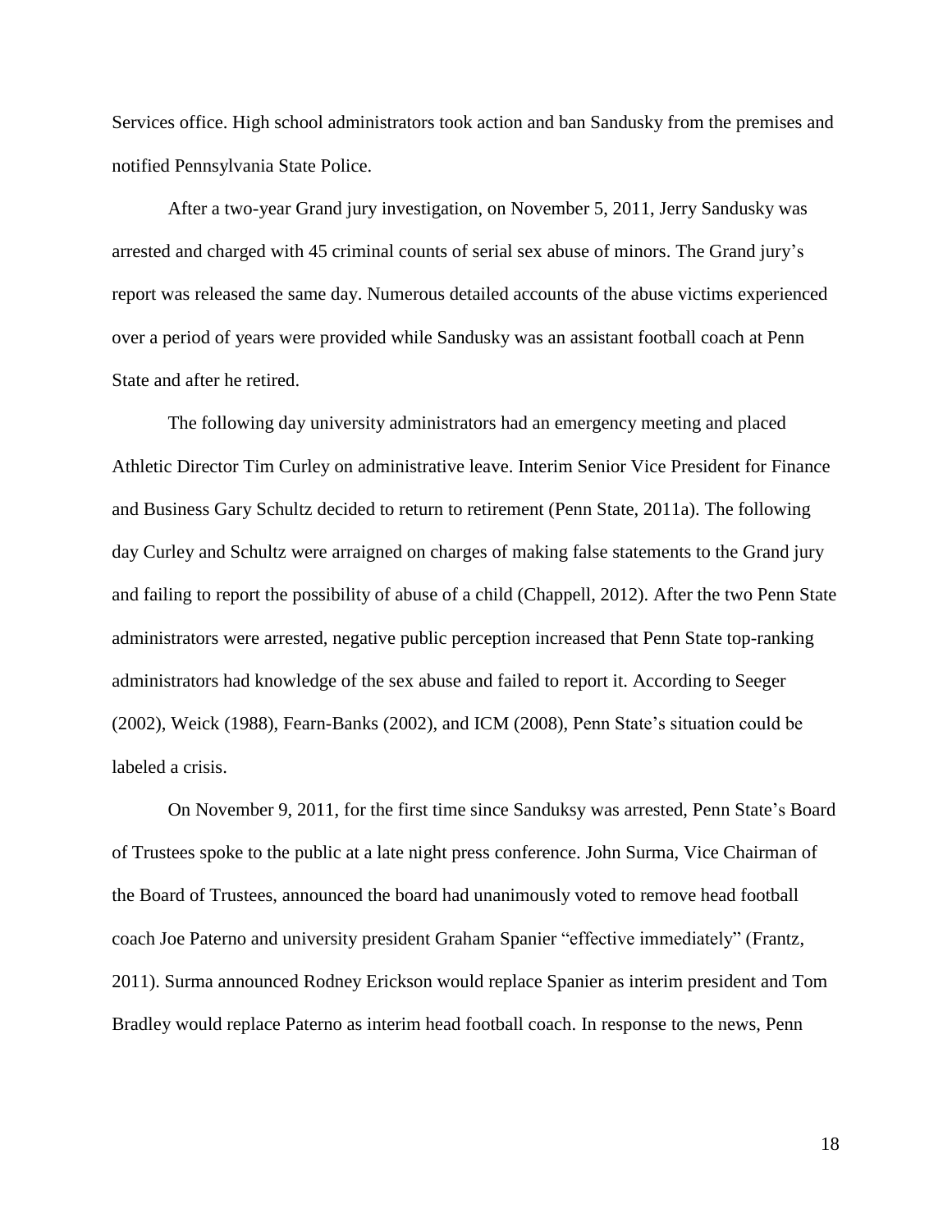Services office. High school administrators took action and ban Sandusky from the premises and notified Pennsylvania State Police.

After a two-year Grand jury investigation, on November 5, 2011, Jerry Sandusky was arrested and charged with 45 criminal counts of serial sex abuse of minors. The Grand jury's report was released the same day. Numerous detailed accounts of the abuse victims experienced over a period of years were provided while Sandusky was an assistant football coach at Penn State and after he retired.

The following day university administrators had an emergency meeting and placed Athletic Director Tim Curley on administrative leave. Interim Senior Vice President for Finance and Business Gary Schultz decided to return to retirement (Penn State, 2011a). The following day Curley and Schultz were arraigned on charges of making false statements to the Grand jury and failing to report the possibility of abuse of a child (Chappell, 2012). After the two Penn State administrators were arrested, negative public perception increased that Penn State top-ranking administrators had knowledge of the sex abuse and failed to report it. According to Seeger (2002), Weick (1988), Fearn-Banks (2002), and ICM (2008), Penn State's situation could be labeled a crisis.

On November 9, 2011, for the first time since Sanduksy was arrested, Penn State's Board of Trustees spoke to the public at a late night press conference. John Surma, Vice Chairman of the Board of Trustees, announced the board had unanimously voted to remove head football coach Joe Paterno and university president Graham Spanier "effective immediately" (Frantz, 2011). Surma announced Rodney Erickson would replace Spanier as interim president and Tom Bradley would replace Paterno as interim head football coach. In response to the news, Penn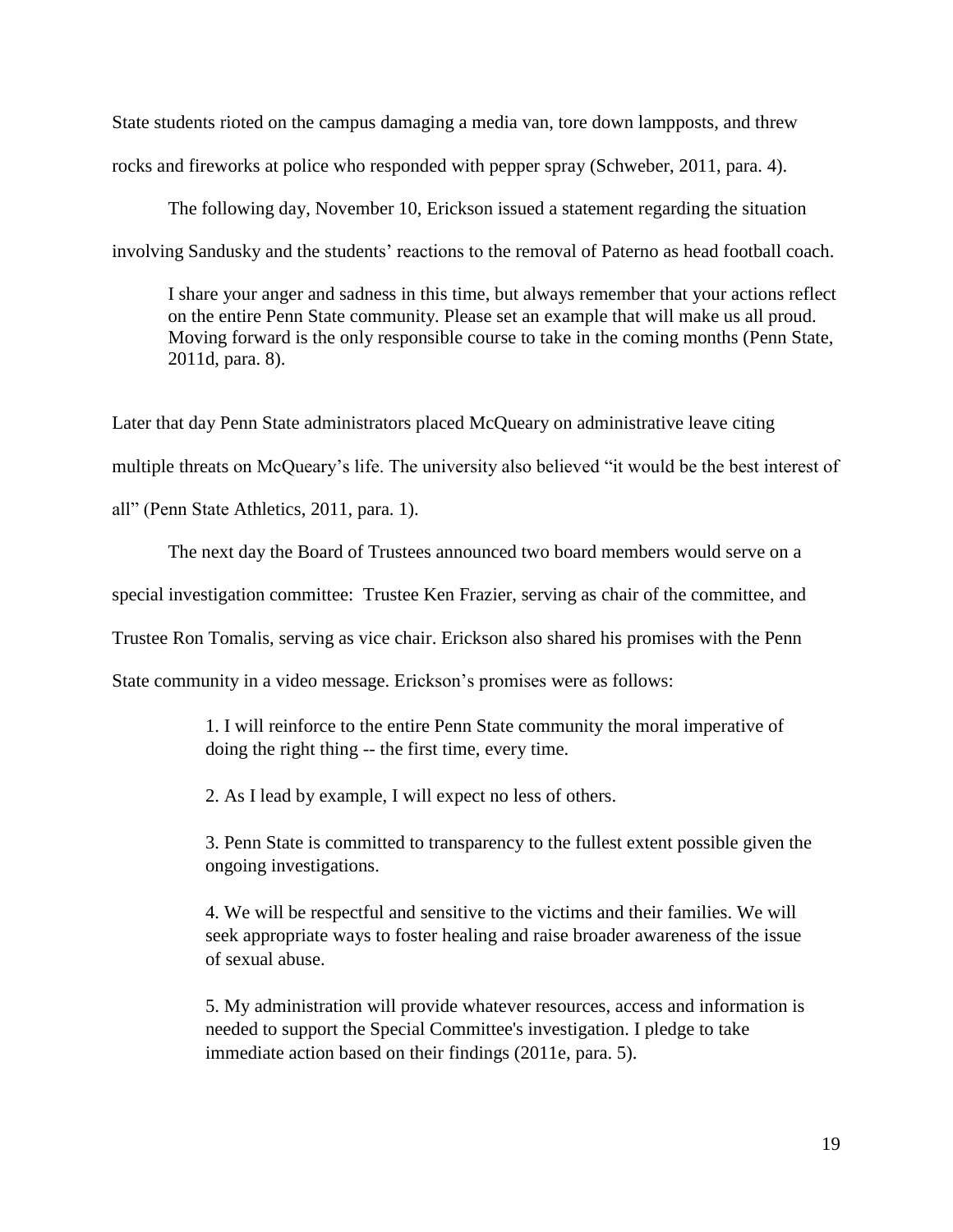State students rioted on the campus damaging a media van, tore down lampposts, and threw rocks and fireworks at police who responded with pepper spray (Schweber, 2011, para. 4).

The following day, November 10, Erickson issued a statement regarding the situation involving Sandusky and the students' reactions to the removal of Paterno as head football coach.

> I share your anger and sadness in this time, but always remember that your actions reflect on the entire Penn State community. Please set an example that will make us all proud. Moving forward is the only responsible course to take in the coming months (Penn State, 2011d, para. 8).

Later that day Penn State administrators placed McQueary on administrative leave citing multiple threats on McQueary's life. The university also believed "it would be the best interest of all" (Penn State Athletics, 2011, para. 1).

The next day the Board of Trustees announced two board members would serve on a special investigation committee: Trustee Ken Frazier, serving as chair of the committee, and Trustee Ron Tomalis, serving as vice chair. Erickson also shared his promises with the Penn State community in a video message. Erickson's promises were as follows:

> 1. I will reinforce to the entire Penn State community the moral imperative of doing the right thing -- the first time, every time.
>
> 2. As I lead by example, I will expect no less of others.
>
> 3. Penn State is committed to transparency to the fullest extent possible given the ongoing investigations.
>
> 4. We will be respectful and sensitive to the victims and their families. We will seek appropriate ways to foster healing and raise broader awareness of the issue of sexual abuse.
>
> 5. My administration will provide whatever resources, access and information is needed to support the Special Committee's investigation. I pledge to take immediate action based on their findings (2011e, para. 5).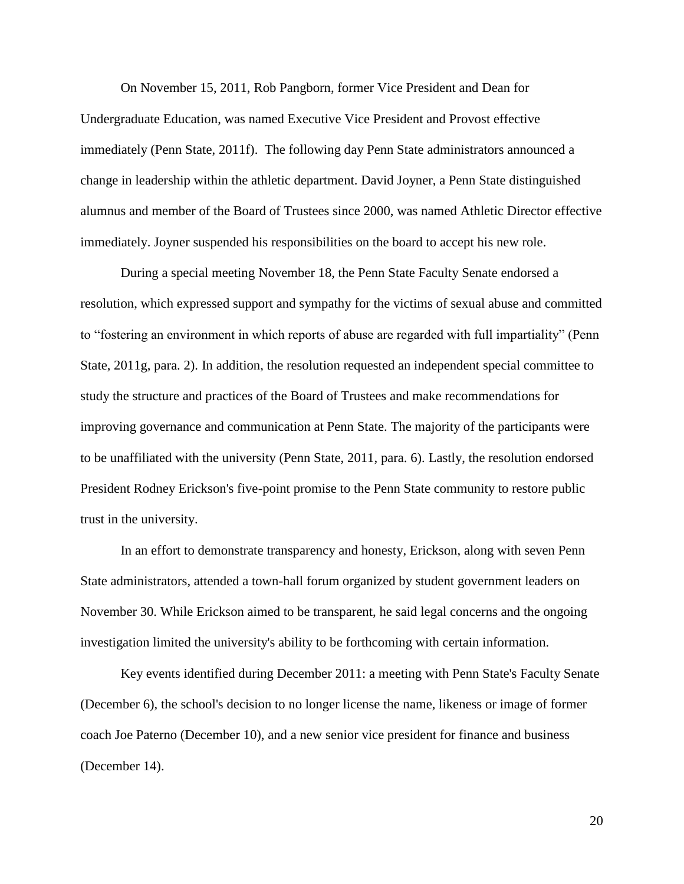On November 15, 2011, Rob Pangborn, former Vice President and Dean for Undergraduate Education, was named Executive Vice President and Provost effective immediately (Penn State, 2011f). The following day Penn State administrators announced a change in leadership within the athletic department. David Joyner, a Penn State distinguished alumnus and member of the Board of Trustees since 2000, was named Athletic Director effective immediately. Joyner suspended his responsibilities on the board to accept his new role.

During a special meeting November 18, the Penn State Faculty Senate endorsed a resolution, which expressed support and sympathy for the victims of sexual abuse and committed to "fostering an environment in which reports of abuse are regarded with full impartiality" (Penn State, 2011g, para. 2). In addition, the resolution requested an independent special committee to study the structure and practices of the Board of Trustees and make recommendations for improving governance and communication at Penn State. The majority of the participants were to be unaffiliated with the university (Penn State, 2011, para. 6). Lastly, the resolution endorsed President Rodney Erickson's five-point promise to the Penn State community to restore public trust in the university.

In an effort to demonstrate transparency and honesty, Erickson, along with seven Penn State administrators, attended a town-hall forum organized by student government leaders on November 30. While Erickson aimed to be transparent, he said legal concerns and the ongoing investigation limited the university's ability to be forthcoming with certain information.

Key events identified during December 2011: a meeting with Penn State's Faculty Senate (December 6), the school's decision to no longer license the name, likeness or image of former coach Joe Paterno (December 10), and a new senior vice president for finance and business (December 14).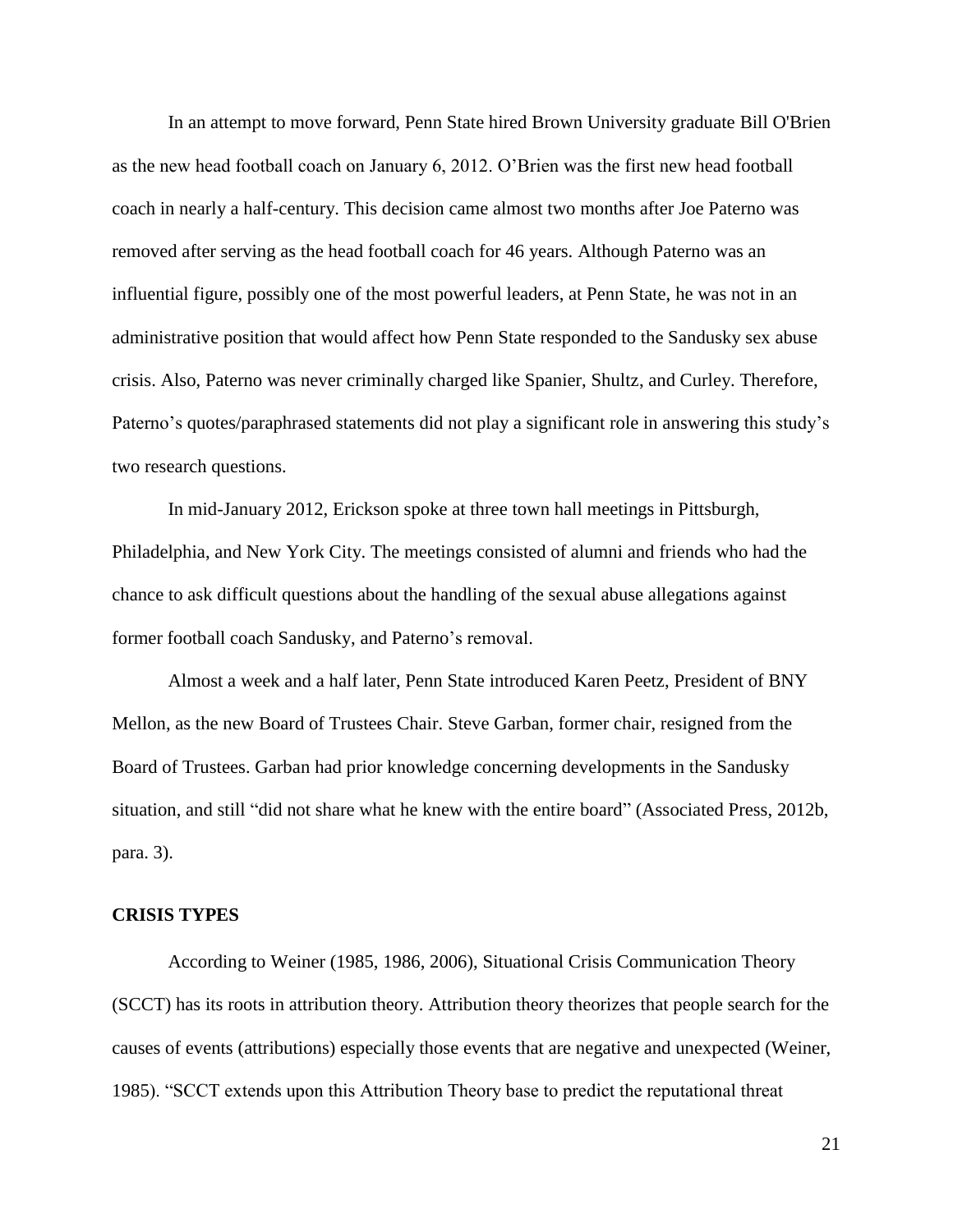In an attempt to move forward, Penn State hired Brown University graduate Bill O'Brien as the new head football coach on January 6, 2012. O'Brien was the first new head football coach in nearly a half-century. This decision came almost two months after Joe Paterno was removed after serving as the head football coach for 46 years. Although Paterno was an influential figure, possibly one of the most powerful leaders, at Penn State, he was not in an administrative position that would affect how Penn State responded to the Sandusky sex abuse crisis. Also, Paterno was never criminally charged like Spanier, Shultz, and Curley. Therefore, Paterno's quotes/paraphrased statements did not play a significant role in answering this study's two research questions.

In mid-January 2012, Erickson spoke at three town hall meetings in Pittsburgh, Philadelphia, and New York City. The meetings consisted of alumni and friends who had the chance to ask difficult questions about the handling of the sexual abuse allegations against former football coach Sandusky, and Paterno's removal.

Almost a week and a half later, Penn State introduced Karen Peetz, President of BNY Mellon, as the new Board of Trustees Chair. Steve Garban, former chair, resigned from the Board of Trustees. Garban had prior knowledge concerning developments in the Sandusky situation, and still "did not share what he knew with the entire board" (Associated Press, 2012b, para. 3).

## CRISIS TYPES

According to Weiner (1985, 1986, 2006), Situational Crisis Communication Theory (SCCT) has its roots in attribution theory. Attribution theory theorizes that people search for the causes of events (attributions) especially those events that are negative and unexpected (Weiner, 1985). "SCCT extends upon this Attribution Theory base to predict the reputational threat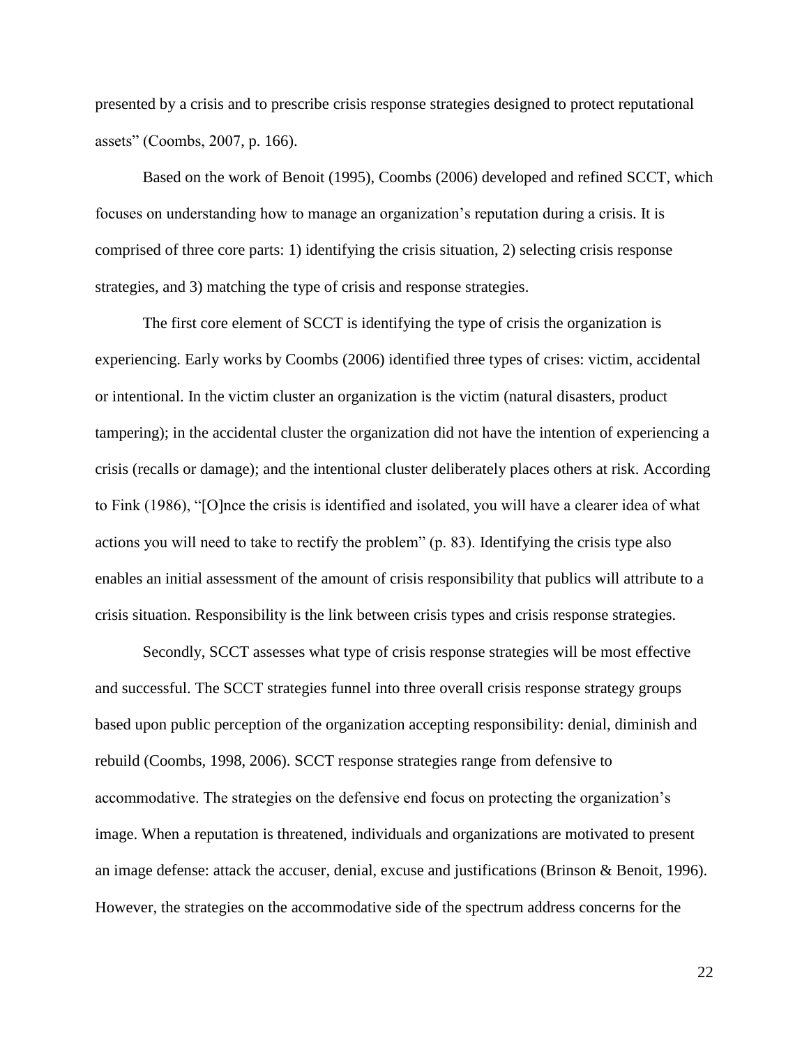presented by a crisis and to prescribe crisis response strategies designed to protect reputational assets" (Coombs, 2007, p. 166).

Based on the work of Benoit (1995), Coombs (2006) developed and refined SCCT, which focuses on understanding how to manage an organization's reputation during a crisis. It is comprised of three core parts: 1) identifying the crisis situation, 2) selecting crisis response strategies, and 3) matching the type of crisis and response strategies.

The first core element of SCCT is identifying the type of crisis the organization is experiencing. Early works by Coombs (2006) identified three types of crises: victim, accidental or intentional. In the victim cluster an organization is the victim (natural disasters, product tampering); in the accidental cluster the organization did not have the intention of experiencing a crisis (recalls or damage); and the intentional cluster deliberately places others at risk. According to Fink (1986), "[O]nce the crisis is identified and isolated, you will have a clearer idea of what actions you will need to take to rectify the problem" (p. 83). Identifying the crisis type also enables an initial assessment of the amount of crisis responsibility that publics will attribute to a crisis situation. Responsibility is the link between crisis types and crisis response strategies.

Secondly, SCCT assesses what type of crisis response strategies will be most effective and successful. The SCCT strategies funnel into three overall crisis response strategy groups based upon public perception of the organization accepting responsibility: denial, diminish and rebuild (Coombs, 1998, 2006). SCCT response strategies range from defensive to accommodative. The strategies on the defensive end focus on protecting the organization's image. When a reputation is threatened, individuals and organizations are motivated to present an image defense: attack the accuser, denial, excuse and justifications (Brinson & Benoit, 1996). However, the strategies on the accommodative side of the spectrum address concerns for the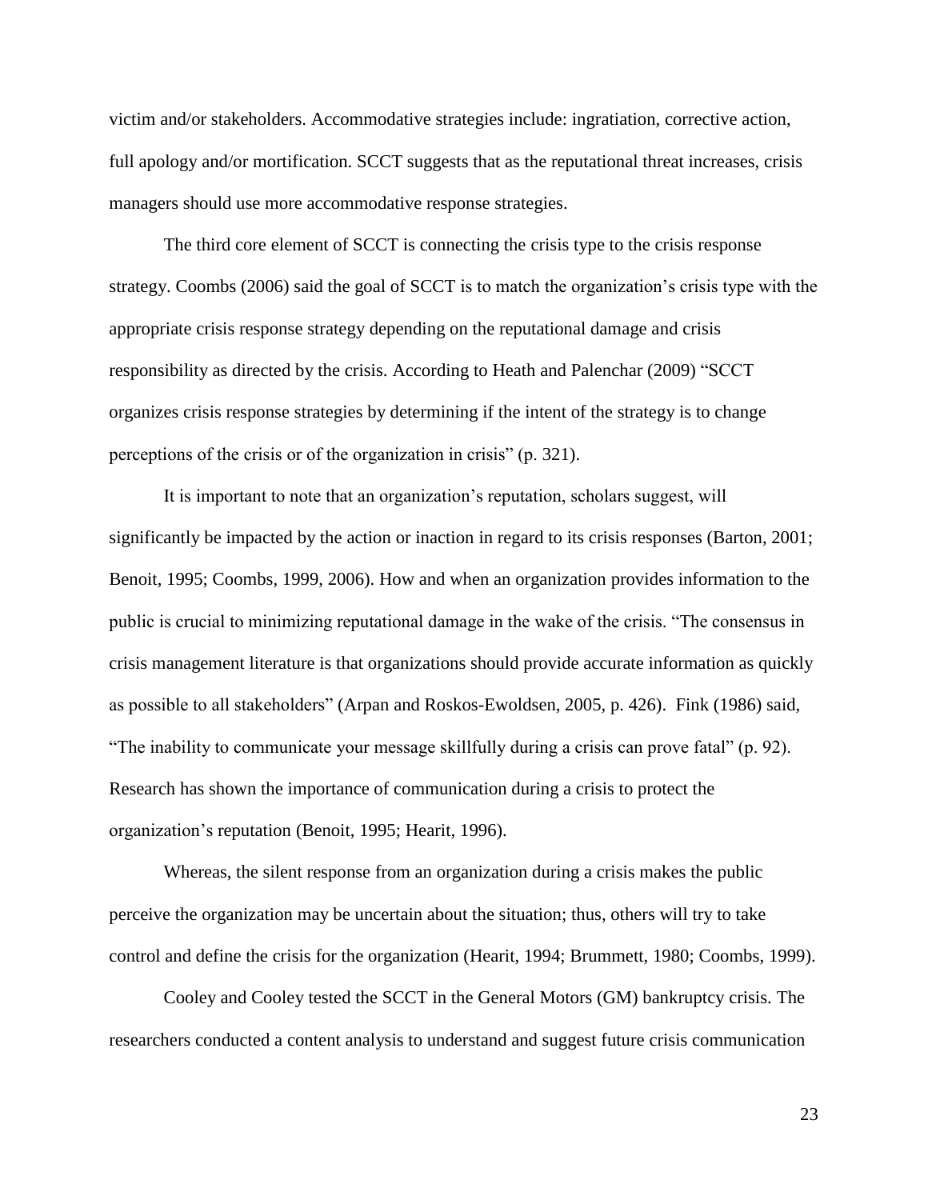victim and/or stakeholders. Accommodative strategies include: ingratiation, corrective action, full apology and/or mortification. SCCT suggests that as the reputational threat increases, crisis managers should use more accommodative response strategies.

The third core element of SCCT is connecting the crisis type to the crisis response strategy. Coombs (2006) said the goal of SCCT is to match the organization's crisis type with the appropriate crisis response strategy depending on the reputational damage and crisis responsibility as directed by the crisis. According to Heath and Palenchar (2009) "SCCT organizes crisis response strategies by determining if the intent of the strategy is to change perceptions of the crisis or of the organization in crisis" (p. 321).

It is important to note that an organization's reputation, scholars suggest, will significantly be impacted by the action or inaction in regard to its crisis responses (Barton, 2001; Benoit, 1995; Coombs, 1999, 2006). How and when an organization provides information to the public is crucial to minimizing reputational damage in the wake of the crisis. "The consensus in crisis management literature is that organizations should provide accurate information as quickly as possible to all stakeholders" (Arpan and Roskos-Ewoldsen, 2005, p. 426). Fink (1986) said, "The inability to communicate your message skillfully during a crisis can prove fatal" (p. 92). Research has shown the importance of communication during a crisis to protect the organization's reputation (Benoit, 1995; Hearit, 1996).

Whereas, the silent response from an organization during a crisis makes the public perceive the organization may be uncertain about the situation; thus, others will try to take control and define the crisis for the organization (Hearit, 1994; Brummett, 1980; Coombs, 1999).

Cooley and Cooley tested the SCCT in the General Motors (GM) bankruptcy crisis. The researchers conducted a content analysis to understand and suggest future crisis communication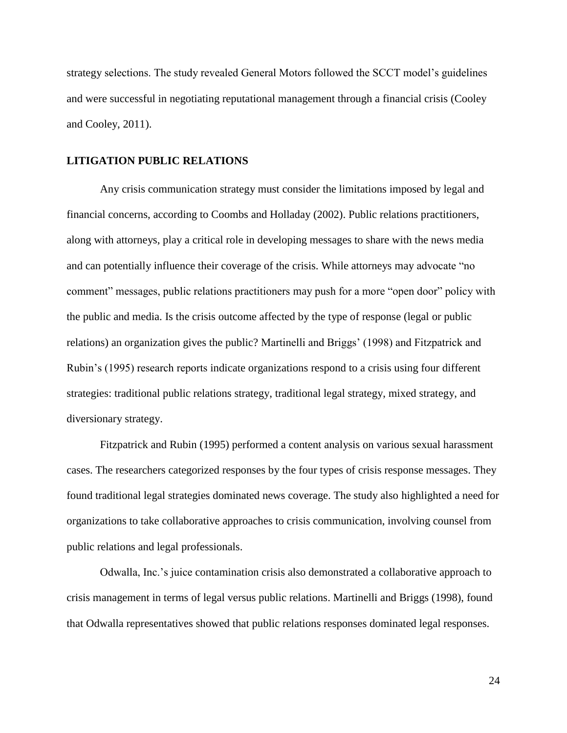strategy selections. The study revealed General Motors followed the SCCT model's guidelines and were successful in negotiating reputational management through a financial crisis (Cooley and Cooley, 2011).

## LITIGATION PUBLIC RELATIONS

Any crisis communication strategy must consider the limitations imposed by legal and financial concerns, according to Coombs and Holladay (2002). Public relations practitioners, along with attorneys, play a critical role in developing messages to share with the news media and can potentially influence their coverage of the crisis. While attorneys may advocate "no comment" messages, public relations practitioners may push for a more "open door" policy with the public and media. Is the crisis outcome affected by the type of response (legal or public relations) an organization gives the public? Martinelli and Briggs' (1998) and Fitzpatrick and Rubin's (1995) research reports indicate organizations respond to a crisis using four different strategies: traditional public relations strategy, traditional legal strategy, mixed strategy, and diversionary strategy.

Fitzpatrick and Rubin (1995) performed a content analysis on various sexual harassment cases. The researchers categorized responses by the four types of crisis response messages. They found traditional legal strategies dominated news coverage. The study also highlighted a need for organizations to take collaborative approaches to crisis communication, involving counsel from public relations and legal professionals.

Odwalla, Inc.'s juice contamination crisis also demonstrated a collaborative approach to crisis management in terms of legal versus public relations. Martinelli and Briggs (1998), found that Odwalla representatives showed that public relations responses dominated legal responses.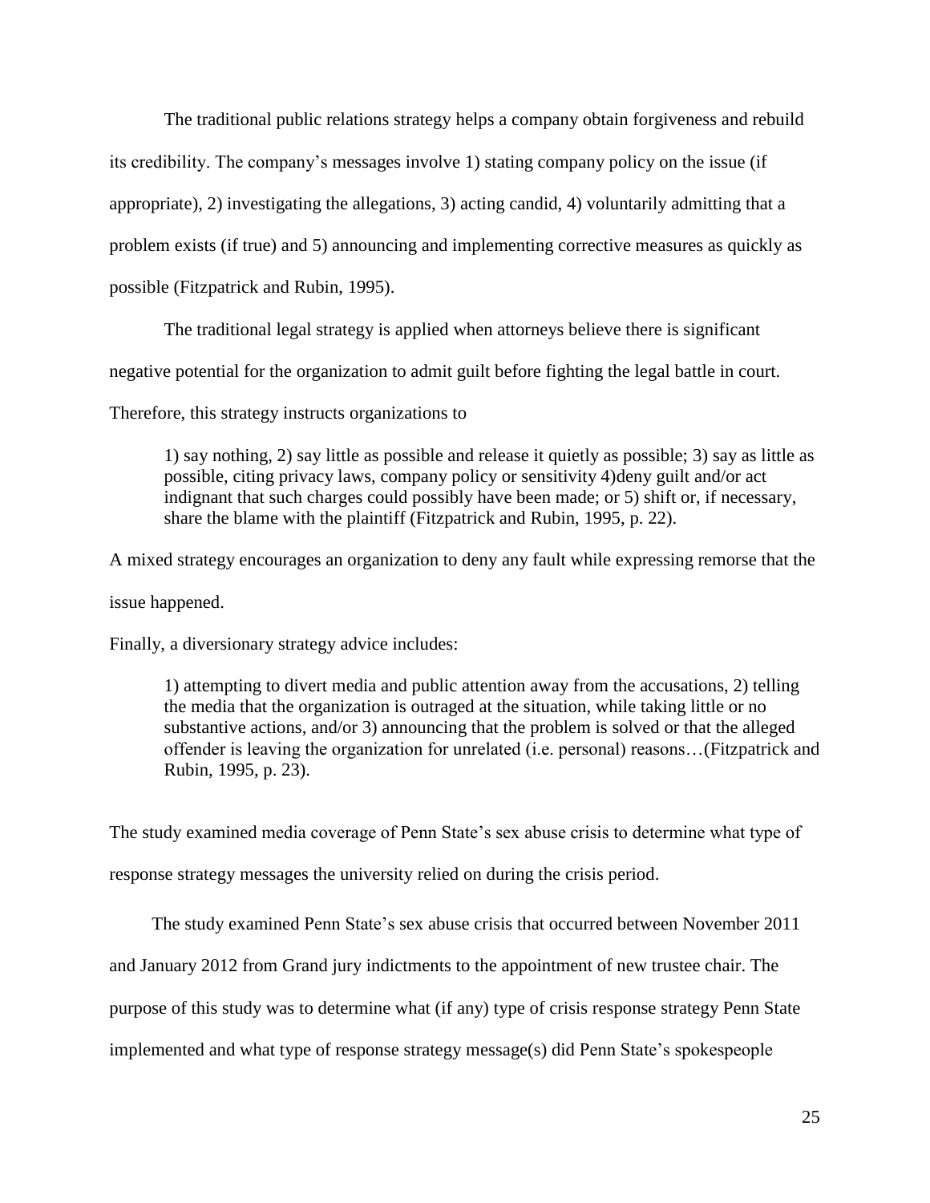The traditional public relations strategy helps a company obtain forgiveness and rebuild its credibility. The company's messages involve 1) stating company policy on the issue (if appropriate), 2) investigating the allegations, 3) acting candid, 4) voluntarily admitting that a problem exists (if true) and 5) announcing and implementing corrective measures as quickly as possible (Fitzpatrick and Rubin, 1995).

The traditional legal strategy is applied when attorneys believe there is significant negative potential for the organization to admit guilt before fighting the legal battle in court. Therefore, this strategy instructs organizations to

> 1) say nothing, 2) say little as possible and release it quietly as possible; 3) say as little as possible, citing privacy laws, company policy or sensitivity 4)deny guilt and/or act indignant that such charges could possibly have been made; or 5) shift or, if necessary, share the blame with the plaintiff (Fitzpatrick and Rubin, 1995, p. 22).

A mixed strategy encourages an organization to deny any fault while expressing remorse that the issue happened.

Finally, a diversionary strategy advice includes:

> 1) attempting to divert media and public attention away from the accusations, 2) telling the media that the organization is outraged at the situation, while taking little or no substantive actions, and/or 3) announcing that the problem is solved or that the alleged offender is leaving the organization for unrelated (i.e. personal) reasons…(Fitzpatrick and Rubin, 1995, p. 23).

The study examined media coverage of Penn State's sex abuse crisis to determine what type of response strategy messages the university relied on during the crisis period.

The study examined Penn State's sex abuse crisis that occurred between November 2011 and January 2012 from Grand jury indictments to the appointment of new trustee chair. The purpose of this study was to determine what (if any) type of crisis response strategy Penn State implemented and what type of response strategy message(s) did Penn State's spokespeople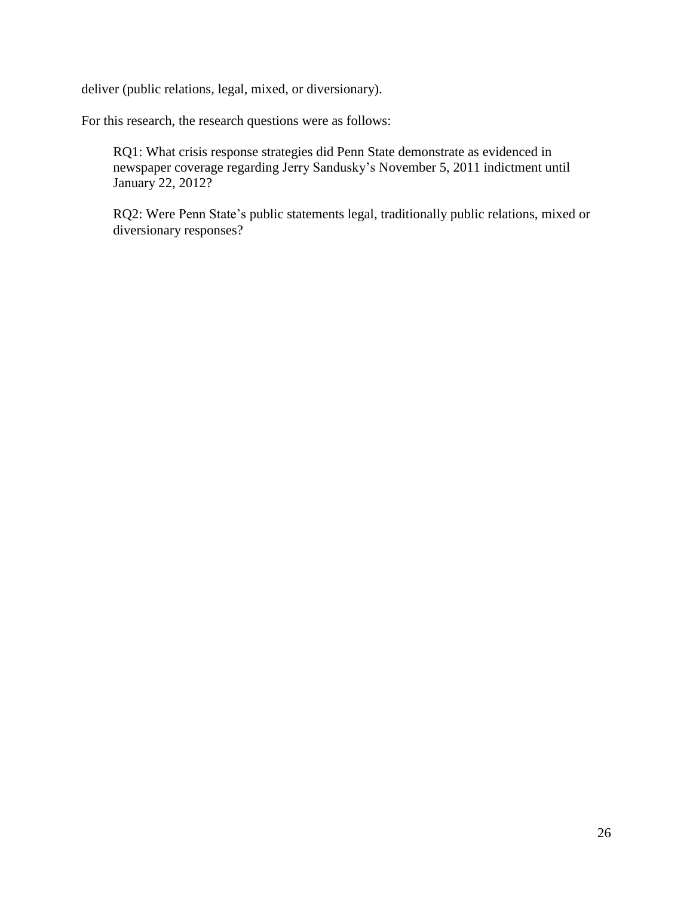deliver (public relations, legal, mixed, or diversionary).

For this research, the research questions were as follows:

> RQ1: What crisis response strategies did Penn State demonstrate as evidenced in newspaper coverage regarding Jerry Sandusky's November 5, 2011 indictment until January 22, 2012?
>
> RQ2: Were Penn State's public statements legal, traditionally public relations, mixed or diversionary responses?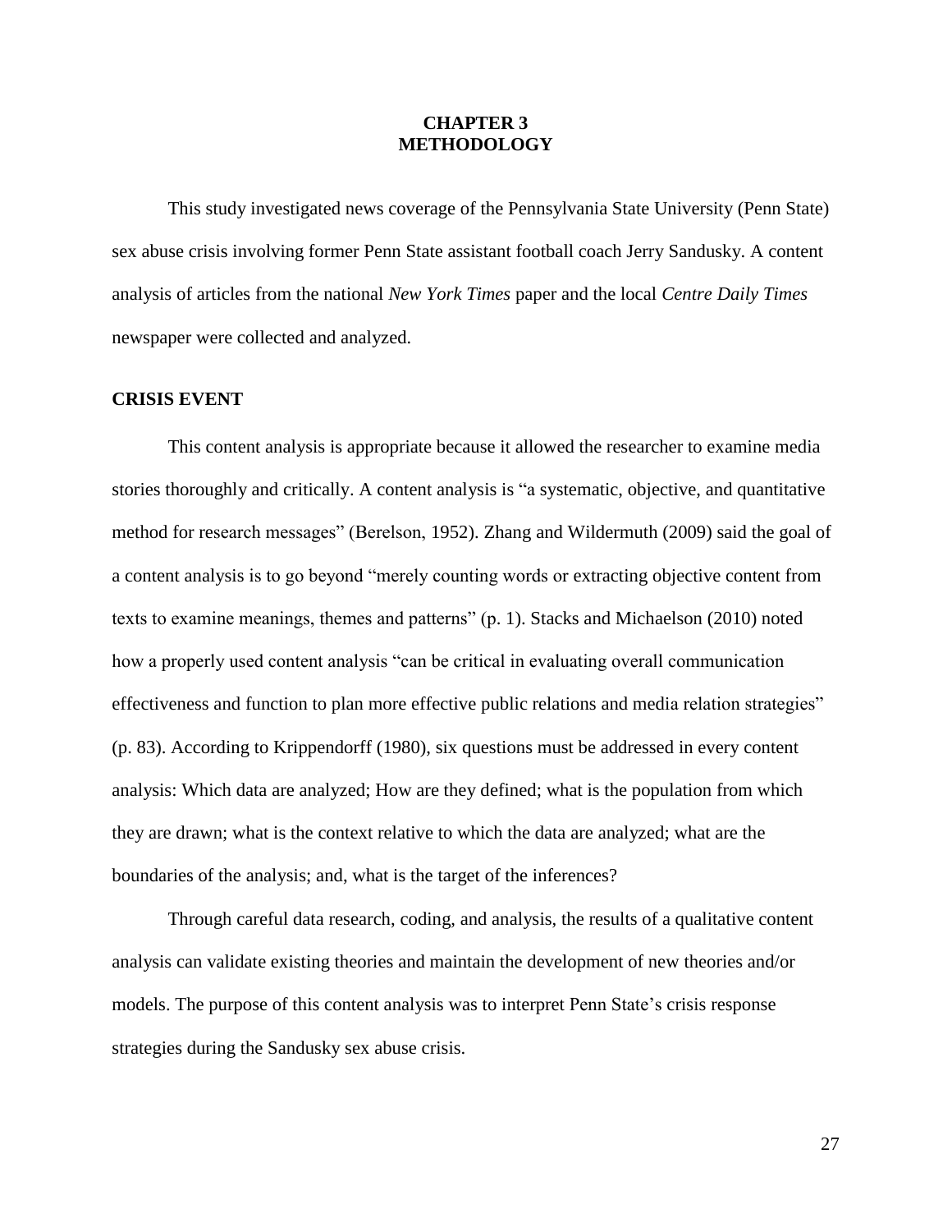# CHAPTER 3
# METHODOLOGY

This study investigated news coverage of the Pennsylvania State University (Penn State) sex abuse crisis involving former Penn State assistant football coach Jerry Sandusky. A content analysis of articles from the national *New York Times* paper and the local *Centre Daily Times* newspaper were collected and analyzed.

## CRISIS EVENT

This content analysis is appropriate because it allowed the researcher to examine media stories thoroughly and critically. A content analysis is "a systematic, objective, and quantitative method for research messages" (Berelson, 1952). Zhang and Wildermuth (2009) said the goal of a content analysis is to go beyond "merely counting words or extracting objective content from texts to examine meanings, themes and patterns" (p. 1). Stacks and Michaelson (2010) noted how a properly used content analysis "can be critical in evaluating overall communication effectiveness and function to plan more effective public relations and media relation strategies" (p. 83). According to Krippendorff (1980), six questions must be addressed in every content analysis: Which data are analyzed; How are they defined; what is the population from which they are drawn; what is the context relative to which the data are analyzed; what are the boundaries of the analysis; and, what is the target of the inferences?

Through careful data research, coding, and analysis, the results of a qualitative content analysis can validate existing theories and maintain the development of new theories and/or models. The purpose of this content analysis was to interpret Penn State's crisis response strategies during the Sandusky sex abuse crisis.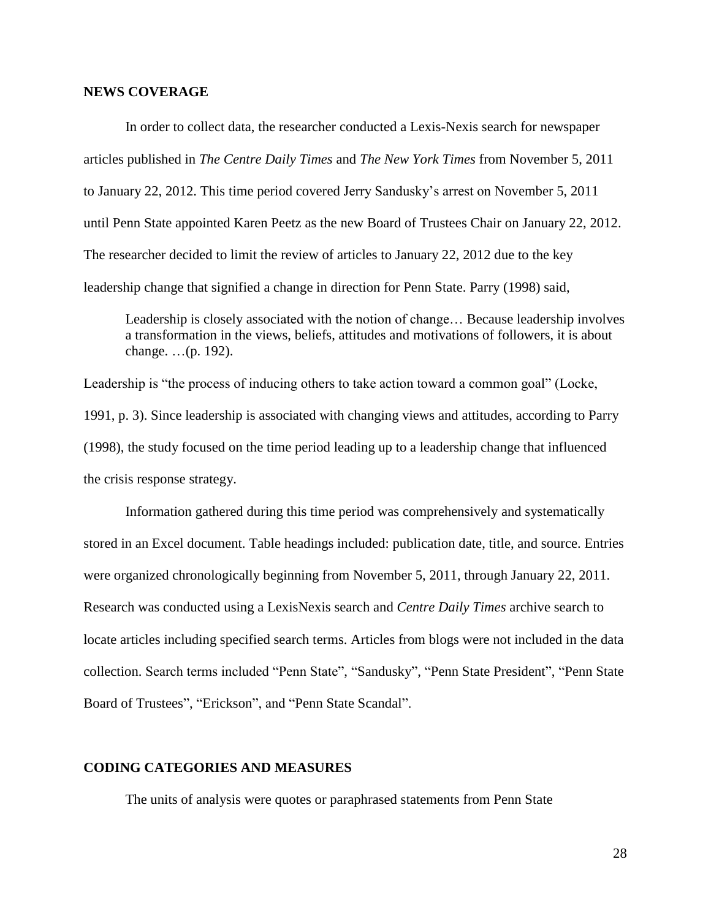## NEWS COVERAGE

In order to collect data, the researcher conducted a Lexis-Nexis search for newspaper articles published in *The Centre Daily Times* and *The New York Times* from November 5, 2011 to January 22, 2012. This time period covered Jerry Sandusky's arrest on November 5, 2011 until Penn State appointed Karen Peetz as the new Board of Trustees Chair on January 22, 2012. The researcher decided to limit the review of articles to January 22, 2012 due to the key leadership change that signified a change in direction for Penn State. Parry (1998) said,

> Leadership is closely associated with the notion of change… Because leadership involves a transformation in the views, beliefs, attitudes and motivations of followers, it is about change. …(p. 192).

Leadership is "the process of inducing others to take action toward a common goal" (Locke, 1991, p. 3). Since leadership is associated with changing views and attitudes, according to Parry (1998), the study focused on the time period leading up to a leadership change that influenced the crisis response strategy.

Information gathered during this time period was comprehensively and systematically stored in an Excel document. Table headings included: publication date, title, and source. Entries were organized chronologically beginning from November 5, 2011, through January 22, 2011. Research was conducted using a LexisNexis search and *Centre Daily Times* archive search to locate articles including specified search terms. Articles from blogs were not included in the data collection. Search terms included "Penn State", "Sandusky", "Penn State President", "Penn State Board of Trustees", "Erickson", and "Penn State Scandal".

## CODING CATEGORIES AND MEASURES

The units of analysis were quotes or paraphrased statements from Penn State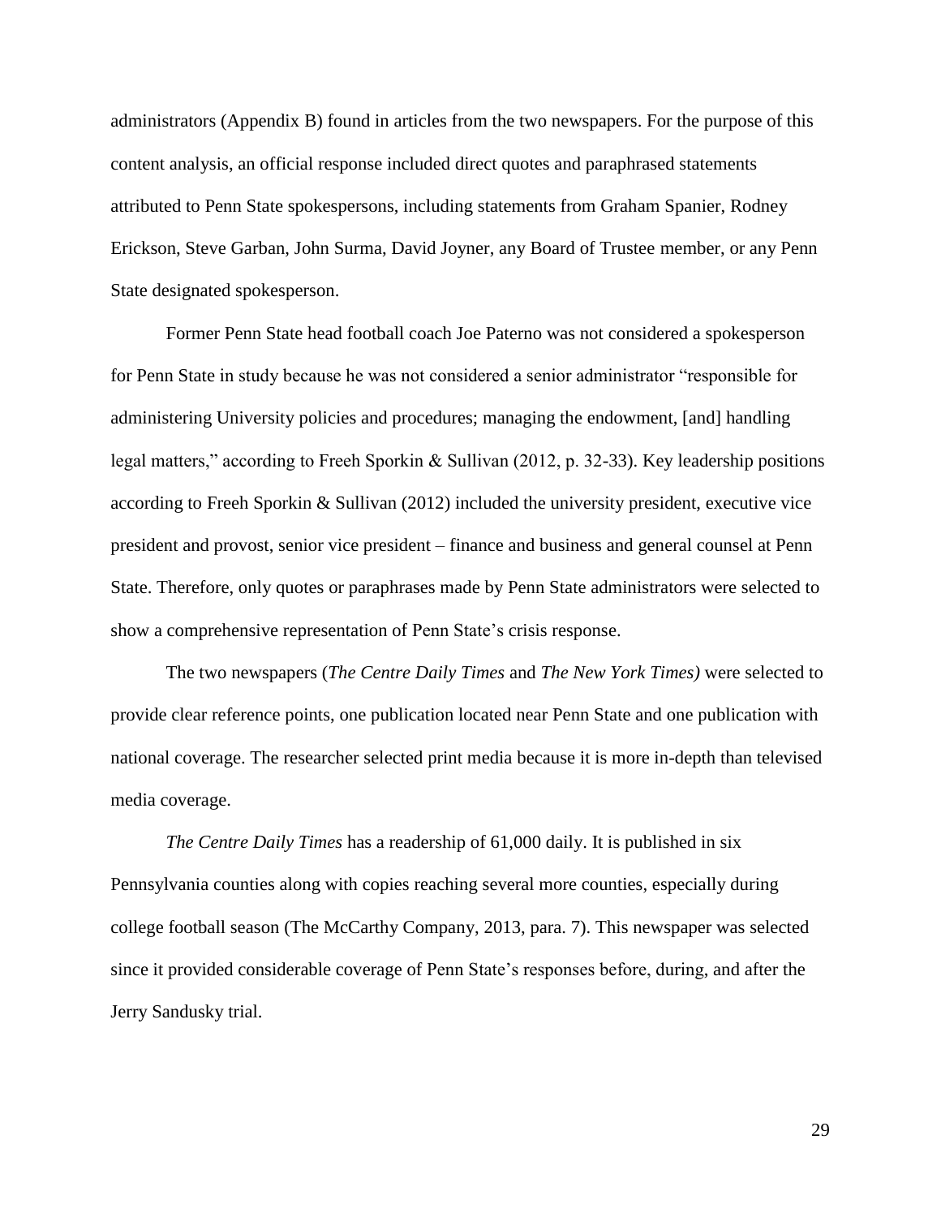administrators (Appendix B) found in articles from the two newspapers. For the purpose of this content analysis, an official response included direct quotes and paraphrased statements attributed to Penn State spokespersons, including statements from Graham Spanier, Rodney Erickson, Steve Garban, John Surma, David Joyner, any Board of Trustee member, or any Penn State designated spokesperson.

Former Penn State head football coach Joe Paterno was not considered a spokesperson for Penn State in study because he was not considered a senior administrator "responsible for administering University policies and procedures; managing the endowment, [and] handling legal matters," according to Freeh Sporkin & Sullivan (2012, p. 32-33). Key leadership positions according to Freeh Sporkin & Sullivan (2012) included the university president, executive vice president and provost, senior vice president – finance and business and general counsel at Penn State. Therefore, only quotes or paraphrases made by Penn State administrators were selected to show a comprehensive representation of Penn State's crisis response.

The two newspapers (*The Centre Daily Times* and *The New York Times)* were selected to provide clear reference points, one publication located near Penn State and one publication with national coverage. The researcher selected print media because it is more in-depth than televised media coverage.

*The Centre Daily Times* has a readership of 61,000 daily. It is published in six Pennsylvania counties along with copies reaching several more counties, especially during college football season (The McCarthy Company, 2013, para. 7). This newspaper was selected since it provided considerable coverage of Penn State's responses before, during, and after the Jerry Sandusky trial.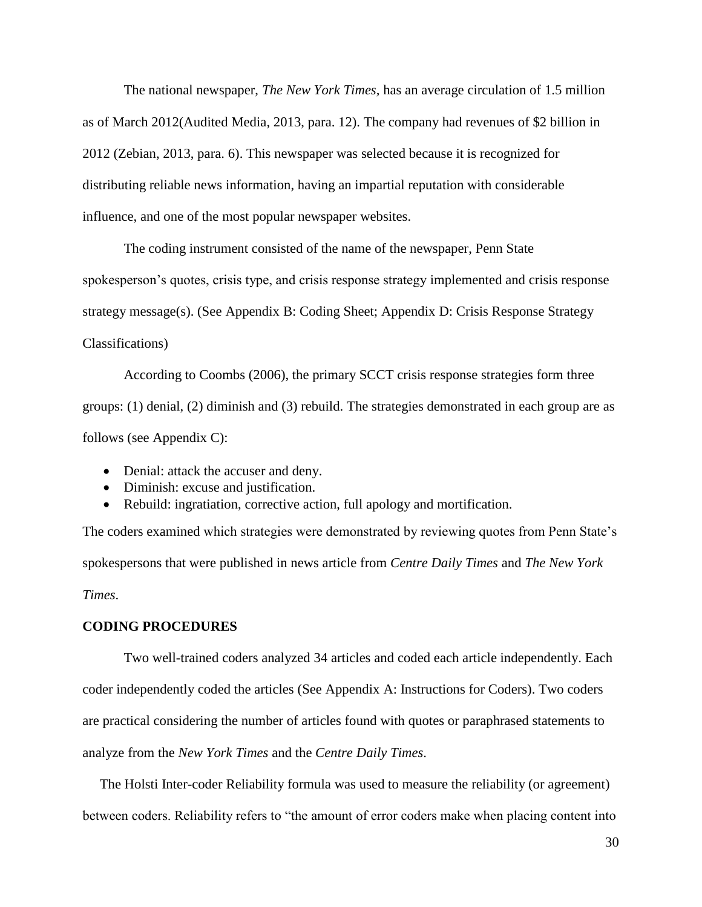The national newspaper, *The New York Times*, has an average circulation of 1.5 million as of March 2012(Audited Media, 2013, para. 12). The company had revenues of $2 billion in 2012 (Zebian, 2013, para. 6). This newspaper was selected because it is recognized for distributing reliable news information, having an impartial reputation with considerable influence, and one of the most popular newspaper websites.

The coding instrument consisted of the name of the newspaper, Penn State spokesperson's quotes, crisis type, and crisis response strategy implemented and crisis response strategy message(s). (See Appendix B: Coding Sheet; Appendix D: Crisis Response Strategy Classifications)

According to Coombs (2006), the primary SCCT crisis response strategies form three groups: (1) denial, (2) diminish and (3) rebuild. The strategies demonstrated in each group are as follows (see Appendix C):

- Denial: attack the accuser and deny.
- Diminish: excuse and justification.
- Rebuild: ingratiation, corrective action, full apology and mortification.

The coders examined which strategies were demonstrated by reviewing quotes from Penn State's spokespersons that were published in news article from *Centre Daily Times* and *The New York Times*.

## CODING PROCEDURES

Two well-trained coders analyzed 34 articles and coded each article independently. Each coder independently coded the articles (See Appendix A: Instructions for Coders). Two coders are practical considering the number of articles found with quotes or paraphrased statements to analyze from the *New York Times* and the *Centre Daily Times*.

The Holsti Inter-coder Reliability formula was used to measure the reliability (or agreement) between coders. Reliability refers to "the amount of error coders make when placing content into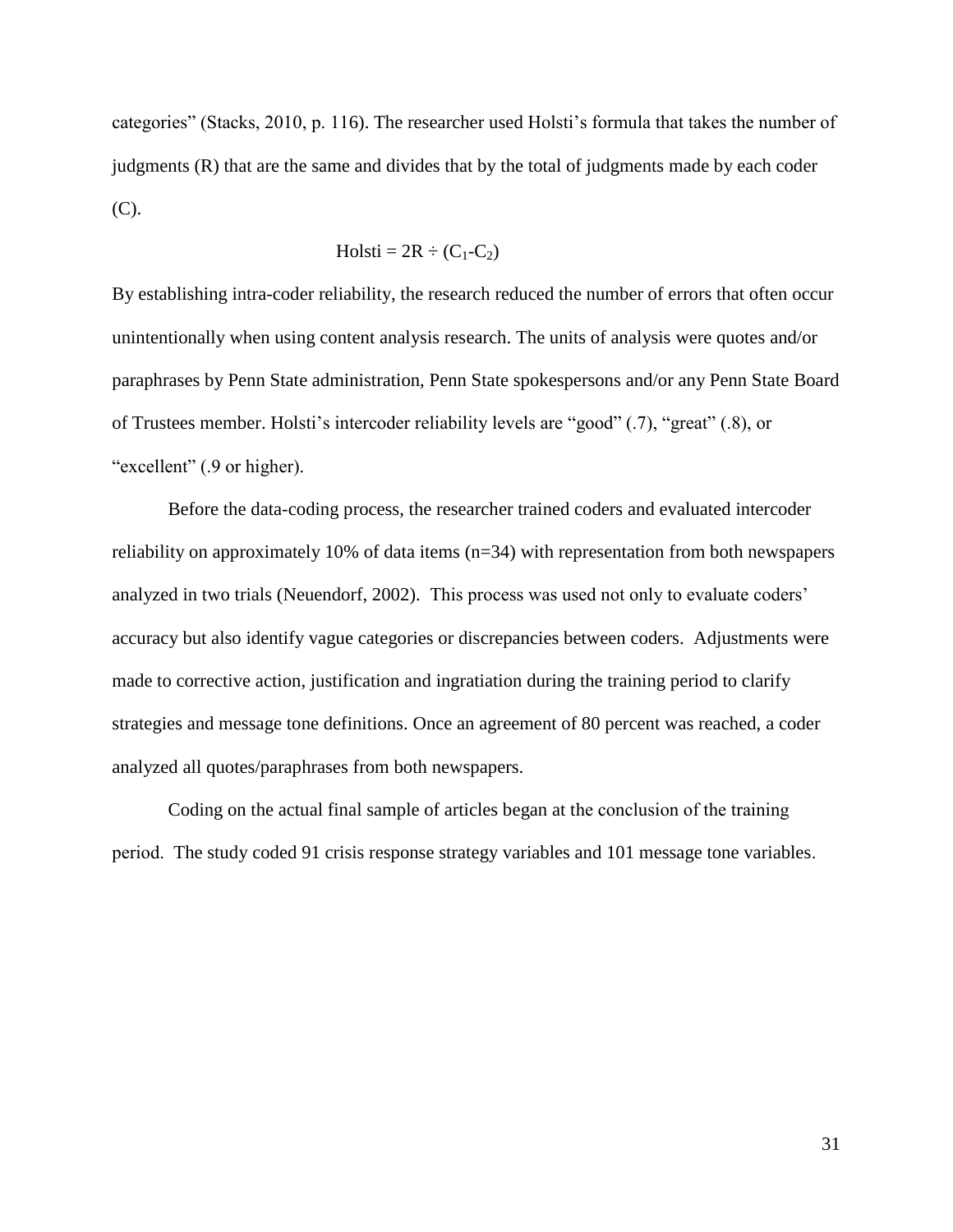categories" (Stacks, 2010, p. 116). The researcher used Holsti's formula that takes the number of judgments (R) that are the same and divides that by the total of judgments made by each coder (C).

$$\text{Holsti} = 2R \div (C_1\text{-}C_2)$$

By establishing intra-coder reliability, the research reduced the number of errors that often occur unintentionally when using content analysis research. The units of analysis were quotes and/or paraphrases by Penn State administration, Penn State spokespersons and/or any Penn State Board of Trustees member. Holsti's intercoder reliability levels are "good" (.7), "great" (.8), or "excellent" (.9 or higher).

Before the data-coding process, the researcher trained coders and evaluated intercoder reliability on approximately 10% of data items (n=34) with representation from both newspapers analyzed in two trials (Neuendorf, 2002). This process was used not only to evaluate coders' accuracy but also identify vague categories or discrepancies between coders. Adjustments were made to corrective action, justification and ingratiation during the training period to clarify strategies and message tone definitions. Once an agreement of 80 percent was reached, a coder analyzed all quotes/paraphrases from both newspapers.

Coding on the actual final sample of articles began at the conclusion of the training period. The study coded 91 crisis response strategy variables and 101 message tone variables.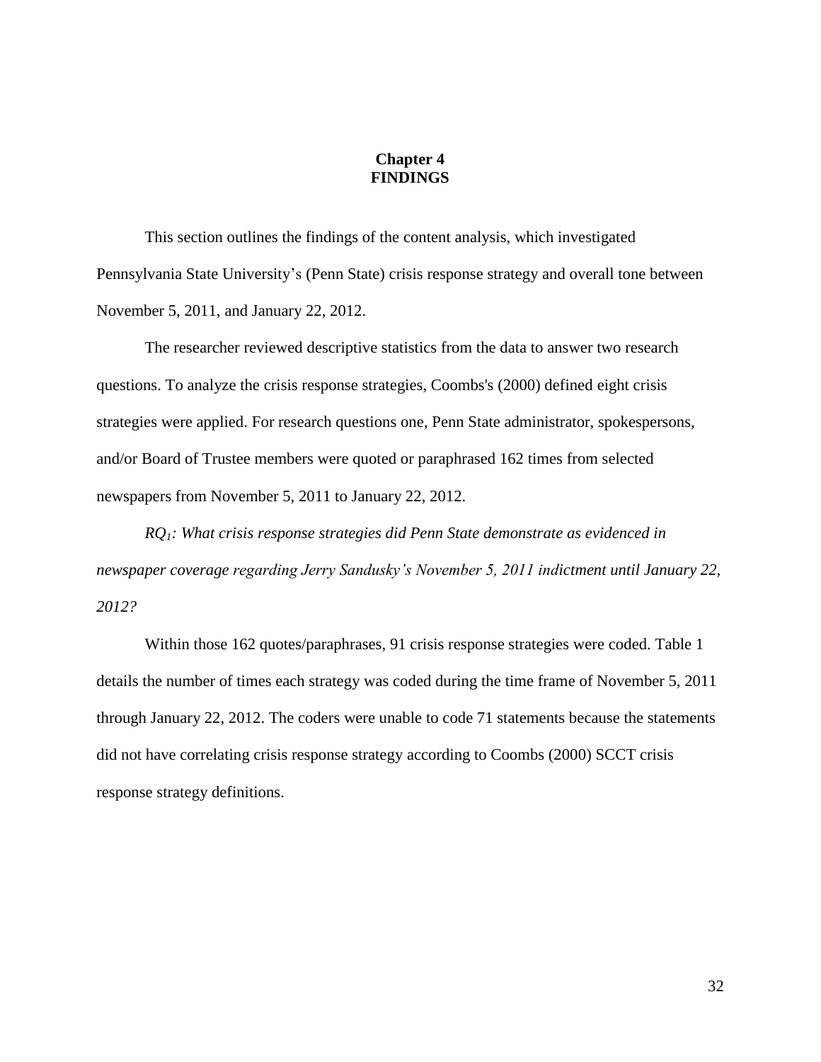# Chapter 4
# FINDINGS

This section outlines the findings of the content analysis, which investigated Pennsylvania State University's (Penn State) crisis response strategy and overall tone between November 5, 2011, and January 22, 2012.

The researcher reviewed descriptive statistics from the data to answer two research questions. To analyze the crisis response strategies, Coombs's (2000) defined eight crisis strategies were applied. For research questions one, Penn State administrator, spokespersons, and/or Board of Trustee members were quoted or paraphrased 162 times from selected newspapers from November 5, 2011 to January 22, 2012.

*$RQ_1$: What crisis response strategies did Penn State demonstrate as evidenced in newspaper coverage regarding Jerry Sandusky's November 5, 2011 indictment until January 22, 2012?*

Within those 162 quotes/paraphrases, 91 crisis response strategies were coded. Table 1 details the number of times each strategy was coded during the time frame of November 5, 2011 through January 22, 2012. The coders were unable to code 71 statements because the statements did not have correlating crisis response strategy according to Coombs (2000) SCCT crisis response strategy definitions.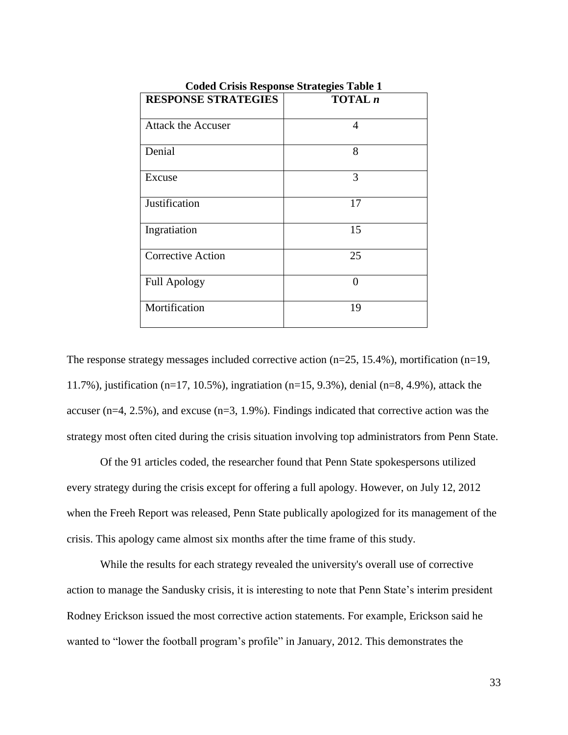**Coded Crisis Response Strategies Table 1**

| **RESPONSE STRATEGIES** | **TOTAL *n*** |
|---|---|
| Attack the Accuser | 4 |
| Denial | 8 |
| Excuse | 3 |
| Justification | 17 |
| Ingratiation | 15 |
| Corrective Action | 25 |
| Full Apology | 0 |
| Mortification | 19 |

The response strategy messages included corrective action (n=25, 15.4%), mortification (n=19, 11.7%), justification (n=17, 10.5%), ingratiation (n=15, 9.3%), denial (n=8, 4.9%), attack the accuser (n=4, 2.5%), and excuse (n=3, 1.9%). Findings indicated that corrective action was the strategy most often cited during the crisis situation involving top administrators from Penn State.

Of the 91 articles coded, the researcher found that Penn State spokespersons utilized every strategy during the crisis except for offering a full apology. However, on July 12, 2012 when the Freeh Report was released, Penn State publically apologized for its management of the crisis. This apology came almost six months after the time frame of this study.

While the results for each strategy revealed the university's overall use of corrective action to manage the Sandusky crisis, it is interesting to note that Penn State's interim president Rodney Erickson issued the most corrective action statements. For example, Erickson said he wanted to "lower the football program's profile" in January, 2012. This demonstrates the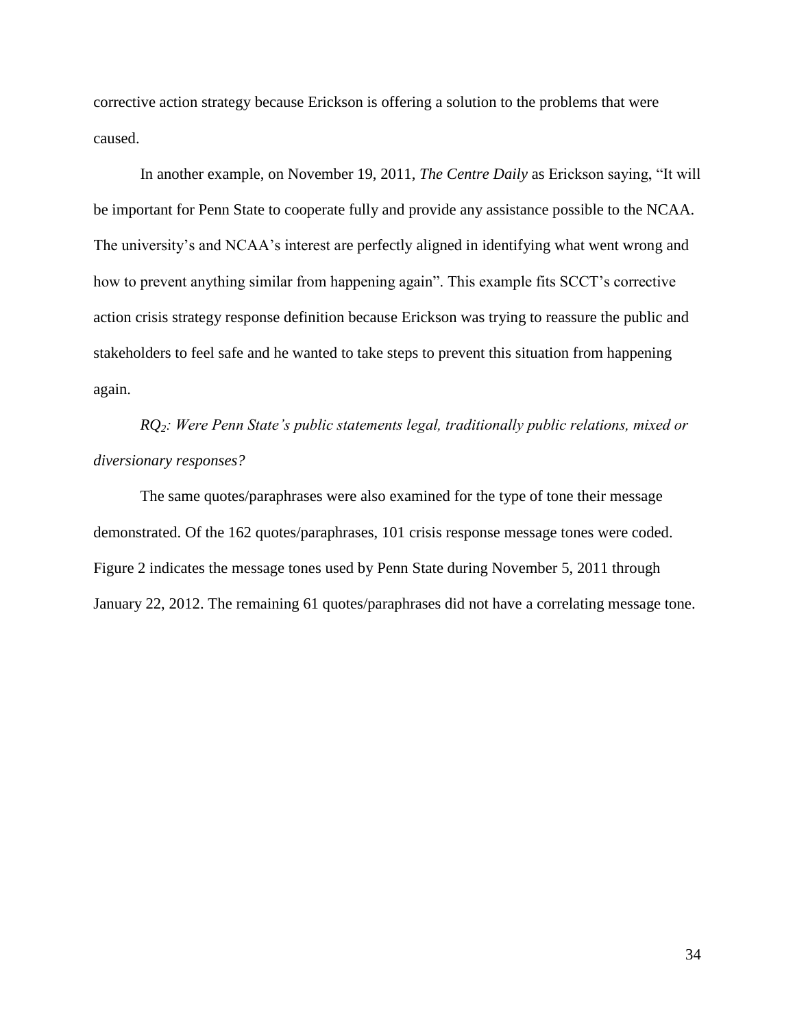corrective action strategy because Erickson is offering a solution to the problems that were caused.

In another example, on November 19, 2011, *The Centre Daily* as Erickson saying, “It will be important for Penn State to cooperate fully and provide any assistance possible to the NCAA. The university’s and NCAA’s interest are perfectly aligned in identifying what went wrong and how to prevent anything similar from happening again”. This example fits SCCT’s corrective action crisis strategy response definition because Erickson was trying to reassure the public and stakeholders to feel safe and he wanted to take steps to prevent this situation from happening again.

*$RQ_2$: Were Penn State’s public statements legal, traditionally public relations, mixed or diversionary responses?*

The same quotes/paraphrases were also examined for the type of tone their message demonstrated. Of the 162 quotes/paraphrases, 101 crisis response message tones were coded. Figure 2 indicates the message tones used by Penn State during November 5, 2011 through January 22, 2012. The remaining 61 quotes/paraphrases did not have a correlating message tone.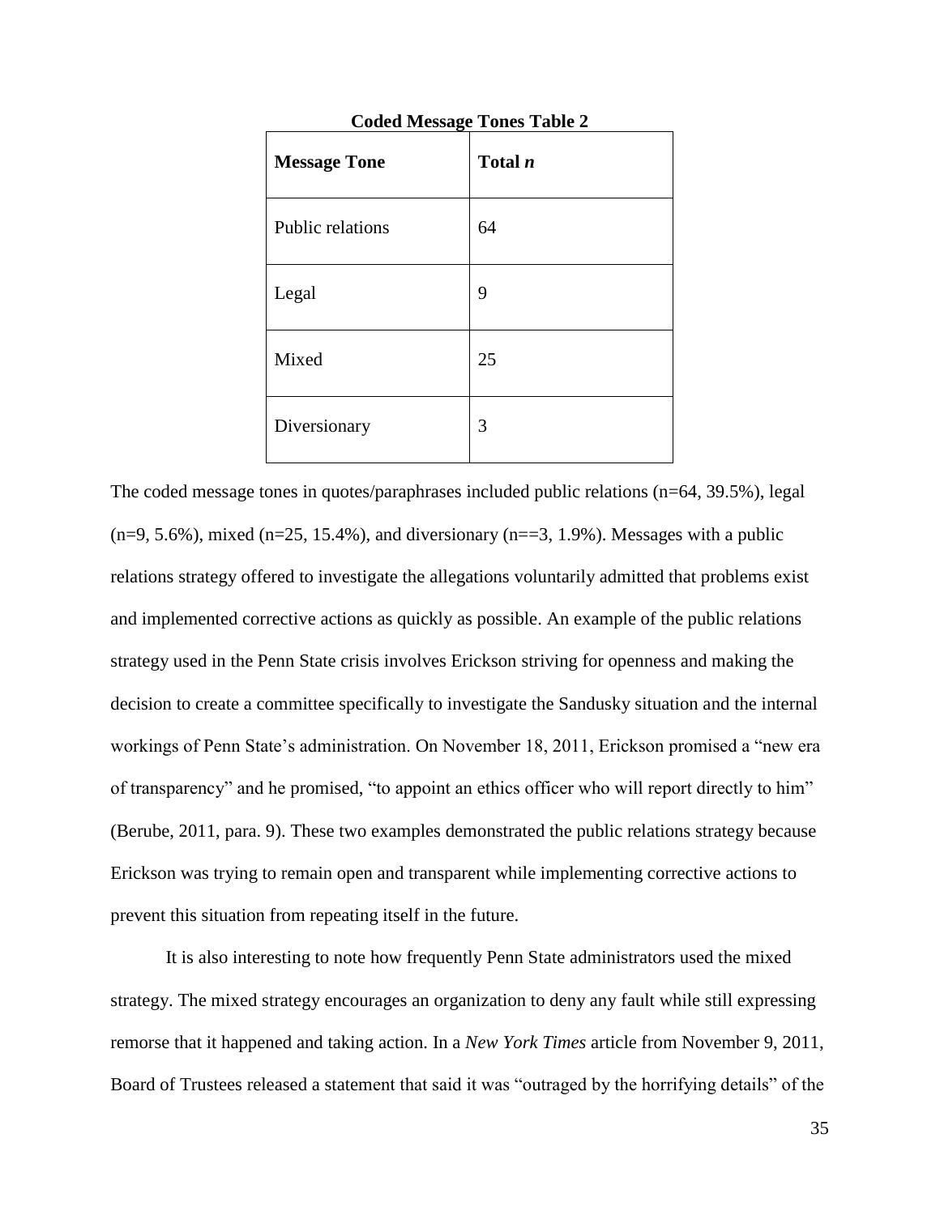**Coded Message Tones Table 2**

| **Message Tone** | **Total *n*** |
|---|---|
| Public relations | 64 |
| Legal | 9 |
| Mixed | 25 |
| Diversionary | 3 |

The coded message tones in quotes/paraphrases included public relations (n=64, 39.5%), legal (n=9, 5.6%), mixed (n=25, 15.4%), and diversionary (n==3, 1.9%). Messages with a public relations strategy offered to investigate the allegations voluntarily admitted that problems exist and implemented corrective actions as quickly as possible. An example of the public relations strategy used in the Penn State crisis involves Erickson striving for openness and making the decision to create a committee specifically to investigate the Sandusky situation and the internal workings of Penn State's administration. On November 18, 2011, Erickson promised a "new era of transparency" and he promised, "to appoint an ethics officer who will report directly to him" (Berube, 2011, para. 9). These two examples demonstrated the public relations strategy because Erickson was trying to remain open and transparent while implementing corrective actions to prevent this situation from repeating itself in the future.

It is also interesting to note how frequently Penn State administrators used the mixed strategy. The mixed strategy encourages an organization to deny any fault while still expressing remorse that it happened and taking action. In a *New York Times* article from November 9, 2011, Board of Trustees released a statement that said it was "outraged by the horrifying details" of the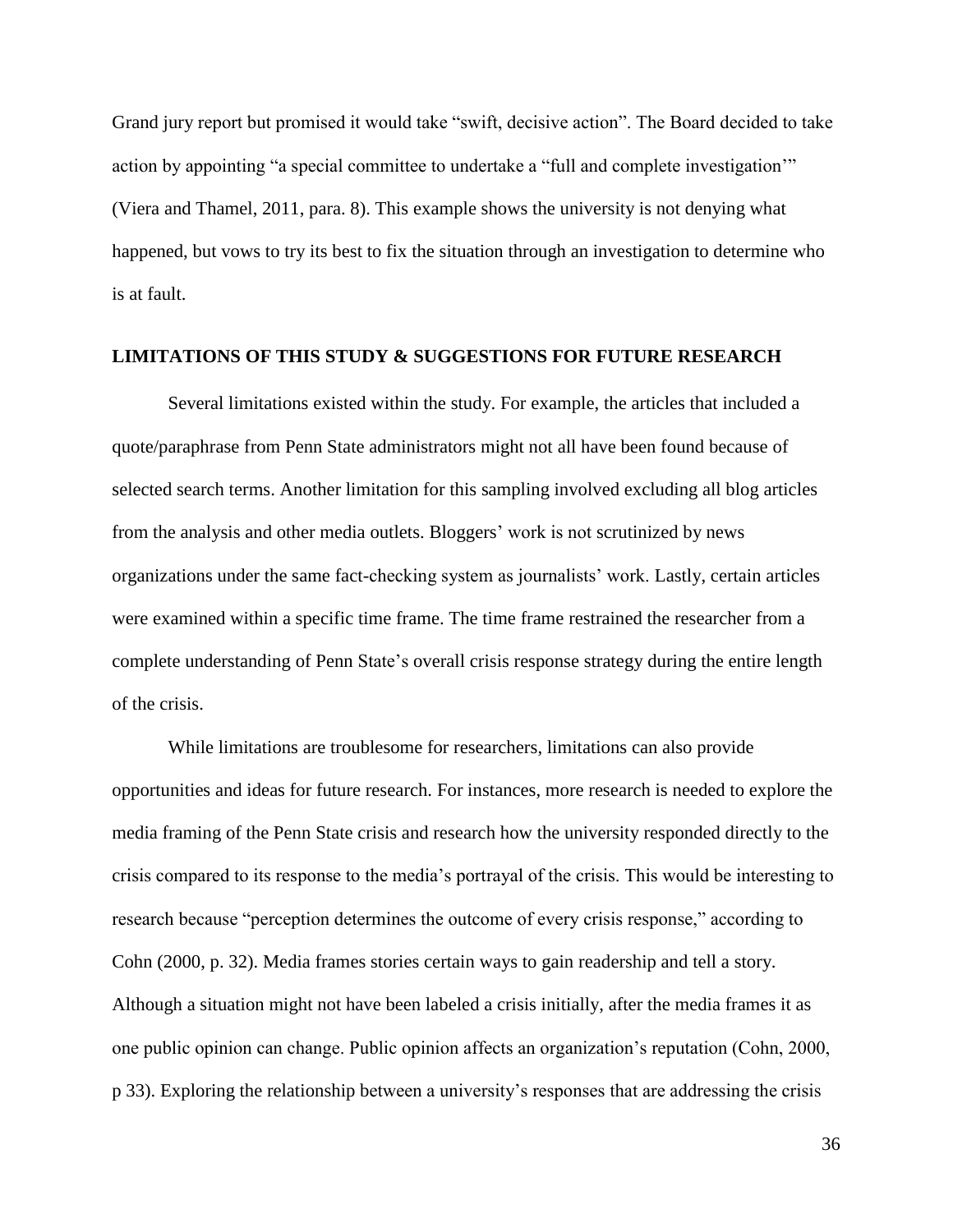Grand jury report but promised it would take "swift, decisive action". The Board decided to take action by appointing "a special committee to undertake a "full and complete investigation'" (Viera and Thamel, 2011, para. 8). This example shows the university is not denying what happened, but vows to try its best to fix the situation through an investigation to determine who is at fault.

## LIMITATIONS OF THIS STUDY & SUGGESTIONS FOR FUTURE RESEARCH

Several limitations existed within the study. For example, the articles that included a quote/paraphrase from Penn State administrators might not all have been found because of selected search terms. Another limitation for this sampling involved excluding all blog articles from the analysis and other media outlets. Bloggers' work is not scrutinized by news organizations under the same fact-checking system as journalists' work. Lastly, certain articles were examined within a specific time frame. The time frame restrained the researcher from a complete understanding of Penn State's overall crisis response strategy during the entire length of the crisis.

While limitations are troublesome for researchers, limitations can also provide opportunities and ideas for future research. For instances, more research is needed to explore the media framing of the Penn State crisis and research how the university responded directly to the crisis compared to its response to the media's portrayal of the crisis. This would be interesting to research because "perception determines the outcome of every crisis response," according to Cohn (2000, p. 32). Media frames stories certain ways to gain readership and tell a story. Although a situation might not have been labeled a crisis initially, after the media frames it as one public opinion can change. Public opinion affects an organization's reputation (Cohn, 2000, p 33). Exploring the relationship between a university's responses that are addressing the crisis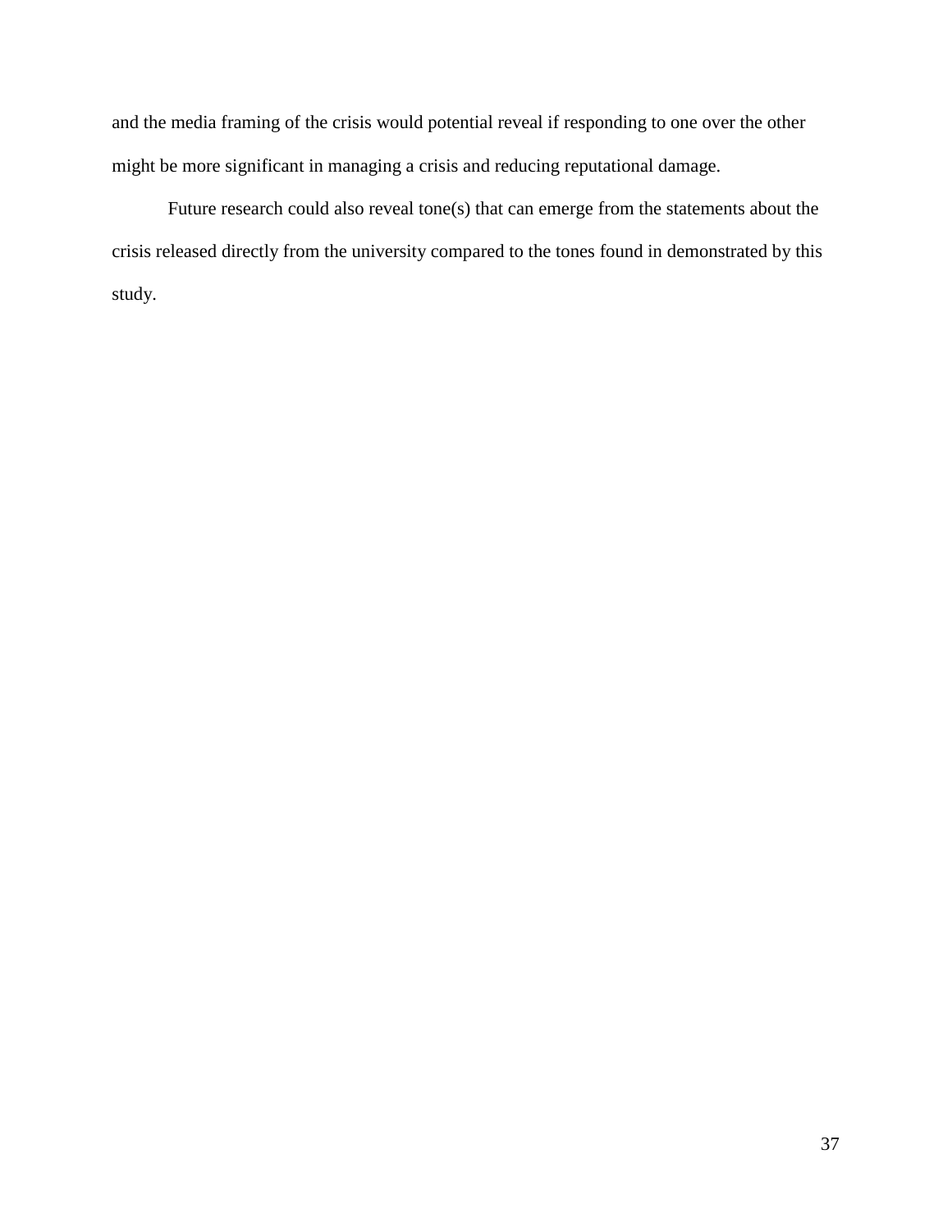and the media framing of the crisis would potential reveal if responding to one over the other might be more significant in managing a crisis and reducing reputational damage.

Future research could also reveal tone(s) that can emerge from the statements about the crisis released directly from the university compared to the tones found in demonstrated by this study.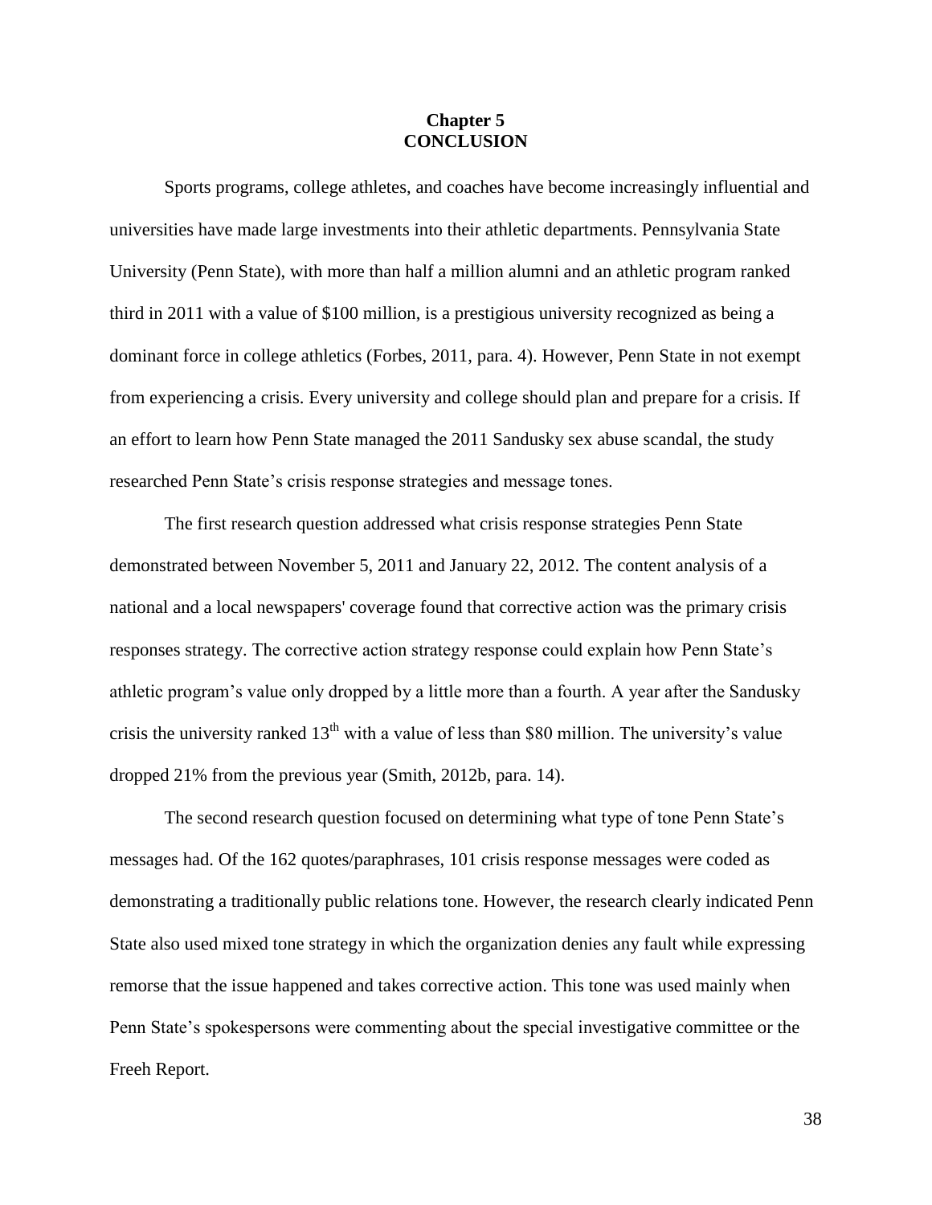# Chapter 5
# CONCLUSION

Sports programs, college athletes, and coaches have become increasingly influential and universities have made large investments into their athletic departments. Pennsylvania State University (Penn State), with more than half a million alumni and an athletic program ranked third in 2011 with a value of $100 million, is a prestigious university recognized as being a dominant force in college athletics (Forbes, 2011, para. 4). However, Penn State in not exempt from experiencing a crisis. Every university and college should plan and prepare for a crisis. If an effort to learn how Penn State managed the 2011 Sandusky sex abuse scandal, the study researched Penn State's crisis response strategies and message tones.

The first research question addressed what crisis response strategies Penn State demonstrated between November 5, 2011 and January 22, 2012. The content analysis of a national and a local newspapers' coverage found that corrective action was the primary crisis responses strategy. The corrective action strategy response could explain how Penn State's athletic program's value only dropped by a little more than a fourth. A year after the Sandusky crisis the university ranked 13th with a value of less than $80 million. The university's value dropped 21% from the previous year (Smith, 2012b, para. 14).

The second research question focused on determining what type of tone Penn State's messages had. Of the 162 quotes/paraphrases, 101 crisis response messages were coded as demonstrating a traditionally public relations tone. However, the research clearly indicated Penn State also used mixed tone strategy in which the organization denies any fault while expressing remorse that the issue happened and takes corrective action. This tone was used mainly when Penn State's spokespersons were commenting about the special investigative committee or the Freeh Report.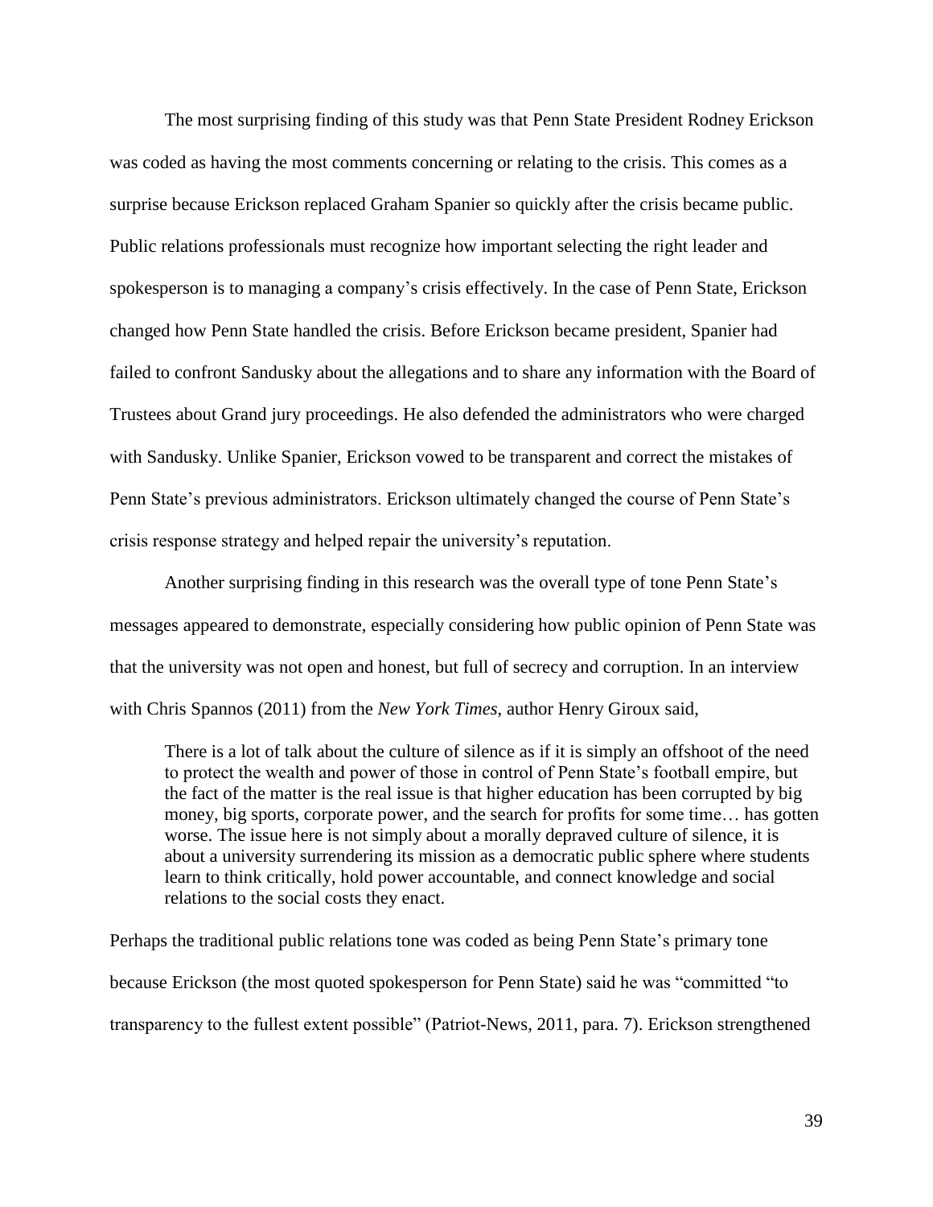The most surprising finding of this study was that Penn State President Rodney Erickson was coded as having the most comments concerning or relating to the crisis. This comes as a surprise because Erickson replaced Graham Spanier so quickly after the crisis became public. Public relations professionals must recognize how important selecting the right leader and spokesperson is to managing a company's crisis effectively. In the case of Penn State, Erickson changed how Penn State handled the crisis. Before Erickson became president, Spanier had failed to confront Sandusky about the allegations and to share any information with the Board of Trustees about Grand jury proceedings. He also defended the administrators who were charged with Sandusky. Unlike Spanier, Erickson vowed to be transparent and correct the mistakes of Penn State's previous administrators. Erickson ultimately changed the course of Penn State's crisis response strategy and helped repair the university's reputation.

Another surprising finding in this research was the overall type of tone Penn State's messages appeared to demonstrate, especially considering how public opinion of Penn State was that the university was not open and honest, but full of secrecy and corruption. In an interview with Chris Spannos (2011) from the *New York Times*, author Henry Giroux said,

> There is a lot of talk about the culture of silence as if it is simply an offshoot of the need to protect the wealth and power of those in control of Penn State's football empire, but the fact of the matter is the real issue is that higher education has been corrupted by big money, big sports, corporate power, and the search for profits for some time… has gotten worse. The issue here is not simply about a morally depraved culture of silence, it is about a university surrendering its mission as a democratic public sphere where students learn to think critically, hold power accountable, and connect knowledge and social relations to the social costs they enact.

Perhaps the traditional public relations tone was coded as being Penn State's primary tone because Erickson (the most quoted spokesperson for Penn State) said he was "committed "to transparency to the fullest extent possible" (Patriot-News, 2011, para. 7). Erickson strengthened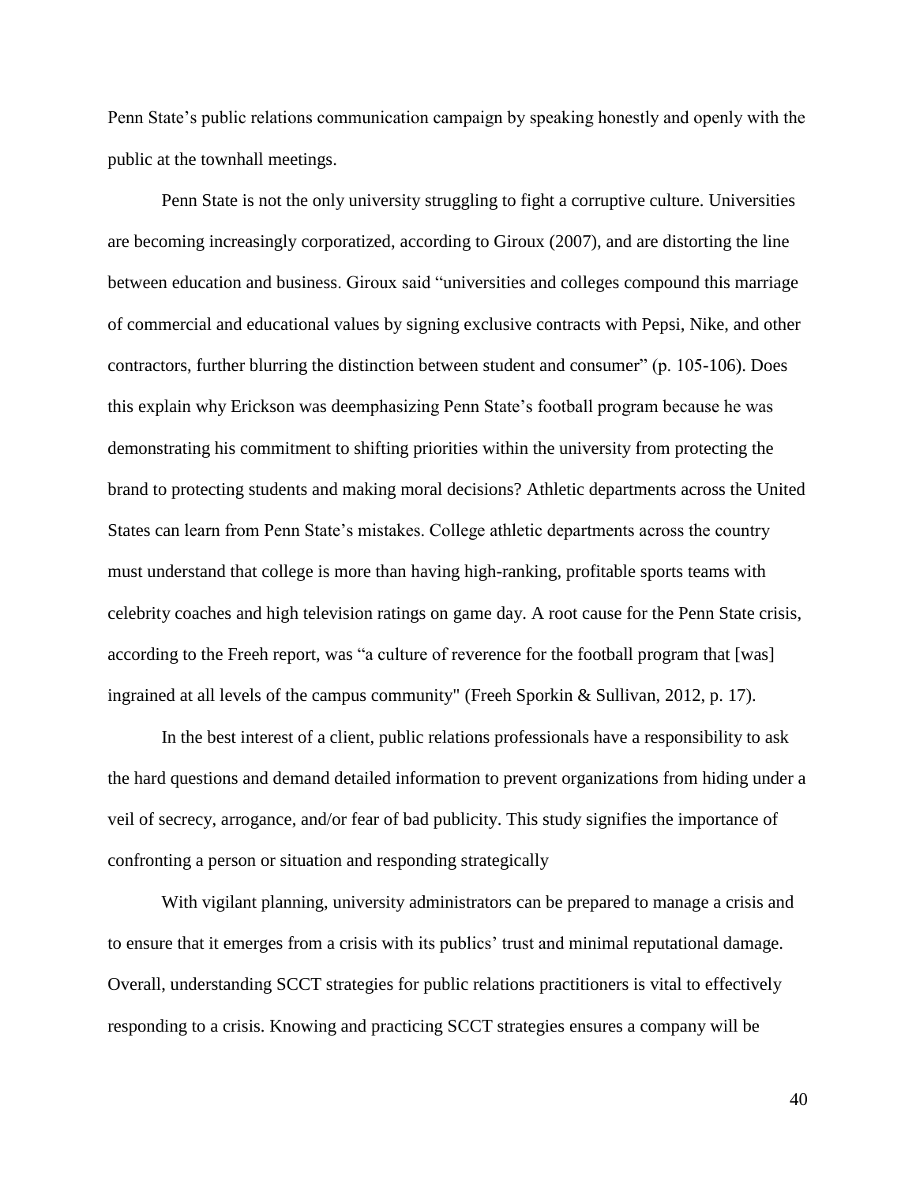Penn State's public relations communication campaign by speaking honestly and openly with the public at the townhall meetings.

Penn State is not the only university struggling to fight a corruptive culture. Universities are becoming increasingly corporatized, according to Giroux (2007), and are distorting the line between education and business. Giroux said "universities and colleges compound this marriage of commercial and educational values by signing exclusive contracts with Pepsi, Nike, and other contractors, further blurring the distinction between student and consumer" (p. 105-106). Does this explain why Erickson was deemphasizing Penn State's football program because he was demonstrating his commitment to shifting priorities within the university from protecting the brand to protecting students and making moral decisions? Athletic departments across the United States can learn from Penn State's mistakes. College athletic departments across the country must understand that college is more than having high-ranking, profitable sports teams with celebrity coaches and high television ratings on game day. A root cause for the Penn State crisis, according to the Freeh report, was "a culture of reverence for the football program that [was] ingrained at all levels of the campus community" (Freeh Sporkin & Sullivan, 2012, p. 17).

In the best interest of a client, public relations professionals have a responsibility to ask the hard questions and demand detailed information to prevent organizations from hiding under a veil of secrecy, arrogance, and/or fear of bad publicity. This study signifies the importance of confronting a person or situation and responding strategically

With vigilant planning, university administrators can be prepared to manage a crisis and to ensure that it emerges from a crisis with its publics' trust and minimal reputational damage. Overall, understanding SCCT strategies for public relations practitioners is vital to effectively responding to a crisis. Knowing and practicing SCCT strategies ensures a company will be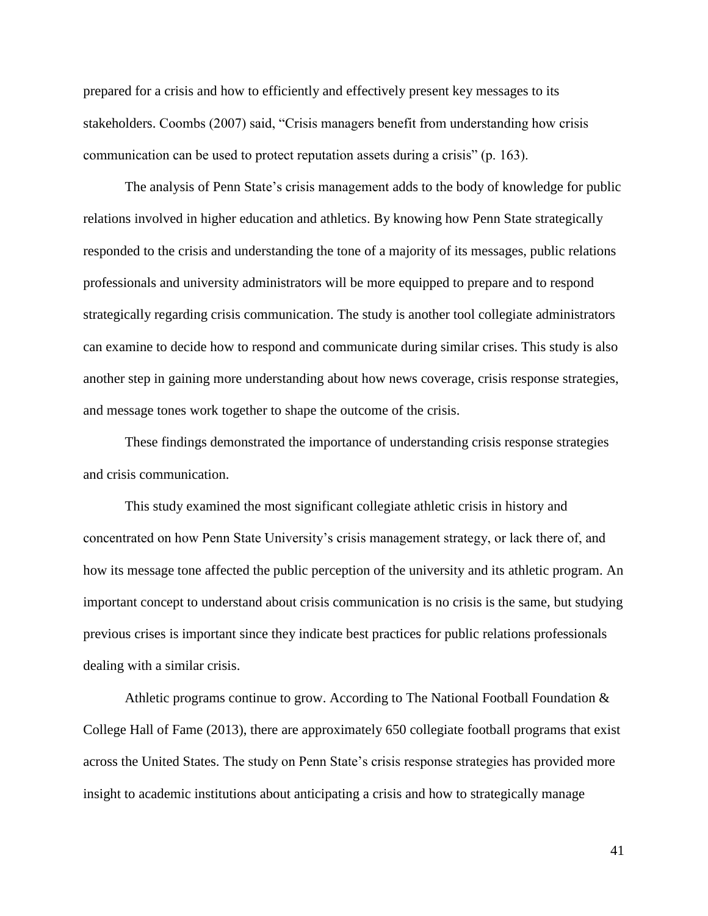prepared for a crisis and how to efficiently and effectively present key messages to its stakeholders. Coombs (2007) said, "Crisis managers benefit from understanding how crisis communication can be used to protect reputation assets during a crisis" (p. 163).

The analysis of Penn State's crisis management adds to the body of knowledge for public relations involved in higher education and athletics. By knowing how Penn State strategically responded to the crisis and understanding the tone of a majority of its messages, public relations professionals and university administrators will be more equipped to prepare and to respond strategically regarding crisis communication. The study is another tool collegiate administrators can examine to decide how to respond and communicate during similar crises. This study is also another step in gaining more understanding about how news coverage, crisis response strategies, and message tones work together to shape the outcome of the crisis.

These findings demonstrated the importance of understanding crisis response strategies and crisis communication.

This study examined the most significant collegiate athletic crisis in history and concentrated on how Penn State University's crisis management strategy, or lack there of, and how its message tone affected the public perception of the university and its athletic program. An important concept to understand about crisis communication is no crisis is the same, but studying previous crises is important since they indicate best practices for public relations professionals dealing with a similar crisis.

Athletic programs continue to grow. According to The National Football Foundation & College Hall of Fame (2013), there are approximately 650 collegiate football programs that exist across the United States. The study on Penn State's crisis response strategies has provided more insight to academic institutions about anticipating a crisis and how to strategically manage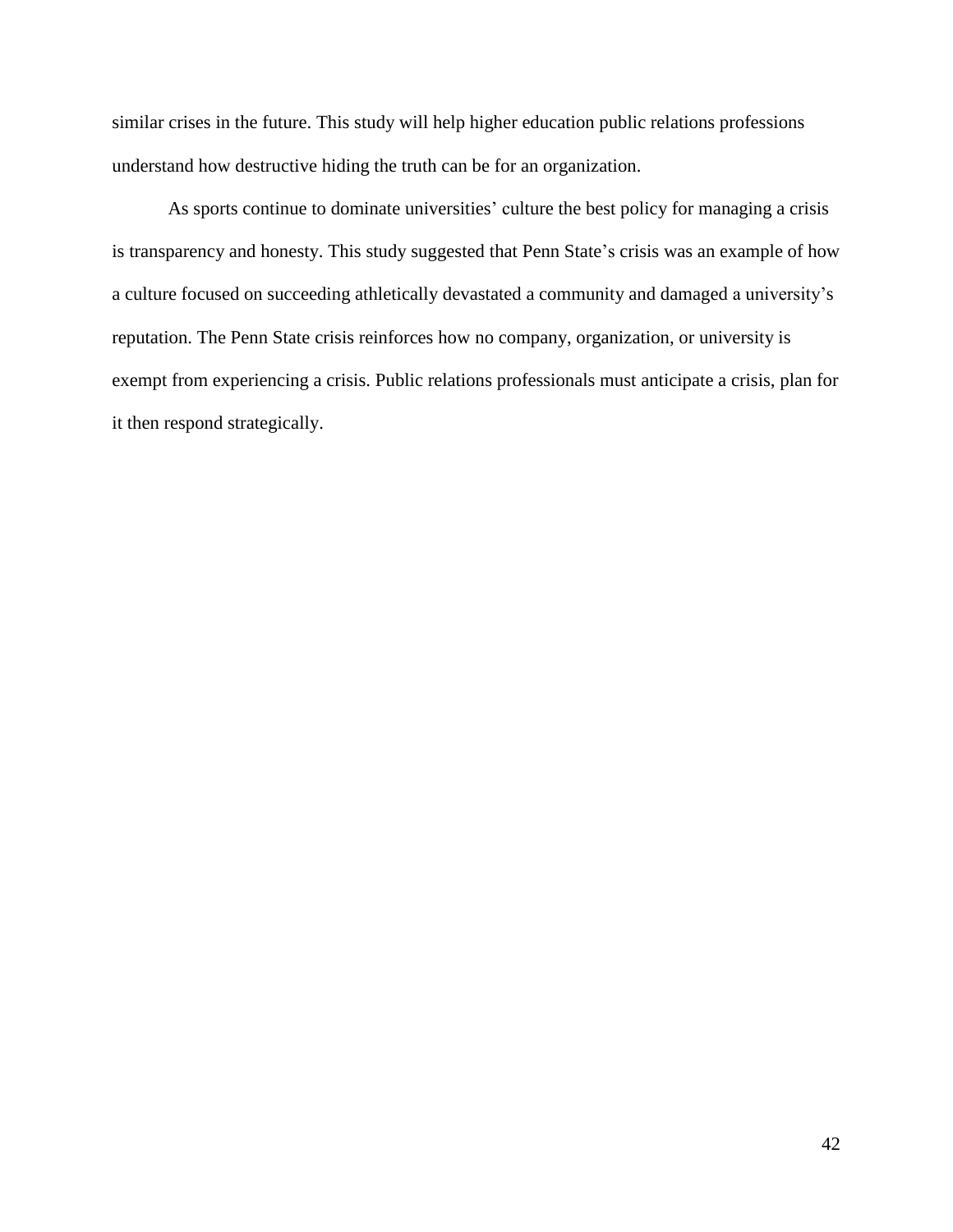similar crises in the future. This study will help higher education public relations professions understand how destructive hiding the truth can be for an organization.

As sports continue to dominate universities' culture the best policy for managing a crisis is transparency and honesty. This study suggested that Penn State's crisis was an example of how a culture focused on succeeding athletically devastated a community and damaged a university's reputation. The Penn State crisis reinforces how no company, organization, or university is exempt from experiencing a crisis. Public relations professionals must anticipate a crisis, plan for it then respond strategically.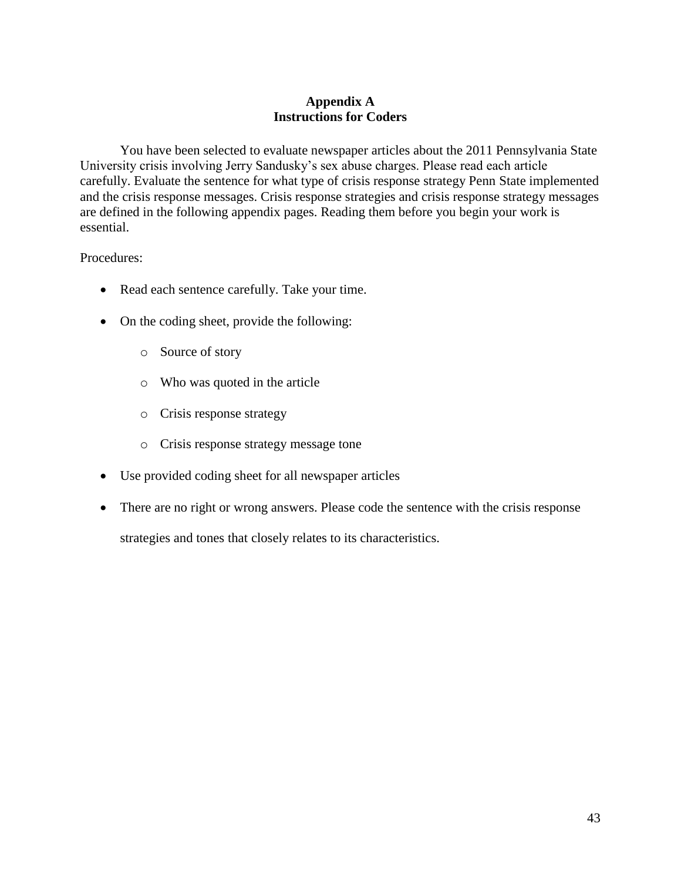# Appendix A
## Instructions for Coders

You have been selected to evaluate newspaper articles about the 2011 Pennsylvania State University crisis involving Jerry Sandusky's sex abuse charges. Please read each article carefully. Evaluate the sentence for what type of crisis response strategy Penn State implemented and the crisis response messages. Crisis response strategies and crisis response strategy messages are defined in the following appendix pages. Reading them before you begin your work is essential.

Procedures:

- Read each sentence carefully. Take your time.
- On the coding sheet, provide the following:
  - Source of story
  - Who was quoted in the article
  - Crisis response strategy
  - Crisis response strategy message tone
- Use provided coding sheet for all newspaper articles
- There are no right or wrong answers. Please code the sentence with the crisis response strategies and tones that closely relates to its characteristics.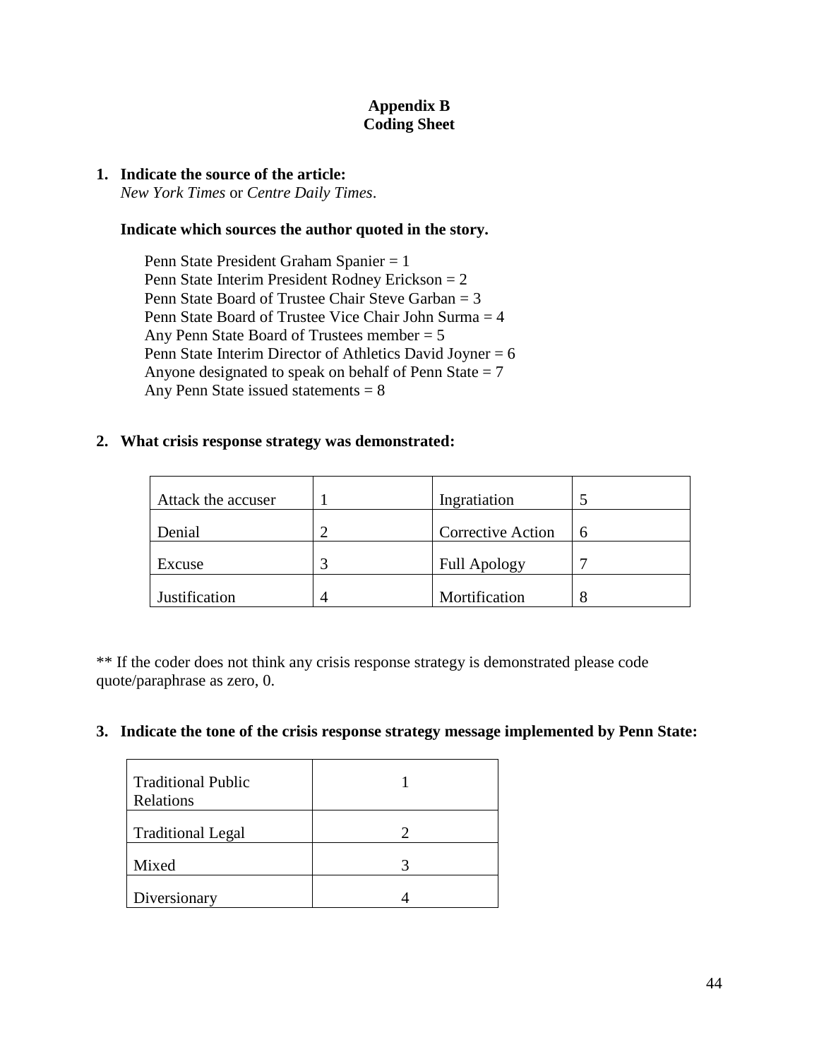## Appendix B
## Coding Sheet

1. **Indicate the source of the article:**
   *New York Times* or *Centre Daily Times*.

   **Indicate which sources the author quoted in the story.**

   Penn State President Graham Spanier = 1
   Penn State Interim President Rodney Erickson = 2
   Penn State Board of Trustee Chair Steve Garban = 3
   Penn State Board of Trustee Vice Chair John Surma = 4
   Any Penn State Board of Trustees member = 5
   Penn State Interim Director of Athletics David Joyner = 6
   Anyone designated to speak on behalf of Penn State = 7
   Any Penn State issued statements = 8

2. **What crisis response strategy was demonstrated:**

| | | | |
|---|---|---|---|
| Attack the accuser | 1 | Ingratiation | 5 |
| Denial | 2 | Corrective Action | 6 |
| Excuse | 3 | Full Apology | 7 |
| Justification | 4 | Mortification | 8 |

** If the coder does not think any crisis response strategy is demonstrated please code quote/paraphrase as zero, 0.

3. **Indicate the tone of the crisis response strategy message implemented by Penn State:**

| | |
|---|---|
| Traditional Public Relations | 1 |
| Traditional Legal | 2 |
| Mixed | 3 |
| Diversionary | 4 |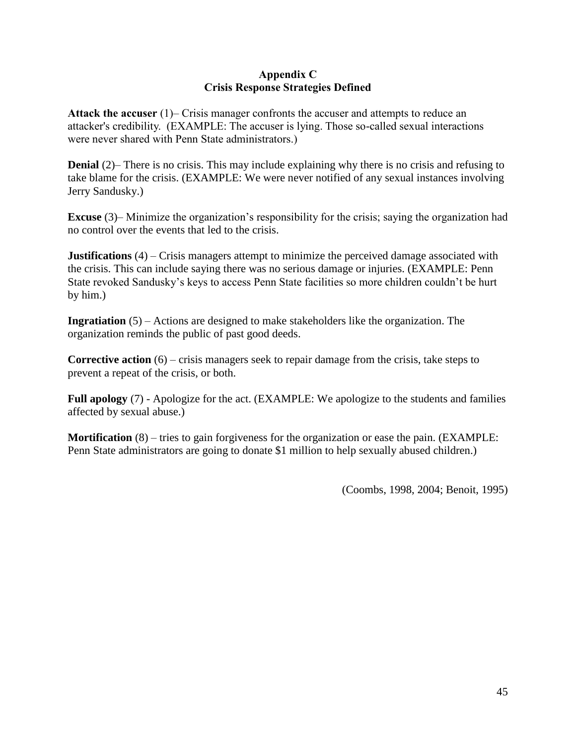# Appendix C
## Crisis Response Strategies Defined

**Attack the accuser** (1)– Crisis manager confronts the accuser and attempts to reduce an attacker's credibility. (EXAMPLE: The accuser is lying. Those so-called sexual interactions were never shared with Penn State administrators.)

**Denial** (2)– There is no crisis. This may include explaining why there is no crisis and refusing to take blame for the crisis. (EXAMPLE: We were never notified of any sexual instances involving Jerry Sandusky.)

**Excuse** (3)– Minimize the organization's responsibility for the crisis; saying the organization had no control over the events that led to the crisis.

**Justifications** (4) – Crisis managers attempt to minimize the perceived damage associated with the crisis. This can include saying there was no serious damage or injuries. (EXAMPLE: Penn State revoked Sandusky's keys to access Penn State facilities so more children couldn't be hurt by him.)

**Ingratiation** (5) – Actions are designed to make stakeholders like the organization. The organization reminds the public of past good deeds.

**Corrective action** (6) – crisis managers seek to repair damage from the crisis, take steps to prevent a repeat of the crisis, or both.

**Full apology** (7) - Apologize for the act. (EXAMPLE: We apologize to the students and families affected by sexual abuse.)

**Mortification** (8) – tries to gain forgiveness for the organization or ease the pain. (EXAMPLE: Penn State administrators are going to donate $1 million to help sexually abused children.)

(Coombs, 1998, 2004; Benoit, 1995)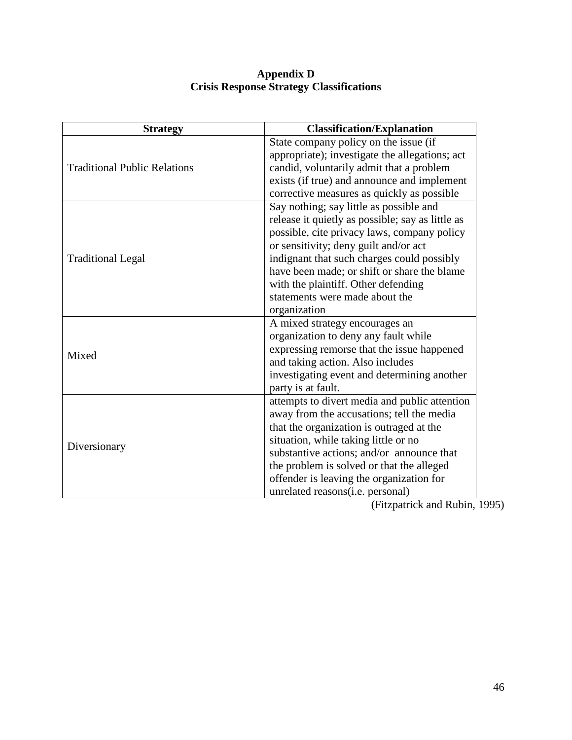**Appendix D**
**Crisis Response Strategy Classifications**

| Strategy | Classification/Explanation |
|---|---|
| Traditional Public Relations | State company policy on the issue (if appropriate); investigate the allegations; act candid, voluntarily admit that a problem exists (if true) and announce and implement corrective measures as quickly as possible |
| Traditional Legal | Say nothing; say little as possible and release it quietly as possible; say as little as possible, cite privacy laws, company policy or sensitivity; deny guilt and/or act indignant that such charges could possibly have been made; or shift or share the blame with the plaintiff. Other defending statements were made about the organization |
| Mixed | A mixed strategy encourages an organization to deny any fault while expressing remorse that the issue happened and taking action. Also includes investigating event and determining another party is at fault. |
| Diversionary | attempts to divert media and public attention away from the accusations; tell the media that the organization is outraged at the situation, while taking little or no substantive actions; and/or announce that the problem is solved or that the alleged offender is leaving the organization for unrelated reasons(i.e. personal) |

(Fitzpatrick and Rubin, 1995)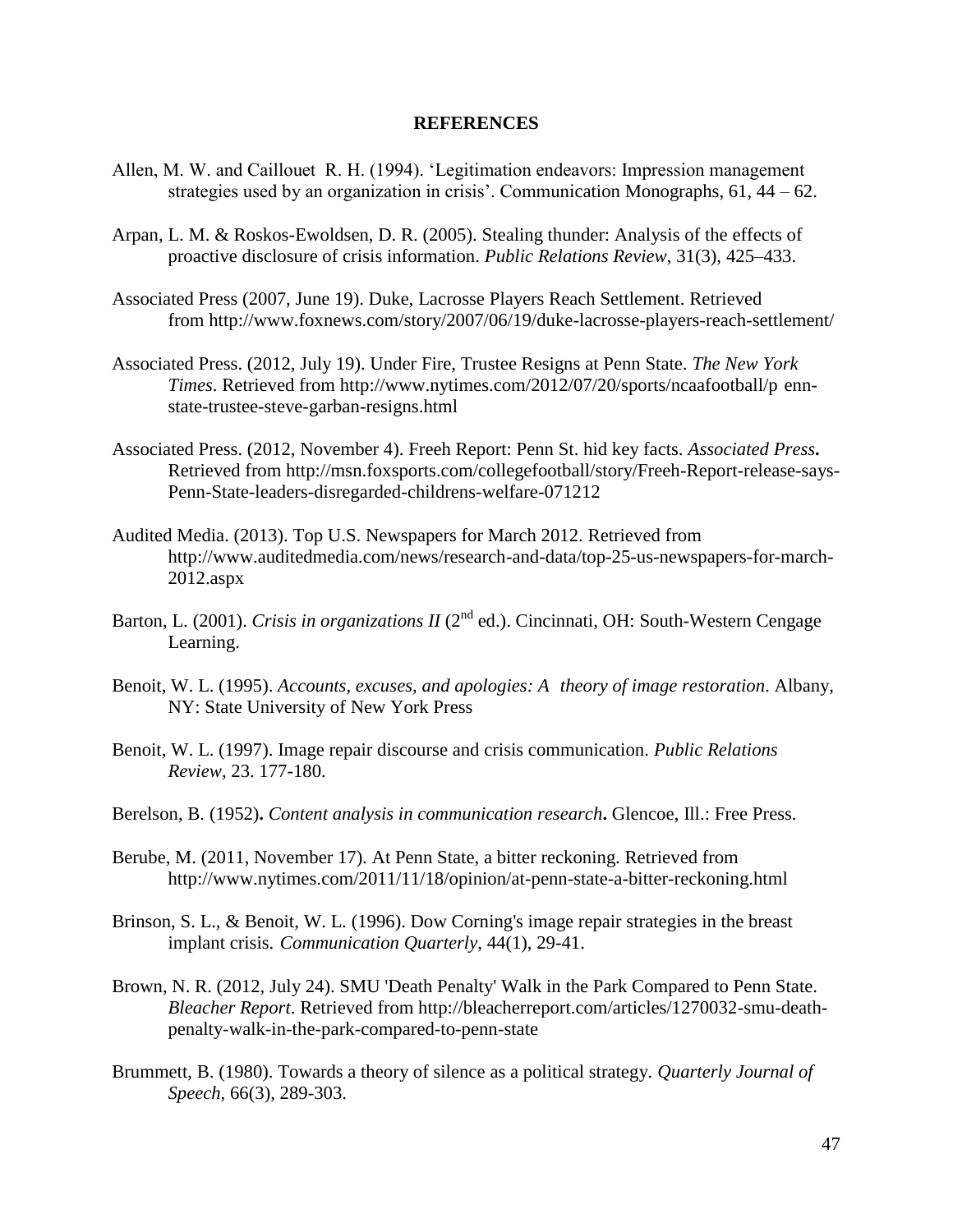**REFERENCES**

Allen, M. W. and Caillouet R. H. (1994). 'Legitimation endeavors: Impression management strategies used by an organization in crisis'. Communication Monographs, 61, 44 – 62.

Arpan, L. M. & Roskos-Ewoldsen, D. R. (2005). Stealing thunder: Analysis of the effects of proactive disclosure of crisis information. *Public Relations Review*, 31(3), 425–433.

Associated Press (2007, June 19). Duke, Lacrosse Players Reach Settlement. Retrieved from http://www.foxnews.com/story/2007/06/19/duke-lacrosse-players-reach-settlement/

Associated Press. (2012, July 19). Under Fire, Trustee Resigns at Penn State. *The New York Times*. Retrieved from http://www.nytimes.com/2012/07/20/sports/ncaafootball/p enn-state-trustee-steve-garban-resigns.html

Associated Press. (2012, November 4). Freeh Report: Penn St. hid key facts. ***Associated Press*.** Retrieved from http://msn.foxsports.com/collegefootball/story/Freeh-Report-release-says-Penn-State-leaders-disregarded-childrens-welfare-071212

Audited Media. (2013). Top U.S. Newspapers for March 2012. Retrieved from http://www.auditedmedia.com/news/research-and-data/top-25-us-newspapers-for-march-2012.aspx

Barton, L. (2001). *Crisis in organizations II* (2nd ed.). Cincinnati, OH: South-Western Cengage Learning.

Benoit, W. L. (1995). *Accounts, excuses, and apologies: A theory of image restoration*. Albany, NY: State University of New York Press

Benoit, W. L. (1997). Image repair discourse and crisis communication. *Public Relations Review,* 23. 177-180.

Berelson, B. (1952)**.** *Content analysis in communication research***.** Glencoe, Ill.: Free Press.

Berube, M. (2011, November 17). At Penn State, a bitter reckoning. Retrieved from http://www.nytimes.com/2011/11/18/opinion/at-penn-state-a-bitter-reckoning.html

Brinson, S. L., & Benoit, W. L. (1996). Dow Corning's image repair strategies in the breast implant crisis. *Communication Quarterly*, 44(1), 29-41.

Brown, N. R. (2012, July 24). SMU 'Death Penalty' Walk in the Park Compared to Penn State. *Bleacher Report*. Retrieved from http://bleacherreport.com/articles/1270032-smu-death-penalty-walk-in-the-park-compared-to-penn-state

Brummett, B. (1980). Towards a theory of silence as a political strategy. *Quarterly Journal of Speech*, 66(3), 289-303.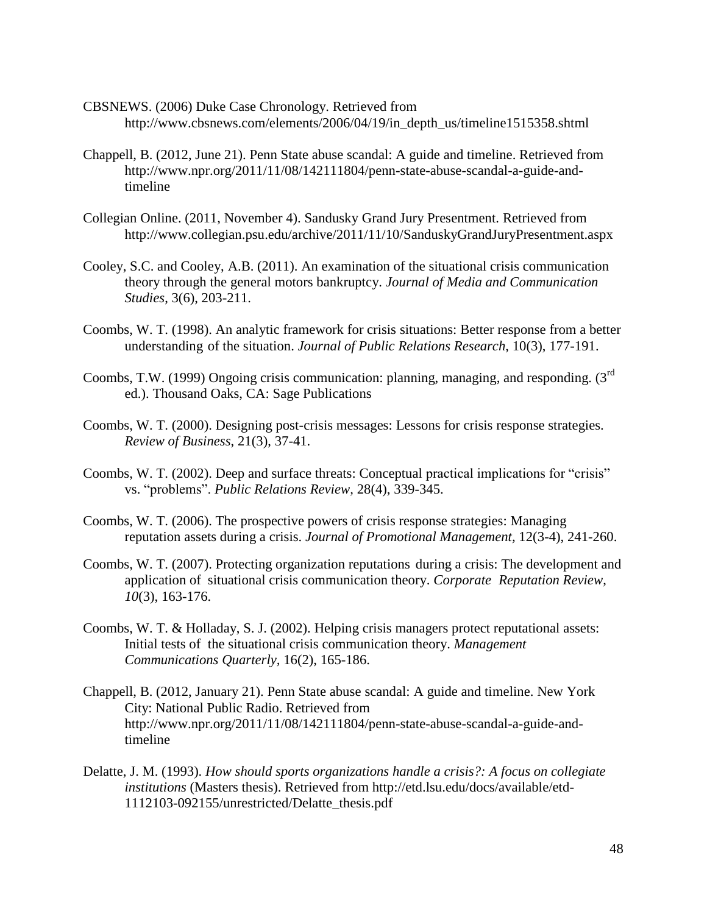CBSNEWS. (2006) Duke Case Chronology. Retrieved from http://www.cbsnews.com/elements/2006/04/19/in_depth_us/timeline1515358.shtml

Chappell, B. (2012, June 21). Penn State abuse scandal: A guide and timeline. Retrieved from http://www.npr.org/2011/11/08/142111804/penn-state-abuse-scandal-a-guide-and-timeline

Collegian Online. (2011, November 4). Sandusky Grand Jury Presentment. Retrieved from http://www.collegian.psu.edu/archive/2011/11/10/SanduskyGrandJuryPresentment.aspx

Cooley, S.C. and Cooley, A.B. (2011). An examination of the situational crisis communication theory through the general motors bankruptcy. *Journal of Media and Communication Studies*, 3(6), 203-211.

Coombs, W. T. (1998). An analytic framework for crisis situations: Better response from a better understanding of the situation. *Journal of Public Relations Research*, 10(3), 177-191.

Coombs, T.W. (1999) Ongoing crisis communication: planning, managing, and responding. (3rd ed.). Thousand Oaks, CA: Sage Publications

Coombs, W. T. (2000). Designing post-crisis messages: Lessons for crisis response strategies. *Review of Business*, 21(3), 37-41.

Coombs, W. T. (2002). Deep and surface threats: Conceptual practical implications for "crisis" vs. "problems". *Public Relations Review*, 28(4), 339-345.

Coombs, W. T. (2006). The prospective powers of crisis response strategies: Managing reputation assets during a crisis. *Journal of Promotional Management,* 12(3-4), 241-260.

Coombs, W. T. (2007). Protecting organization reputations during a crisis: The development and application of situational crisis communication theory. *Corporate Reputation Review*, *10*(3), 163-176.

Coombs, W. T. & Holladay, S. J. (2002). Helping crisis managers protect reputational assets: Initial tests of the situational crisis communication theory. *Management Communications Quarterly*, 16(2), 165-186.

Chappell, B. (2012, January 21). Penn State abuse scandal: A guide and timeline. New York City: National Public Radio. Retrieved from http://www.npr.org/2011/11/08/142111804/penn-state-abuse-scandal-a-guide-and-timeline

Delatte, J. M. (1993). *How should sports organizations handle a crisis?: A focus on collegiate institutions* (Masters thesis). Retrieved from http://etd.lsu.edu/docs/available/etd-1112103-092155/unrestricted/Delatte_thesis.pdf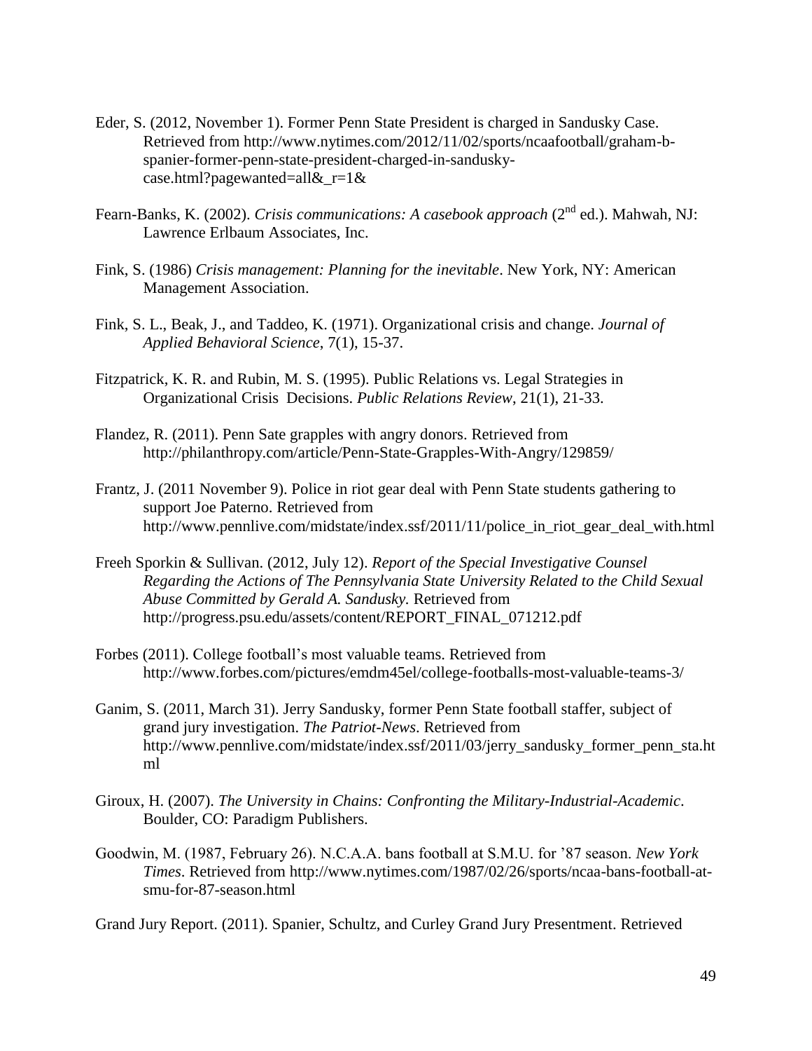Eder, S. (2012, November 1). Former Penn State President is charged in Sandusky Case. Retrieved from http://www.nytimes.com/2012/11/02/sports/ncaafootball/graham-b-spanier-former-penn-state-president-charged-in-sandusky-case.html?pagewanted=all&_r=1&

Fearn-Banks, K. (2002). *Crisis communications: A casebook approach* (2nd ed.). Mahwah, NJ: Lawrence Erlbaum Associates, Inc.

Fink, S. (1986) *Crisis management: Planning for the inevitable*. New York, NY: American Management Association.

Fink, S. L., Beak, J., and Taddeo, K. (1971). Organizational crisis and change. *Journal of Applied Behavioral Science*, 7(1), 15-37.

Fitzpatrick, K. R. and Rubin, M. S. (1995). Public Relations vs. Legal Strategies in Organizational Crisis Decisions. *Public Relations Review*, 21(1), 21-33.

Flandez, R. (2011). Penn Sate grapples with angry donors. Retrieved from http://philanthropy.com/article/Penn-State-Grapples-With-Angry/129859/

Frantz, J. (2011 November 9). Police in riot gear deal with Penn State students gathering to support Joe Paterno. Retrieved from http://www.pennlive.com/midstate/index.ssf/2011/11/police_in_riot_gear_deal_with.html

Freeh Sporkin & Sullivan. (2012, July 12). *Report of the Special Investigative Counsel Regarding the Actions of The Pennsylvania State University Related to the Child Sexual Abuse Committed by Gerald A. Sandusky.* Retrieved from http://progress.psu.edu/assets/content/REPORT_FINAL_071212.pdf

Forbes (2011). College football's most valuable teams. Retrieved from http://www.forbes.com/pictures/emdm45el/college-footballs-most-valuable-teams-3/

Ganim, S. (2011, March 31). Jerry Sandusky, former Penn State football staffer, subject of grand jury investigation. *The Patriot-News*. Retrieved from http://www.pennlive.com/midstate/index.ssf/2011/03/jerry_sandusky_former_penn_sta.html

Giroux, H. (2007). *The University in Chains: Confronting the Military-Industrial-Academic*. Boulder, CO: Paradigm Publishers.

Goodwin, M. (1987, February 26). N.C.A.A. bans football at S.M.U. for '87 season. *New York Times*. Retrieved from http://www.nytimes.com/1987/02/26/sports/ncaa-bans-football-at-smu-for-87-season.html

Grand Jury Report. (2011). Spanier, Schultz, and Curley Grand Jury Presentment. Retrieved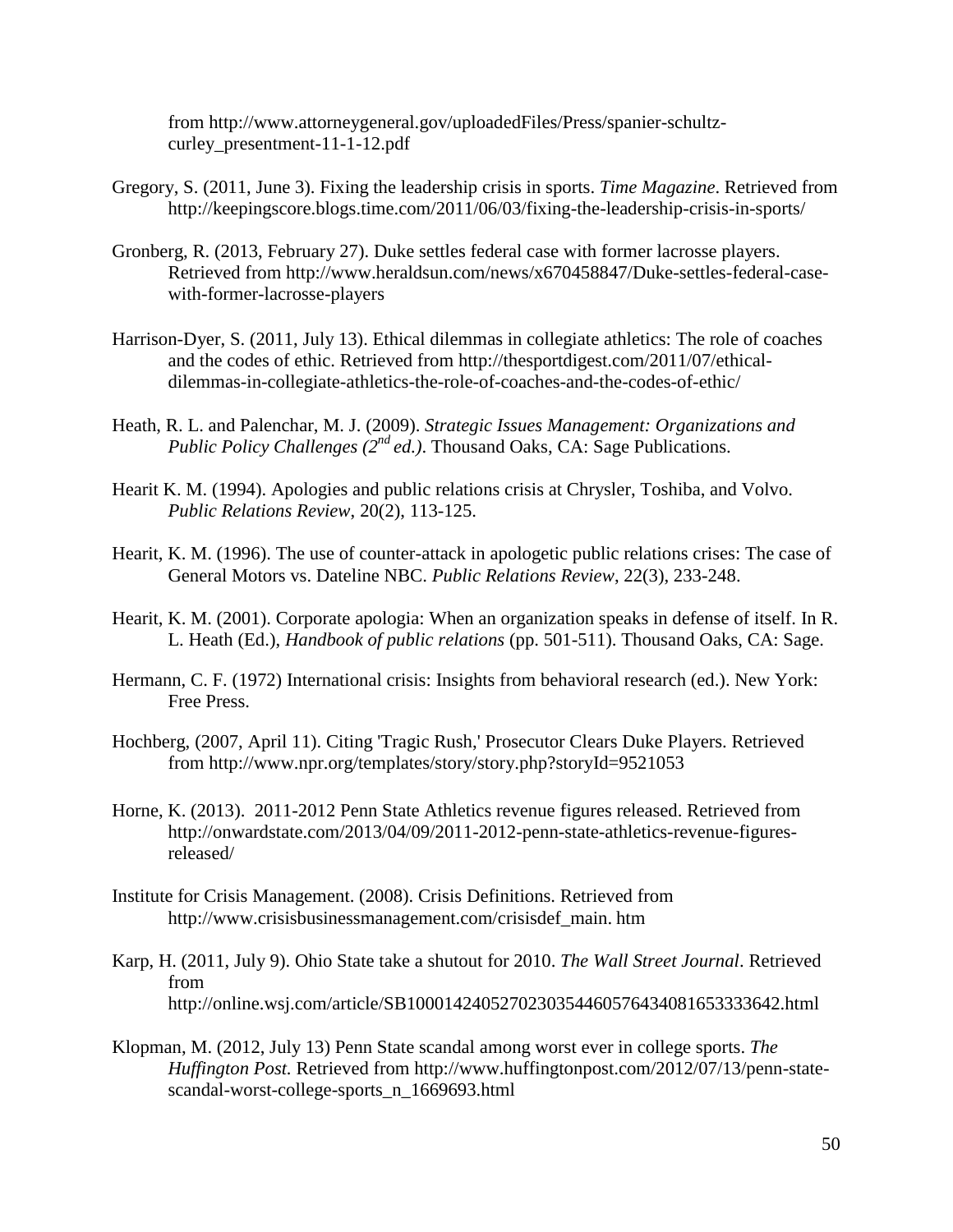from http://www.attorneygeneral.gov/uploadedFiles/Press/spanier-schultz-curley_presentment-11-1-12.pdf

Gregory, S. (2011, June 3). Fixing the leadership crisis in sports. *Time Magazine*. Retrieved from http://keepingscore.blogs.time.com/2011/06/03/fixing-the-leadership-crisis-in-sports/

Gronberg, R. (2013, February 27). Duke settles federal case with former lacrosse players. Retrieved from http://www.heraldsun.com/news/x670458847/Duke-settles-federal-case-with-former-lacrosse-players

Harrison-Dyer, S. (2011, July 13). Ethical dilemmas in collegiate athletics: The role of coaches and the codes of ethic. Retrieved from http://thesportdigest.com/2011/07/ethical-dilemmas-in-collegiate-athletics-the-role-of-coaches-and-the-codes-of-ethic/

Heath, R. L. and Palenchar, M. J. (2009). *Strategic Issues Management: Organizations and Public Policy Challenges (2nd ed.)*. Thousand Oaks, CA: Sage Publications.

Hearit K. M. (1994). Apologies and public relations crisis at Chrysler, Toshiba, and Volvo. *Public Relations Review*, 20(2), 113-125.

Hearit, K. M. (1996). The use of counter-attack in apologetic public relations crises: The case of General Motors vs. Dateline NBC. *Public Relations Review*, 22(3), 233-248.

Hearit, K. M. (2001). Corporate apologia: When an organization speaks in defense of itself. In R. L. Heath (Ed.), *Handbook of public relations* (pp. 501-511). Thousand Oaks, CA: Sage.

Hermann, C. F. (1972) International crisis: Insights from behavioral research (ed.). New York: Free Press.

Hochberg, (2007, April 11). Citing 'Tragic Rush,' Prosecutor Clears Duke Players. Retrieved from http://www.npr.org/templates/story/story.php?storyId=9521053

Horne, K. (2013). 2011-2012 Penn State Athletics revenue figures released. Retrieved from http://onwardstate.com/2013/04/09/2011-2012-penn-state-athletics-revenue-figures-released/

Institute for Crisis Management. (2008). Crisis Definitions. Retrieved from http://www.crisisbusinessmanagement.com/crisisdef_main. htm

Karp, H. (2011, July 9). Ohio State take a shutout for 2010. *The Wall Street Journal*. Retrieved from http://online.wsj.com/article/SB10001424052702303544605764340816533333642.html

Klopman, M. (2012, July 13) Penn State scandal among worst ever in college sports. *The Huffington Post.* Retrieved from http://www.huffingtonpost.com/2012/07/13/penn-state-scandal-worst-college-sports_n_1669693.html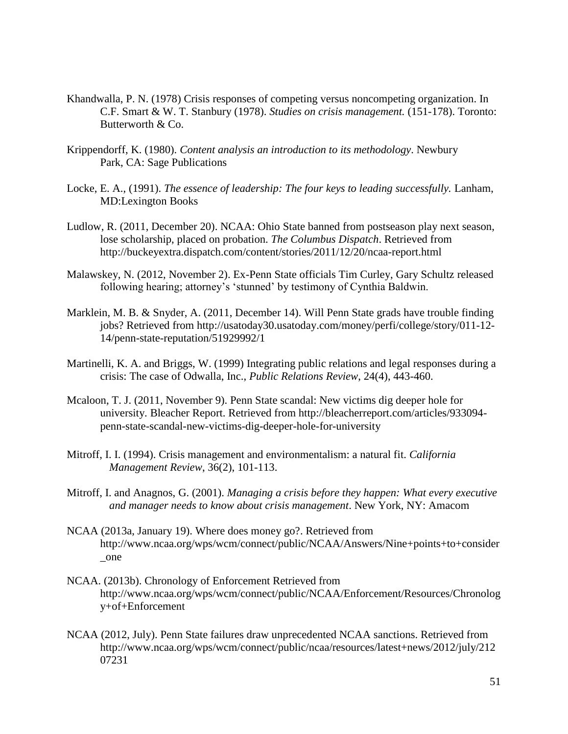Khandwalla, P. N. (1978) Crisis responses of competing versus noncompeting organization. In C.F. Smart & W. T. Stanbury (1978). *Studies on crisis management.* (151-178). Toronto: Butterworth & Co.

Krippendorff, K. (1980). *Content analysis an introduction to its methodology*. Newbury Park, CA: Sage Publications

Locke, E. A., (1991). *The essence of leadership: The four keys to leading successfully.* Lanham, MD:Lexington Books

Ludlow, R. (2011, December 20). NCAA: Ohio State banned from postseason play next season, lose scholarship, placed on probation. *The Columbus Dispatch*. Retrieved from http://buckeyextra.dispatch.com/content/stories/2011/12/20/ncaa-report.html

Malawskey, N. (2012, November 2). Ex-Penn State officials Tim Curley, Gary Schultz released following hearing; attorney's 'stunned' by testimony of Cynthia Baldwin.

Marklein, M. B. & Snyder, A. (2011, December 14). Will Penn State grads have trouble finding jobs? Retrieved from http://usatoday30.usatoday.com/money/perfi/college/story/011-12-14/penn-state-reputation/51929992/1

Martinelli, K. A. and Briggs, W. (1999) Integrating public relations and legal responses during a crisis: The case of Odwalla, Inc., *Public Relations Review*, 24(4), 443-460.

Mcaloon, T. J. (2011, November 9). Penn State scandal: New victims dig deeper hole for university. Bleacher Report. Retrieved from http://bleacherreport.com/articles/933094-penn-state-scandal-new-victims-dig-deeper-hole-for-university

Mitroff, I. I. (1994). Crisis management and environmentalism: a natural fit. *California Management Review*, 36(2), 101-113.

Mitroff, I. and Anagnos, G. (2001). *Managing a crisis before they happen: What every executive and manager needs to know about crisis management*. New York, NY: Amacom

NCAA (2013a, January 19). Where does money go?. Retrieved from http://www.ncaa.org/wps/wcm/connect/public/NCAA/Answers/Nine+points+to+consider_one

NCAA. (2013b). Chronology of Enforcement Retrieved from http://www.ncaa.org/wps/wcm/connect/public/NCAA/Enforcement/Resources/Chronology+of+Enforcement

NCAA (2012, July). Penn State failures draw unprecedented NCAA sanctions. Retrieved from http://www.ncaa.org/wps/wcm/connect/public/ncaa/resources/latest+news/2012/july/21207231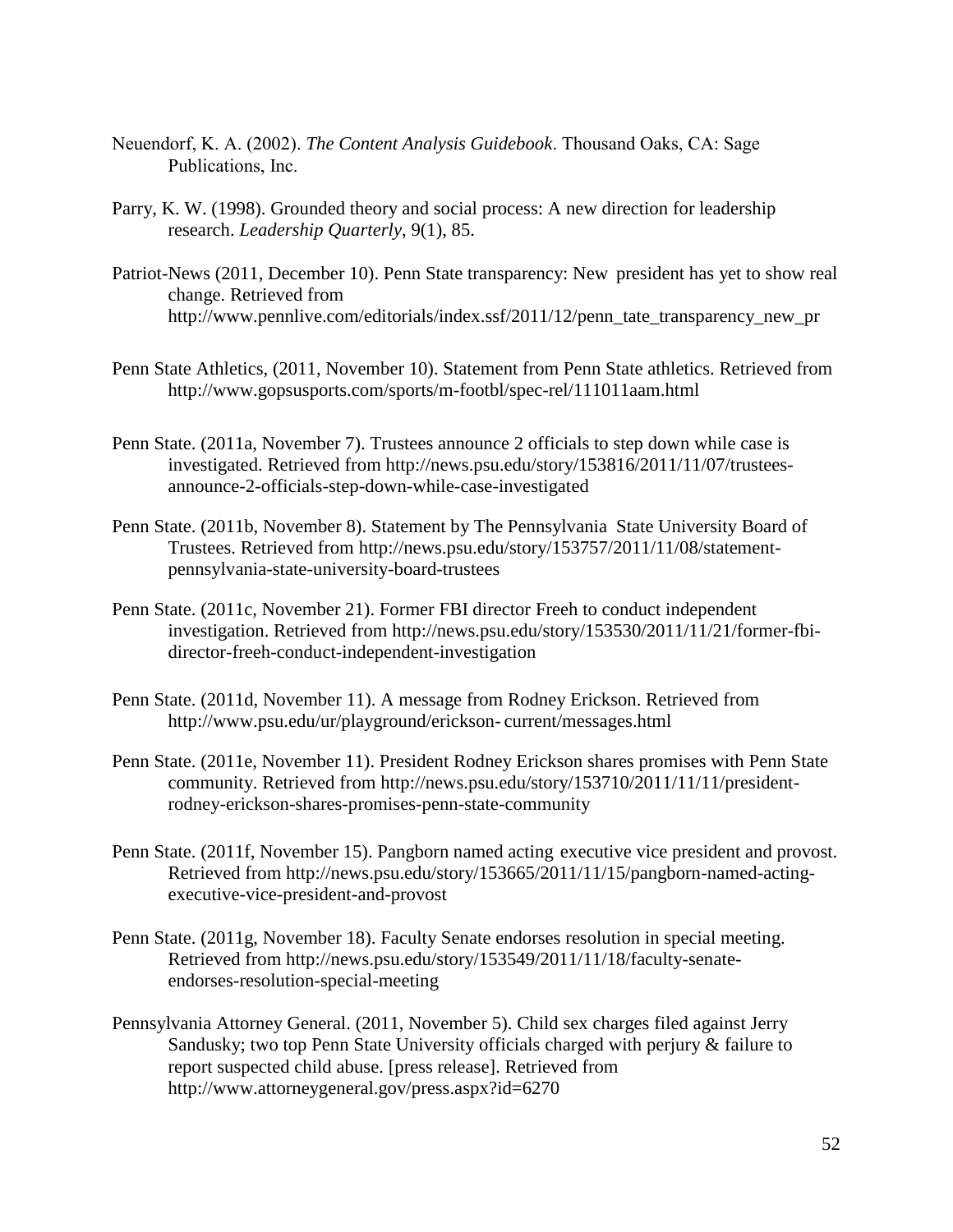Neuendorf, K. A. (2002). *The Content Analysis Guidebook*. Thousand Oaks, CA: Sage Publications, Inc.

Parry, K. W. (1998). Grounded theory and social process: A new direction for leadership research. *Leadership Quarterly*, 9(1), 85.

Patriot-News (2011, December 10). Penn State transparency: New president has yet to show real change. Retrieved from http://www.pennlive.com/editorials/index.ssf/2011/12/penn_tate_transparency_new_pr

Penn State Athletics, (2011, November 10). Statement from Penn State athletics. Retrieved from http://www.gopsusports.com/sports/m-footbl/spec-rel/111011aam.html

Penn State. (2011a, November 7). Trustees announce 2 officials to step down while case is investigated. Retrieved from http://news.psu.edu/story/153816/2011/11/07/trustees-announce-2-officials-step-down-while-case-investigated

Penn State. (2011b, November 8). Statement by The Pennsylvania State University Board of Trustees. Retrieved from http://news.psu.edu/story/153757/2011/11/08/statement-pennsylvania-state-university-board-trustees

Penn State. (2011c, November 21). Former FBI director Freeh to conduct independent investigation. Retrieved from http://news.psu.edu/story/153530/2011/11/21/former-fbi-director-freeh-conduct-independent-investigation

Penn State. (2011d, November 11). A message from Rodney Erickson. Retrieved from http://www.psu.edu/ur/playground/erickson- current/messages.html

Penn State. (2011e, November 11). President Rodney Erickson shares promises with Penn State community. Retrieved from http://news.psu.edu/story/153710/2011/11/11/president-rodney-erickson-shares-promises-penn-state-community

Penn State. (2011f, November 15). Pangborn named acting executive vice president and provost. Retrieved from http://news.psu.edu/story/153665/2011/11/15/pangborn-named-acting-executive-vice-president-and-provost

Penn State. (2011g, November 18). Faculty Senate endorses resolution in special meeting. Retrieved from http://news.psu.edu/story/153549/2011/11/18/faculty-senate-endorses-resolution-special-meeting

Pennsylvania Attorney General. (2011, November 5). Child sex charges filed against Jerry Sandusky; two top Penn State University officials charged with perjury & failure to report suspected child abuse. [press release]. Retrieved from http://www.attorneygeneral.gov/press.aspx?id=6270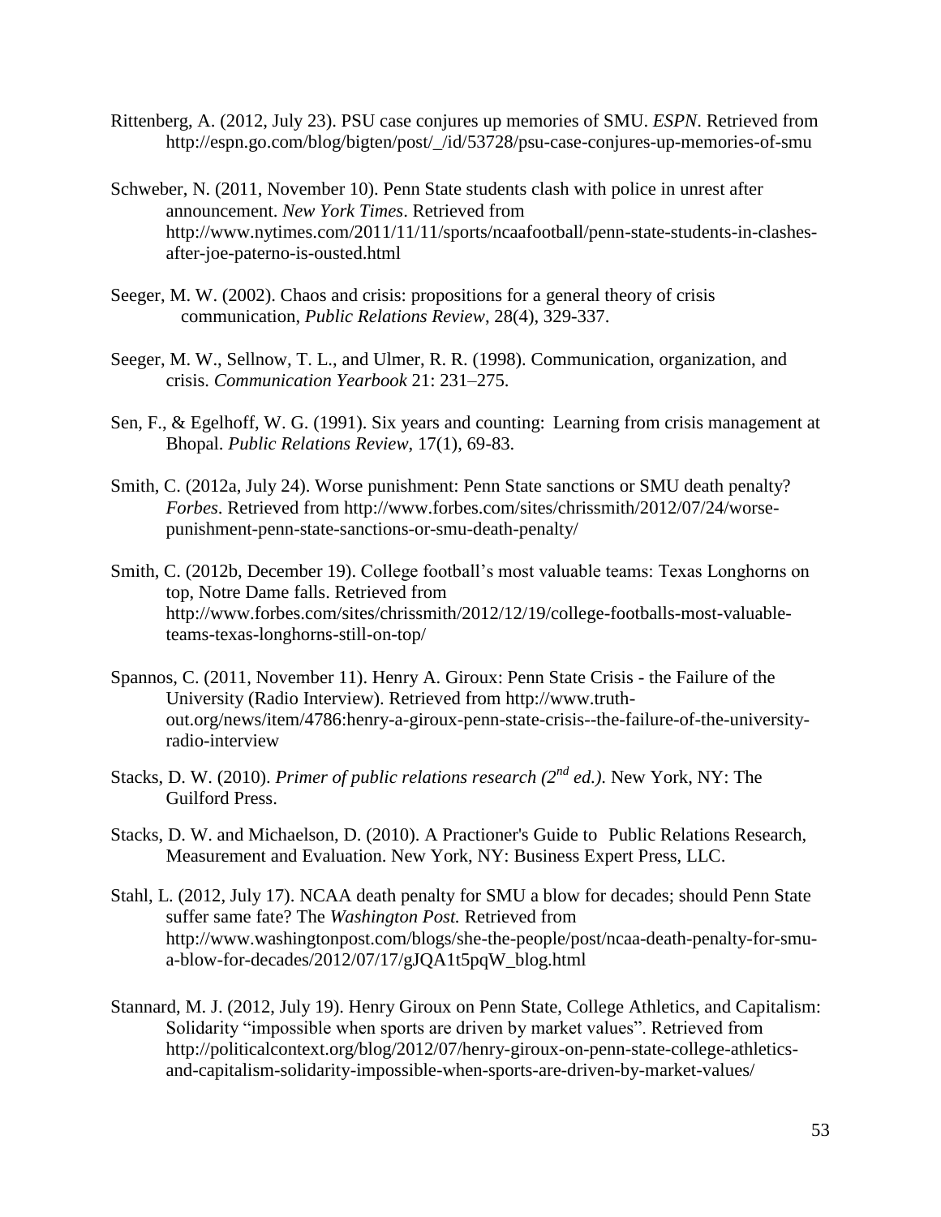Rittenberg, A. (2012, July 23). PSU case conjures up memories of SMU. *ESPN*. Retrieved from http://espn.go.com/blog/bigten/post/_/id/53728/psu-case-conjures-up-memories-of-smu

Schweber, N. (2011, November 10). Penn State students clash with police in unrest after announcement. *New York Times*. Retrieved from http://www.nytimes.com/2011/11/11/sports/ncaafootball/penn-state-students-in-clashes-after-joe-paterno-is-ousted.html

Seeger, M. W. (2002). Chaos and crisis: propositions for a general theory of crisis communication, *Public Relations Review*, 28(4), 329-337.

Seeger, M. W., Sellnow, T. L., and Ulmer, R. R. (1998). Communication, organization, and crisis. *Communication Yearbook* 21: 231–275.

Sen, F., & Egelhoff, W. G. (1991). Six years and counting: Learning from crisis management at Bhopal. *Public Relations Review*, 17(1), 69-83.

Smith, C. (2012a, July 24). Worse punishment: Penn State sanctions or SMU death penalty? *Forbes*. Retrieved from http://www.forbes.com/sites/chrissmith/2012/07/24/worse-punishment-penn-state-sanctions-or-smu-death-penalty/

Smith, C. (2012b, December 19). College football's most valuable teams: Texas Longhorns on top, Notre Dame falls. Retrieved from http://www.forbes.com/sites/chrissmith/2012/12/19/college-footballs-most-valuable-teams-texas-longhorns-still-on-top/

Spannos, C. (2011, November 11). Henry A. Giroux: Penn State Crisis - the Failure of the University (Radio Interview). Retrieved from http://www.truth-out.org/news/item/4786:henry-a-giroux-penn-state-crisis--the-failure-of-the-university-radio-interview

Stacks, D. W. (2010). *Primer of public relations research (2nd ed.)*. New York, NY: The Guilford Press.

Stacks, D. W. and Michaelson, D. (2010). A Practioner's Guide to Public Relations Research, Measurement and Evaluation. New York, NY: Business Expert Press, LLC.

Stahl, L. (2012, July 17). NCAA death penalty for SMU a blow for decades; should Penn State suffer same fate? The *Washington Post.* Retrieved from http://www.washingtonpost.com/blogs/she-the-people/post/ncaa-death-penalty-for-smu-a-blow-for-decades/2012/07/17/gJQA1t5pqW_blog.html

Stannard, M. J. (2012, July 19). Henry Giroux on Penn State, College Athletics, and Capitalism: Solidarity "impossible when sports are driven by market values". Retrieved from http://politicalcontext.org/blog/2012/07/henry-giroux-on-penn-state-college-athletics-and-capitalism-solidarity-impossible-when-sports-are-driven-by-market-values/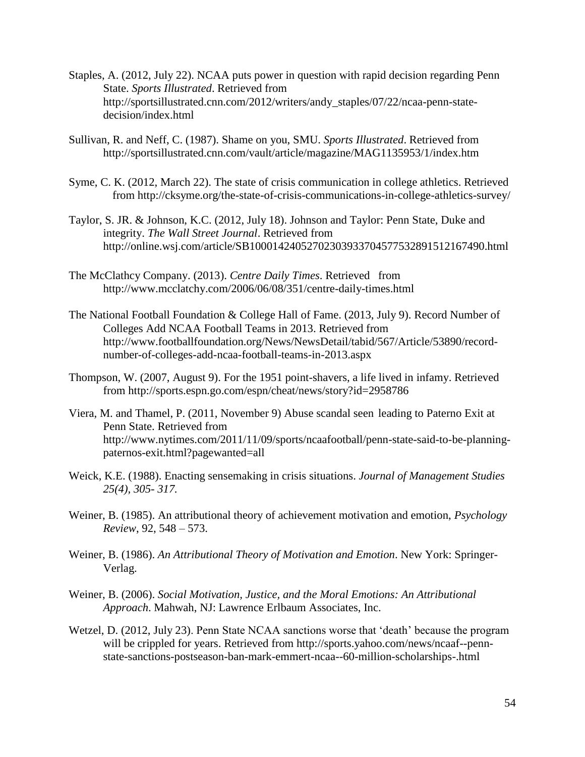Staples, A. (2012, July 22). NCAA puts power in question with rapid decision regarding Penn State. *Sports Illustrated*. Retrieved from http://sportsillustrated.cnn.com/2012/writers/andy_staples/07/22/ncaa-penn-state-decision/index.html

Sullivan, R. and Neff, C. (1987). Shame on you, SMU. *Sports Illustrated*. Retrieved from http://sportsillustrated.cnn.com/vault/article/magazine/MAG1135953/1/index.htm

Syme, C. K. (2012, March 22). The state of crisis communication in college athletics. Retrieved from http://cksyme.org/the-state-of-crisis-communications-in-college-athletics-survey/

Taylor, S. JR. & Johnson, K.C. (2012, July 18). Johnson and Taylor: Penn State, Duke and integrity. *The Wall Street Journal*. Retrieved from http://online.wsj.com/article/SB10001424052702303933704577532891512167490.html

The McClathcy Company. (2013). *Centre Daily Times*. Retrieved from http://www.mcclatchy.com/2006/06/08/351/centre-daily-times.html

The National Football Foundation & College Hall of Fame. (2013, July 9). Record Number of Colleges Add NCAA Football Teams in 2013. Retrieved from http://www.footballfoundation.org/News/NewsDetail/tabid/567/Article/53890/record-number-of-colleges-add-ncaa-football-teams-in-2013.aspx

Thompson, W. (2007, August 9). For the 1951 point-shavers, a life lived in infamy. Retrieved from http://sports.espn.go.com/espn/cheat/news/story?id=2958786

Viera, M. and Thamel, P. (2011, November 9) Abuse scandal seen leading to Paterno Exit at Penn State. Retrieved from http://www.nytimes.com/2011/11/09/sports/ncaafootball/penn-state-said-to-be-planning-paternos-exit.html?pagewanted=all

Weick, K.E. (1988). Enacting sensemaking in crisis situations. *Journal of Management Studies 25(4), 305- 317.*

Weiner, B. (1985). An attributional theory of achievement motivation and emotion, *Psychology Review*, 92, 548 – 573.

Weiner, B. (1986). *An Attributional Theory of Motivation and Emotion*. New York: Springer-Verlag.

Weiner, B. (2006). *Social Motivation, Justice, and the Moral Emotions: An Attributional Approach*. Mahwah, NJ: Lawrence Erlbaum Associates, Inc.

Wetzel, D. (2012, July 23). Penn State NCAA sanctions worse that 'death' because the program will be crippled for years. Retrieved from http://sports.yahoo.com/news/ncaaf--penn-state-sanctions-postseason-ban-mark-emmert-ncaa--60-million-scholarships-.html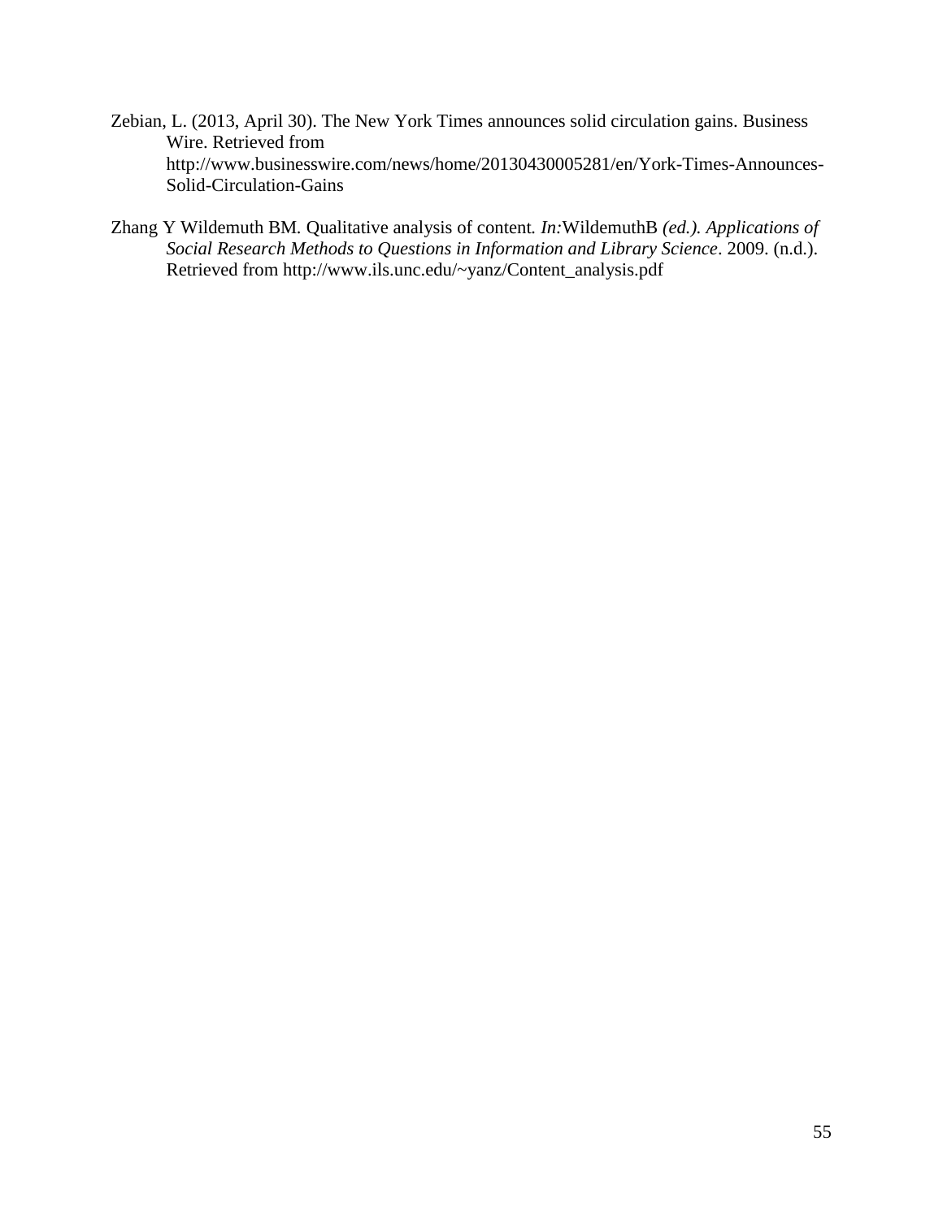Zebian, L. (2013, April 30). The New York Times announces solid circulation gains. Business Wire. Retrieved from http://www.businesswire.com/news/home/20130430005281/en/York-Times-Announces-Solid-Circulation-Gains

Zhang Y Wildemuth BM. Qualitative analysis of content. *In:*WildemuthB *(ed.). Applications of Social Research Methods to Questions in Information and Library Science*. 2009. (n.d.). Retrieved from http://www.ils.unc.edu/~yanz/Content_analysis.pdf